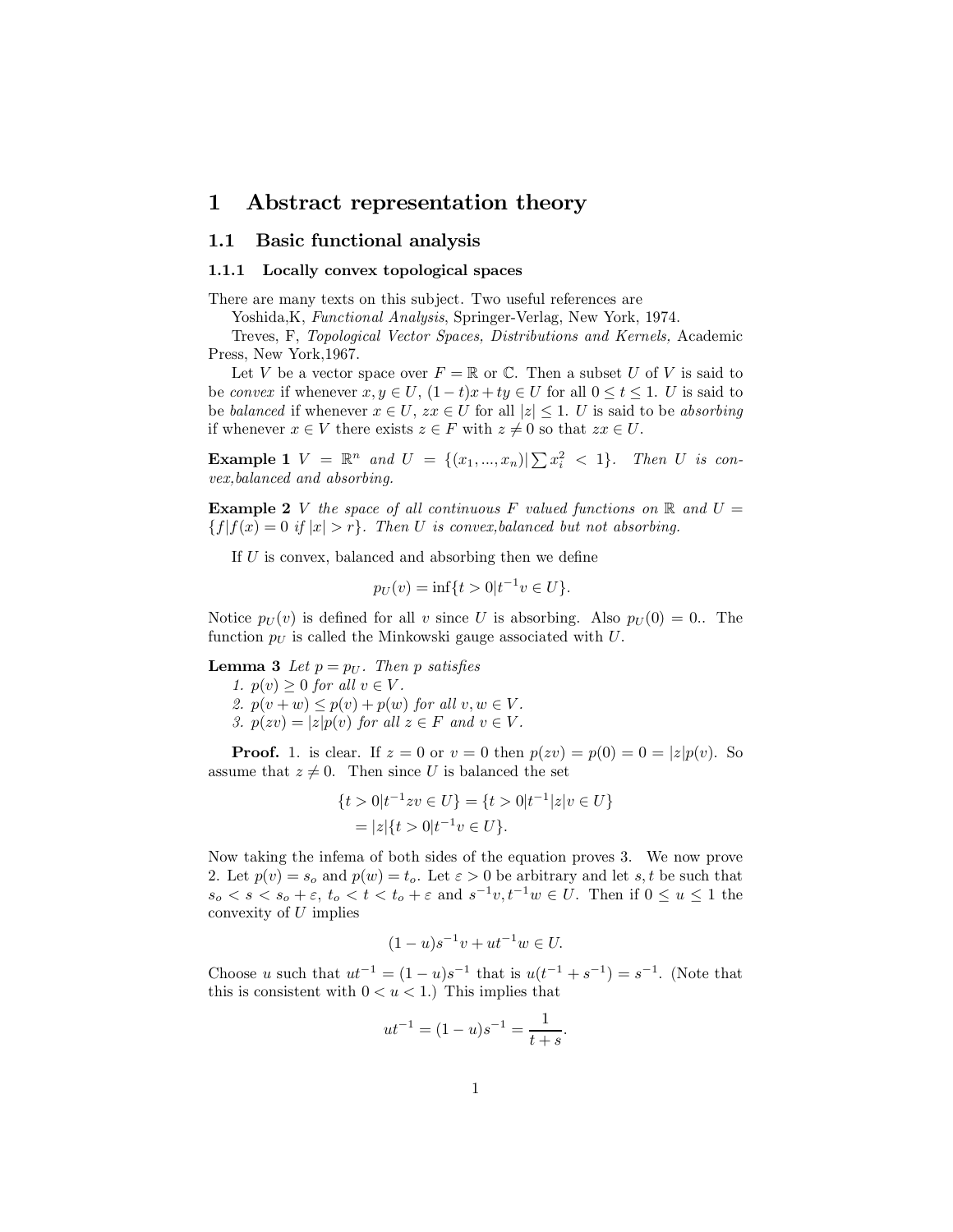# 1 Abstract representation theory

## 1.1 Basic functional analysis

### 1.1.1 Locally convex topological spaces

There are many texts on this subject. Two useful references are

Yoshida,K, *Functional Analysis*, Springer-Verlag, New York, 1974.

Treves, F, *Topological Vector Spaces, Distributions and Kernels,* Academic Press, New York,1967.

Let $V$ be a vector space over $F = \mathbb{R}$ or $\mathbb{C}$. Then a subset $U$ of $V$ is said to be *convex* if whenever $x, y \in U$, $(1-t)x + ty \in U$ for all $0 \leq t \leq 1$. $U$ is said to be *balanced* if whenever $x \in U$, $zx \in U$ for all $|z| \leq 1$. $U$ is said to be *absorbing* if whenever $x \in V$ there exists $z \in F$ with $z \neq 0$ so that $zx \in U$.

**Example 1** *$V = \mathbb{R}^n$ and $U = \{(x_1, ..., x_n) | \sum x_i^2 < 1\}$. Then $U$ is convex,balanced and absorbing.*

**Example 2** *$V$ the space of all continuous $F$ valued functions on $\mathbb{R}$ and $U = \{f | f(x) = 0 \text{ if } |x| > r\}$. Then $U$ is convex,balanced but not absorbing.*

If $U$ is convex, balanced and absorbing then we define

$$p_U(v) = \inf\{t > 0 | t^{-1}v \in U\}.$$

Notice $p_U(v)$ is defined for all $v$ since $U$ is absorbing. Also $p_U(0) = 0.$. The function $p_U$ is called the Minkowski gauge associated with $U$.

**Lemma 3** *Let $p = p_U$. Then $p$ satisfies*

*1. $p(v) \geq 0$ for all $v \in V$.*

*2. $p(v + w) \leq p(v) + p(w)$ for all $v, w \in V$.*

*3. $p(zv) = |z| p(v)$ for all $z \in F$ and $v \in V$.*

**Proof.** 1. is clear. If $z = 0$ or $v = 0$ then $p(zv) = p(0) = 0 = |z| p(v)$. So assume that $z \neq 0$. Then since $U$ is balanced the set

$$\{t > 0 | t^{-1}zv \in U\} = \{t > 0 | t^{-1}|z| v \in U\}$$
$$= |z| \{t > 0 | t^{-1}v \in U\}.$$

Now taking the infema of both sides of the equation proves 3. We now prove 2. Let $p(v) = s_o$ and $p(w) = t_o$. Let $\varepsilon > 0$ be arbitrary and let $s, t$ be such that $s_o < s < s_o + \varepsilon$, $t_o < t < t_o + \varepsilon$ and $s^{-1}v, t^{-1}w \in U$. Then if $0 \leq u \leq 1$ the convexity of $U$ implies

$$(1-u)s^{-1}v + ut^{-1}w \in U.$$

Choose $u$ such that $ut^{-1} = (1-u)s^{-1}$ that is $u(t^{-1} + s^{-1}) = s^{-1}$. (Note that this is consistent with $0 < u < 1$.) This implies that

$$ut^{-1} = (1-u)s^{-1} = \frac{1}{t+s}.$$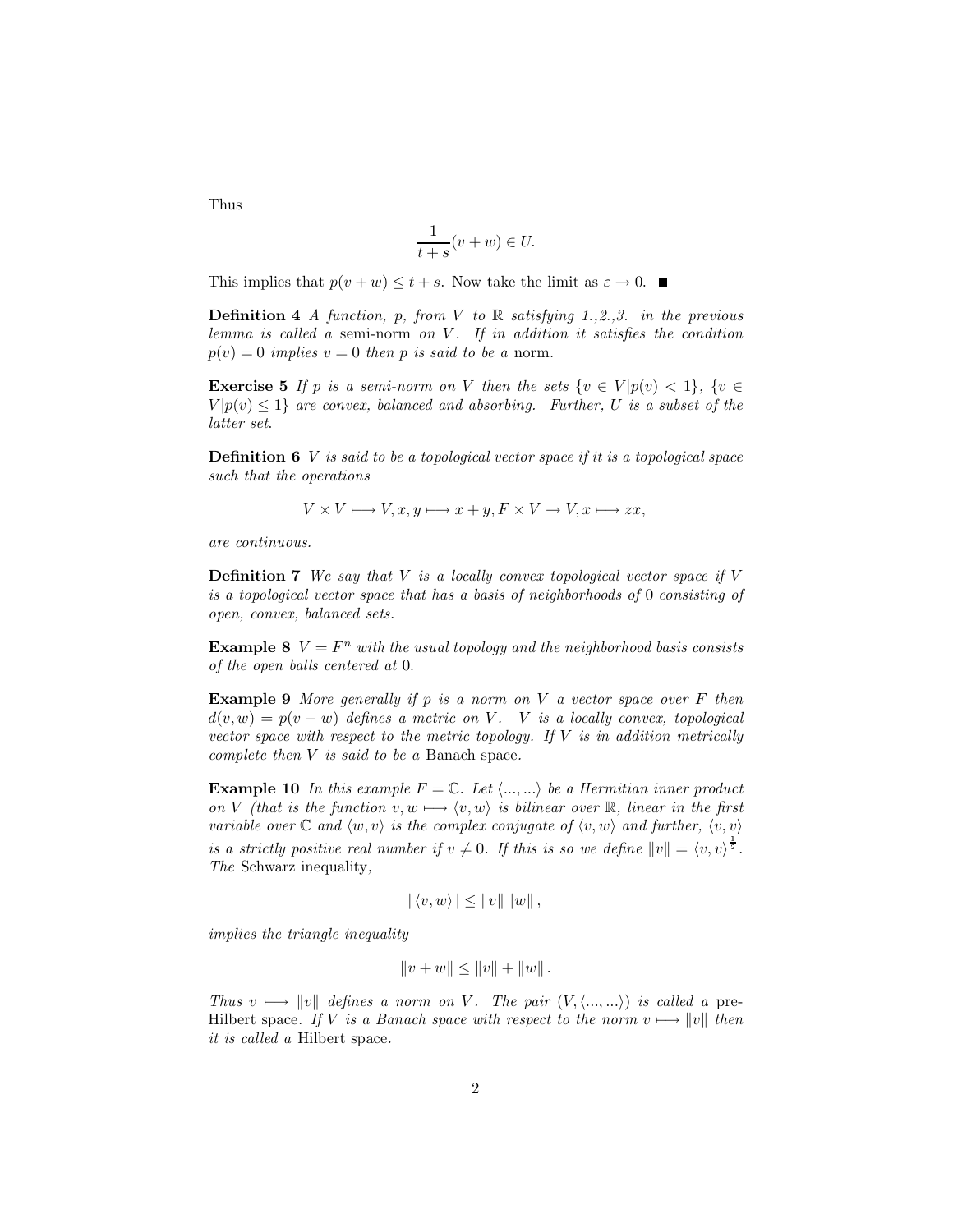Thus

$$\frac{1}{t+s}(v+w) \in U.$$

This implies that $p(v+w) \leq t+s$. Now take the limit as $\varepsilon \to 0$. $\blacksquare$

**Definition 4** *A function, $p$, from $V$ to $\mathbb{R}$ satisfying 1.,2.,3. in the previous lemma is called a* semi-norm *on $V$. If in addition it satisfies the condition $p(v) = 0$ implies $v = 0$ then $p$ is said to be a* norm.

**Exercise 5** *If $p$ is a semi-norm on $V$ then the sets $\{v \in V | p(v) < 1\}$, $\{v \in V | p(v) \leq 1\}$ are convex, balanced and absorbing. Further, $U$ is a subset of the latter set.*

**Definition 6** *$V$ is said to be a topological vector space if it is a topological space such that the operations*

$$V \times V \longmapsto V, x, y \longmapsto x+y, F \times V \to V, x \longmapsto zx,$$

*are continuous.*

**Definition 7** *We say that $V$ is a locally convex topological vector space if $V$ is a topological vector space that has a basis of neighborhoods of $0$ consisting of open, convex, balanced sets.*

**Example 8** *$V = F^n$ with the usual topology and the neighborhood basis consists of the open balls centered at $0$.*

**Example 9** *More generally if $p$ is a norm on $V$ a vector space over $F$ then $d(v,w) = p(v-w)$ defines a metric on $V$. $V$ is a locally convex, topological vector space with respect to the metric topology. If $V$ is in addition metrically complete then $V$ is said to be a* Banach space.

**Example 10** *In this example $F = \mathbb{C}$. Let $\langle ..., ... \rangle$ be a Hermitian inner product on $V$ (that is the function $v, w \longmapsto \langle v, w \rangle$ is bilinear over $\mathbb{R}$, linear in the first variable over $\mathbb{C}$ and $\langle w, v \rangle$ is the complex conjugate of $\langle v, w \rangle$ and further, $\langle v, v \rangle$ is a strictly positive real number if $v \neq 0$. If this is so we define $\|v\| = \langle v, v \rangle^{\frac{1}{2}}$. The* Schwarz inequality*,*

$$|\langle v, w \rangle| \leq \|v\| \|w\|,$$

*implies the triangle inequality*

$$\|v+w\| \leq \|v\| + \|w\|.$$

*Thus $v \longmapsto \|v\|$ defines a norm on $V$. The pair $(V, \langle ..., ... \rangle)$ is called a* pre-Hilbert space*. If $V$ is a Banach space with respect to the norm $v \longmapsto \|v\|$ then it is called a* Hilbert space.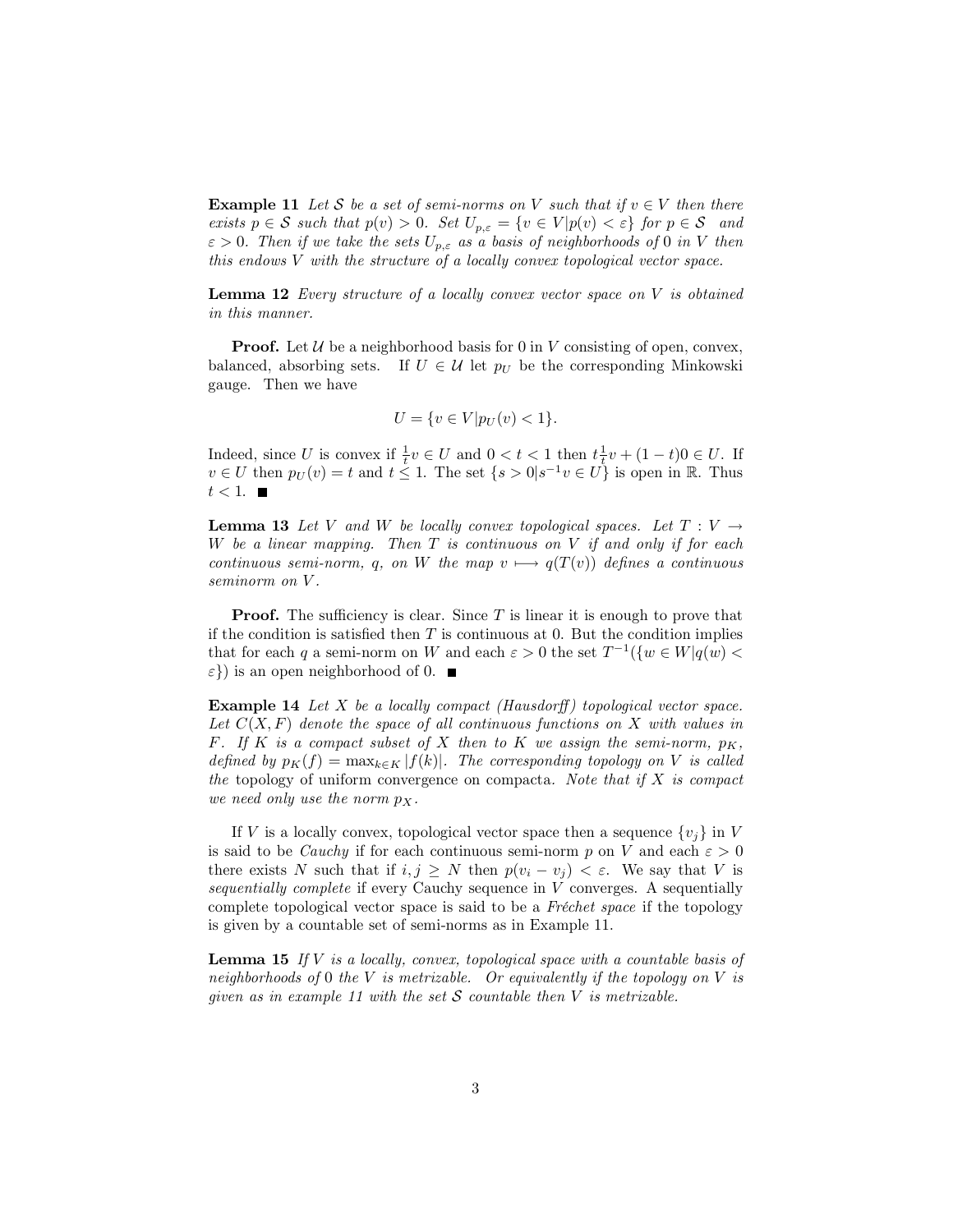**Example 11** *Let $\mathcal{S}$ be a set of semi-norms on $V$ such that if $v \in V$ then there exists $p \in \mathcal{S}$ such that $p(v) > 0$. Set $U_{p,\varepsilon} = \{v \in V | p(v) < \varepsilon\}$ for $p \in \mathcal{S}$ and $\varepsilon > 0$. Then if we take the sets $U_{p,\varepsilon}$ as a basis of neighborhoods of $0$ in $V$ then this endows $V$ with the structure of a locally convex topological vector space.*

**Lemma 12** *Every structure of a locally convex vector space on $V$ is obtained in this manner.*

**Proof.** Let $\mathcal{U}$ be a neighborhood basis for 0 in $V$ consisting of open, convex, balanced, absorbing sets. If $U \in \mathcal{U}$ let $p_U$ be the corresponding Minkowski gauge. Then we have

$$U = \{v \in V | p_U(v) < 1\}.$$

Indeed, since $U$ is convex if $\frac{1}{t}v \in U$ and $0 < t < 1$ then $t\frac{1}{t}v + (1-t)0 \in U$. If $v \in U$ then $p_U(v) = t$ and $t \leq 1$. The set $\{s > 0 | s^{-1}v \in U\}$ is open in $\mathbb{R}$. Thus $t < 1$. ■

**Lemma 13** *Let $V$ and $W$ be locally convex topological spaces. Let $T : V \to W$ be a linear mapping. Then $T$ is continuous on $V$ if and only if for each continuous semi-norm, $q$, on $W$ the map $v \longmapsto q(T(v))$ defines a continuous seminorm on $V$.*

**Proof.** The sufficiency is clear. Since $T$ is linear it is enough to prove that if the condition is satisfied then $T$ is continuous at 0. But the condition implies that for each $q$ a semi-norm on $W$ and each $\varepsilon > 0$ the set $T^{-1}(\{w \in W | q(w) < \varepsilon\})$ is an open neighborhood of 0. ■

**Example 14** *Let $X$ be a locally compact (Hausdorff) topological vector space. Let $C(X, F)$ denote the space of all continuous functions on $X$ with values in $F$. If $K$ is a compact subset of $X$ then to $K$ we assign the semi-norm, $p_K$, defined by $p_K(f) = \max_{k \in K} |f(k)|$. The corresponding topology on $V$ is called* the topology of uniform convergence on compacta. *Note that if $X$ is compact we need only use the norm $p_X$.*

If $V$ is a locally convex, topological vector space then a sequence $\{v_j\}$ in $V$ is said to be *Cauchy* if for each continuous semi-norm $p$ on $V$ and each $\varepsilon > 0$ there exists $N$ such that if $i, j \geq N$ then $p(v_i - v_j) < \varepsilon$. We say that $V$ is *sequentially complete* if every Cauchy sequence in $V$ converges. A sequentially complete topological vector space is said to be a *Fréchet space* if the topology is given by a countable set of semi-norms as in Example 11.

**Lemma 15** *If $V$ is a locally, convex, topological space with a countable basis of neighborhoods of $0$ the $V$ is metrizable. Or equivalently if the topology on $V$ is given as in example 11 with the set $\mathcal{S}$ countable then $V$ is metrizable.*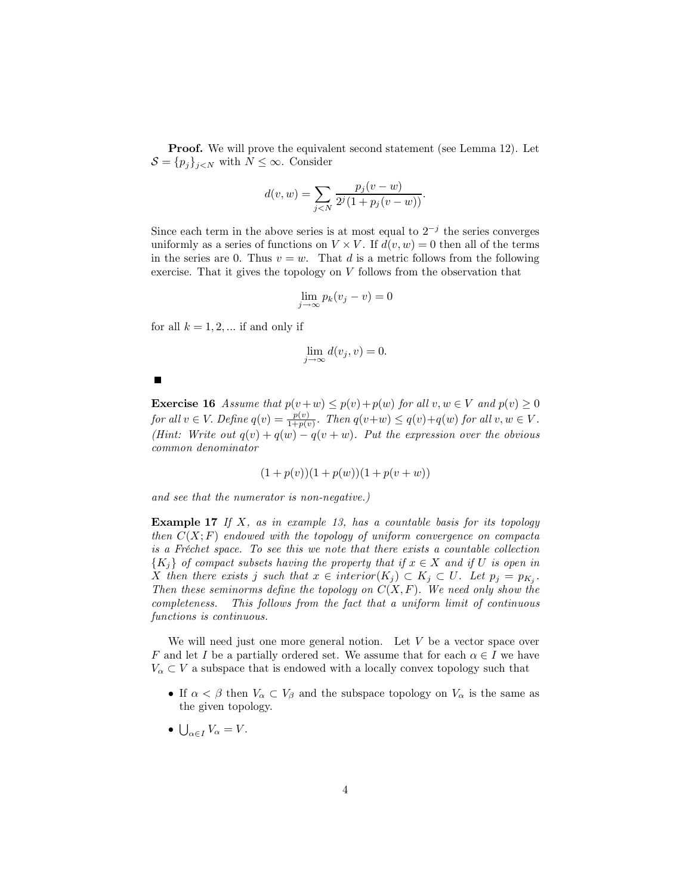**Proof.** We will prove the equivalent second statement (see Lemma 12). Let $\mathcal{S} = \{p_j\}_{j<N}$ with $N \leq \infty$. Consider

$$d(v,w) = \sum_{j<N} \frac{p_j(v-w)}{2^j(1+p_j(v-w))}.$$

Since each term in the above series is at most equal to $2^{-j}$ the series converges uniformly as a series of functions on $V \times V$. If $d(v,w) = 0$ then all of the terms in the series are 0. Thus $v = w$. That $d$ is a metric follows from the following exercise. That it gives the topology on $V$ follows from the observation that

$$\lim_{j\to\infty} p_k(v_j - v) = 0$$

for all $k = 1, 2, \ldots$ if and only if

$$\lim_{j\to\infty} d(v_j, v) = 0.$$

■

**Exercise 16** *Assume that $p(v+w) \leq p(v)+p(w)$ for all $v, w \in V$ and $p(v) \geq 0$ for all $v \in V$. Define $q(v) = \frac{p(v)}{1+p(v)}$. Then $q(v+w) \leq q(v)+q(w)$ for all $v, w \in V$. (Hint: Write out $q(v) + q(w) - q(v+w)$. Put the expression over the obvious common denominator*

$$(1 + p(v))(1 + p(w))(1 + p(v + w))$$

*and see that the numerator is non-negative.)*

**Example 17** *If $X$, as in example 13, has a countable basis for its topology then $C(X;F)$ endowed with the topology of uniform convergence on compacta is a Fréchet space. To see this we note that there exists a countable collection $\{K_j\}$ of compact subsets having the property that if $x \in X$ and if $U$ is open in $X$ then there exists $j$ such that $x \in interior(K_j) \subset K_j \subset U$. Let $p_j = p_{K_j}$. Then these seminorms define the topology on $C(X, F)$. We need only show the completeness. This follows from the fact that a uniform limit of continuous functions is continuous.*

We will need just one more general notion. Let $V$ be a vector space over $F$ and let $I$ be a partially ordered set. We assume that for each $\alpha \in I$ we have $V_\alpha \subset V$ a subspace that is endowed with a locally convex topology such that

- If $\alpha < \beta$ then $V_\alpha \subset V_\beta$ and the subspace topology on $V_\alpha$ is the same as the given topology.
- $\bigcup_{\alpha \in I} V_\alpha = V$.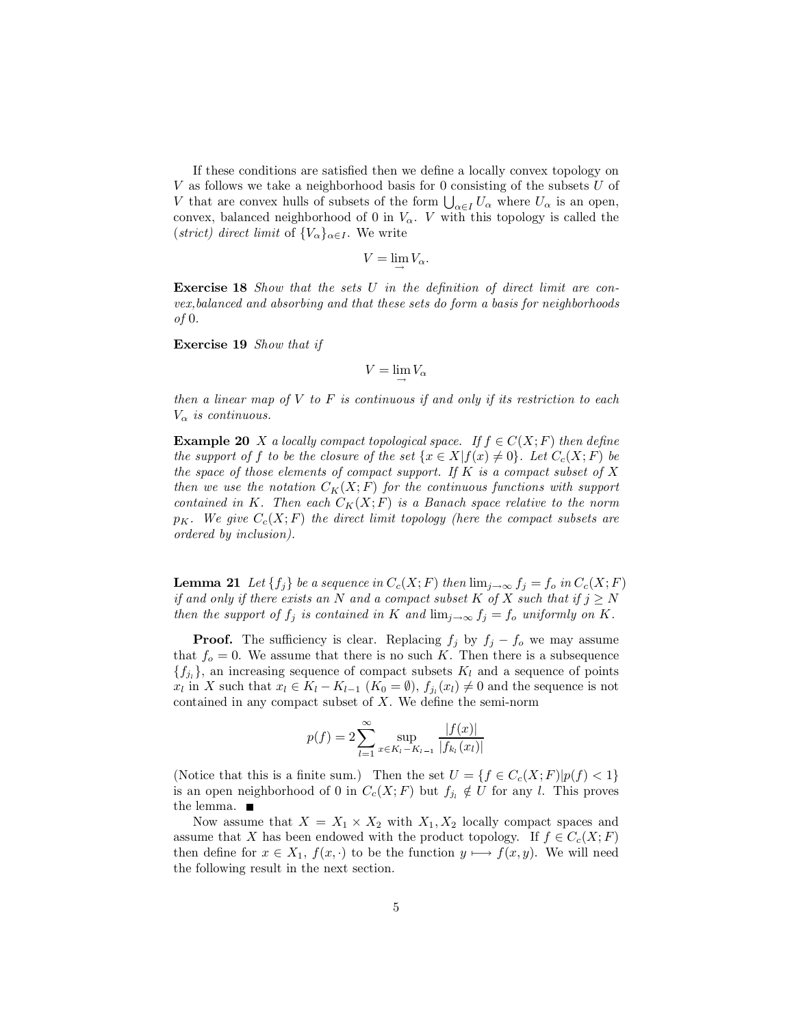If these conditions are satisfied then we define a locally convex topology on $V$ as follows we take a neighborhood basis for 0 consisting of the subsets $U$ of $V$ that are convex hulls of subsets of the form $\bigcup_{\alpha \in I} U_\alpha$ where $U_\alpha$ is an open, convex, balanced neighborhood of 0 in $V_\alpha$. $V$ with this topology is called the (*strict*) *direct limit* of $\{V_\alpha\}_{\alpha \in I}$. We write

$$V = \lim_{\rightarrow} V_\alpha.$$

**Exercise 18** *Show that the sets $U$ in the definition of direct limit are convex,balanced and absorbing and that these sets do form a basis for neighborhoods of* 0.

**Exercise 19** *Show that if*

$$V = \lim_{\rightarrow} V_\alpha$$

*then a linear map of $V$ to $F$ is continuous if and only if its restriction to each $V_\alpha$ is continuous.*

**Example 20** *$X$ a locally compact topological space. If $f \in C(X;F)$ then define the support of $f$ to be the closure of the set $\{x \in X | f(x) \neq 0\}$. Let $C_c(X;F)$ be the space of those elements of compact support. If $K$ is a compact subset of $X$ then we use the notation $C_K(X;F)$ for the continuous functions with support contained in $K$. Then each $C_K(X;F)$ is a Banach space relative to the norm $p_K$. We give $C_c(X;F)$ the direct limit topology (here the compact subsets are ordered by inclusion).*

**Lemma 21** *Let $\{f_j\}$ be a sequence in $C_c(X;F)$ then $\lim_{j\to\infty} f_j = f_o$ in $C_c(X;F)$ if and only if there exists an $N$ and a compact subset $K$ of $X$ such that if $j \geq N$ then the support of $f_j$ is contained in $K$ and $\lim_{j\to\infty} f_j = f_o$ uniformly on $K$.*

**Proof.** The sufficiency is clear. Replacing $f_j$ by $f_j - f_o$ we may assume that $f_o = 0$. We assume that there is no such $K$. Then there is a subsequence $\{f_{j_l}\}$, an increasing sequence of compact subsets $K_l$ and a sequence of points $x_l$ in $X$ such that $x_l \in K_l - K_{l-1}$ ($K_0 = \emptyset$), $f_{j_l}(x_l) \neq 0$ and the sequence is not contained in any compact subset of $X$. We define the semi-norm

$$p(f) = 2\sum_{l=1}^{\infty} \sup_{x \in K_l - K_{l-1}} \frac{|f(x)|}{|f_{k_l}(x_l)|}$$

(Notice that this is a finite sum.) Then the set $U = \{f \in C_c(X;F) | p(f) < 1\}$ is an open neighborhood of 0 in $C_c(X;F)$ but $f_{j_l} \notin U$ for any $l$. This proves the lemma. ■

Now assume that $X = X_1 \times X_2$ with $X_1, X_2$ locally compact spaces and assume that $X$ has been endowed with the product topology. If $f \in C_c(X;F)$ then define for $x \in X_1$, $f(x, \cdot)$ to be the function $y \longmapsto f(x,y)$. We will need the following result in the next section.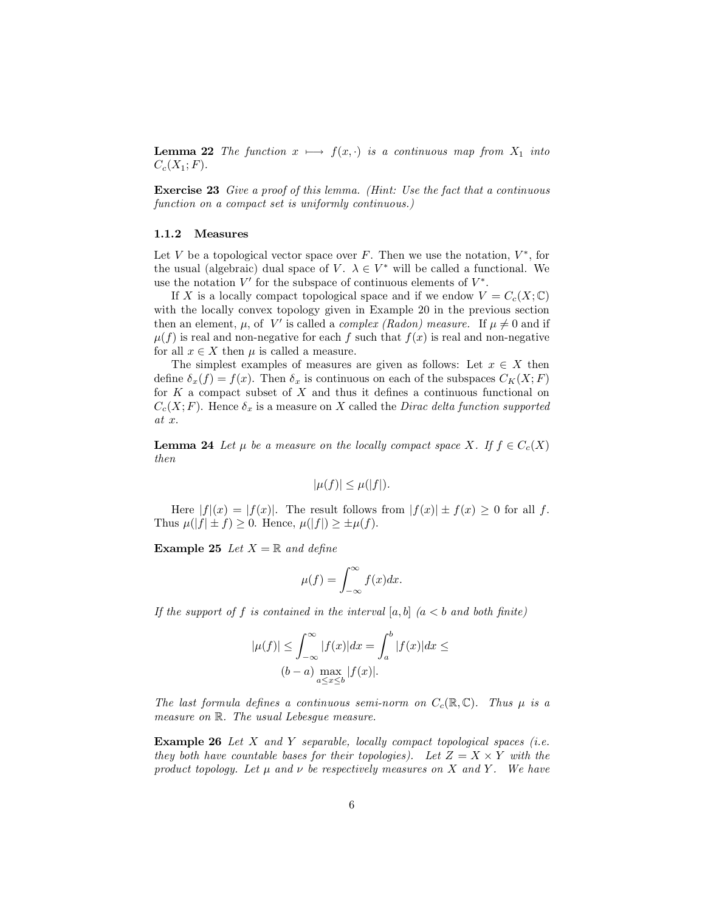**Lemma 22** *The function $x \longmapsto f(x, \cdot)$ is a continuous map from $X_1$ into $C_c(X_1; F)$.*

**Exercise 23** *Give a proof of this lemma. (Hint: Use the fact that a continuous function on a compact set is uniformly continuous.)*

### 1.1.2 Measures

Let $V$ be a topological vector space over $F$. Then we use the notation, $V^*$, for the usual (algebraic) dual space of $V$. $\lambda \in V^*$ will be called a functional. We use the notation $V'$ for the subspace of continuous elements of $V^*$.

If $X$ is a locally compact topological space and if we endow $V = C_c(X; \mathbb{C})$ with the locally convex topology given in Example 20 in the previous section then an element, $\mu$, of $V'$ is called a *complex (Radon) measure*. If $\mu \neq 0$ and if $\mu(f)$ is real and non-negative for each $f$ such that $f(x)$ is real and non-negative for all $x \in X$ then $\mu$ is called a measure.

The simplest examples of measures are given as follows: Let $x \in X$ then define $\delta_x(f) = f(x)$. Then $\delta_x$ is continuous on each of the subspaces $C_K(X; F)$ for $K$ a compact subset of $X$ and thus it defines a continuous functional on $C_c(X; F)$. Hence $\delta_x$ is a measure on $X$ called the *Dirac delta function supported at $x$*.

**Lemma 24** *Let $\mu$ be a measure on the locally compact space $X$. If $f \in C_c(X)$ then*

$$|\mu(f)| \leq \mu(|f|).$$

Here $|f|(x) = |f(x)|$. The result follows from $|f(x)| \pm f(x) \geq 0$ for all $f$. Thus $\mu(|f| \pm f) \geq 0$. Hence, $\mu(|f|) \geq \pm\mu(f)$.

**Example 25** *Let $X = \mathbb{R}$ and define*

$$\mu(f) = \int_{-\infty}^{\infty} f(x)dx.$$

*If the support of $f$ is contained in the interval $[a, b]$ ($a < b$ and both finite)*

$$|\mu(f)| \leq \int_{-\infty}^{\infty} |f(x)|dx = \int_a^b |f(x)|dx \leq$$
$$(b - a) \max_{a \leq x \leq b} |f(x)|.$$

*The last formula defines a continuous semi-norm on $C_c(\mathbb{R}, \mathbb{C})$. Thus $\mu$ is a measure on $\mathbb{R}$. The usual Lebesgue measure.*

**Example 26** *Let $X$ and $Y$ separable, locally compact topological spaces (i.e. they both have countable bases for their topologies). Let $Z = X \times Y$ with the product topology. Let $\mu$ and $\nu$ be respectively measures on $X$ and $Y$. We have*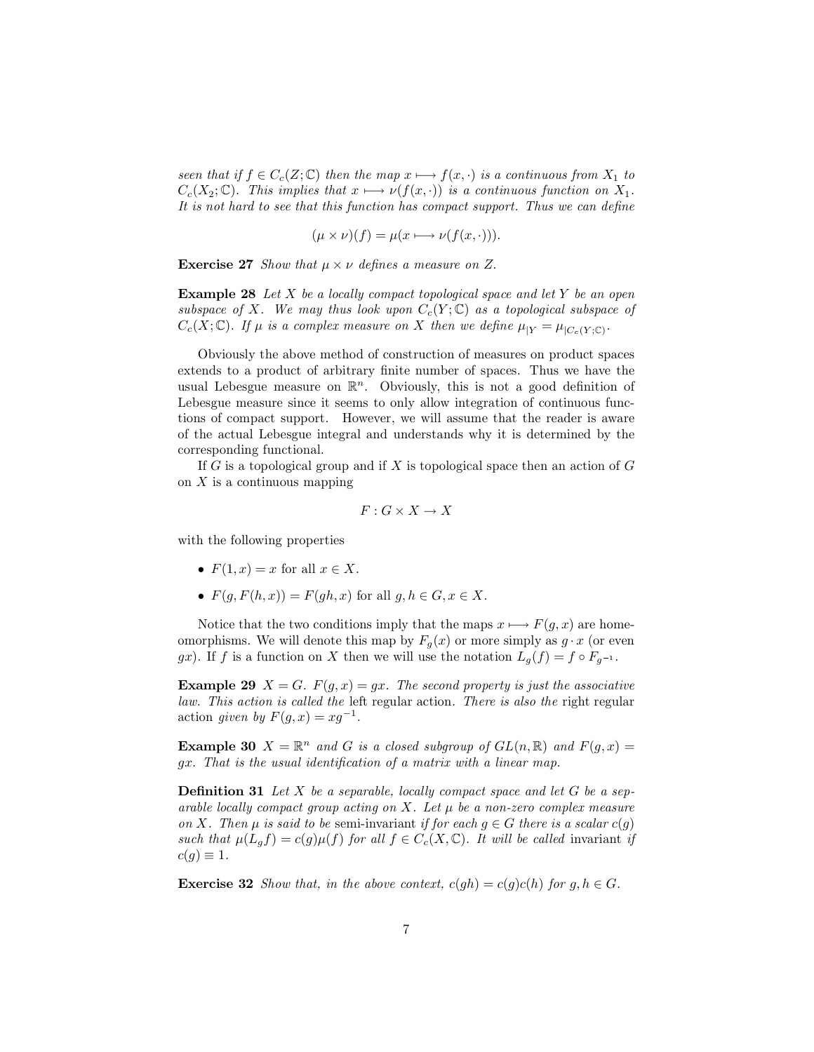*seen that if $f \in C_c(Z;\mathbb{C})$ then the map $x \longmapsto f(x,\cdot)$ is a continuous from $X_1$ to $C_c(X_2;\mathbb{C})$. This implies that $x \longmapsto \nu(f(x,\cdot))$ is a continuous function on $X_1$. It is not hard to see that this function has compact support. Thus we can define*

$$(\mu \times \nu)(f) = \mu(x \longmapsto \nu(f(x,\cdot))).$$

**Exercise 27** *Show that $\mu \times \nu$ defines a measure on $Z$.*

**Example 28** *Let $X$ be a locally compact topological space and let $Y$ be an open subspace of $X$. We may thus look upon $C_c(Y;\mathbb{C})$ as a topological subspace of $C_c(X;\mathbb{C})$. If $\mu$ is a complex measure on $X$ then we define $\mu_{|Y} = \mu_{|C_c(Y;\mathbb{C})}$.*

Obviously the above method of construction of measures on product spaces extends to a product of arbitrary finite number of spaces. Thus we have the usual Lebesgue measure on $\mathbb{R}^n$. Obviously, this is not a good definition of Lebesgue measure since it seems to only allow integration of continuous functions of compact support. However, we will assume that the reader is aware of the actual Lebesgue integral and understands why it is determined by the corresponding functional.

If $G$ is a topological group and if $X$ is topological space then an action of $G$ on $X$ is a continuous mapping

$$F : G \times X \to X$$

with the following properties

- $F(1,x) = x$ for all $x \in X$.
- $F(g, F(h,x)) = F(gh,x)$ for all $g,h \in G, x \in X$.

Notice that the two conditions imply that the maps $x \longmapsto F(g,x)$ are homeomorphisms. We will denote this map by $F_g(x)$ or more simply as $g \cdot x$ (or even $gx$). If $f$ is a function on $X$ then we will use the notation $L_g(f) = f \circ F_{g^{-1}}$.

**Example 29** *$X = G$. $F(g,x) = gx$. The second property is just the associative law. This action is called the* left regular action*. There is also the* right regular action *given by $F(g,x) = xg^{-1}$.*

**Example 30** *$X = \mathbb{R}^n$ and $G$ is a closed subgroup of $GL(n,\mathbb{R})$ and $F(g,x) = gx$. That is the usual identification of a matrix with a linear map.*

**Definition 31** *Let $X$ be a separable, locally compact space and let $G$ be a separable locally compact group acting on $X$. Let $\mu$ be a non-zero complex measure on $X$. Then $\mu$ is said to be* semi-invariant *if for each $g \in G$ there is a scalar $c(g)$ such that $\mu(L_g f) = c(g)\mu(f)$ for all $f \in C_c(X,\mathbb{C})$. It will be called* invariant *if $c(g) \equiv 1$.*

**Exercise 32** *Show that, in the above context, $c(gh) = c(g)c(h)$ for $g,h \in G$.*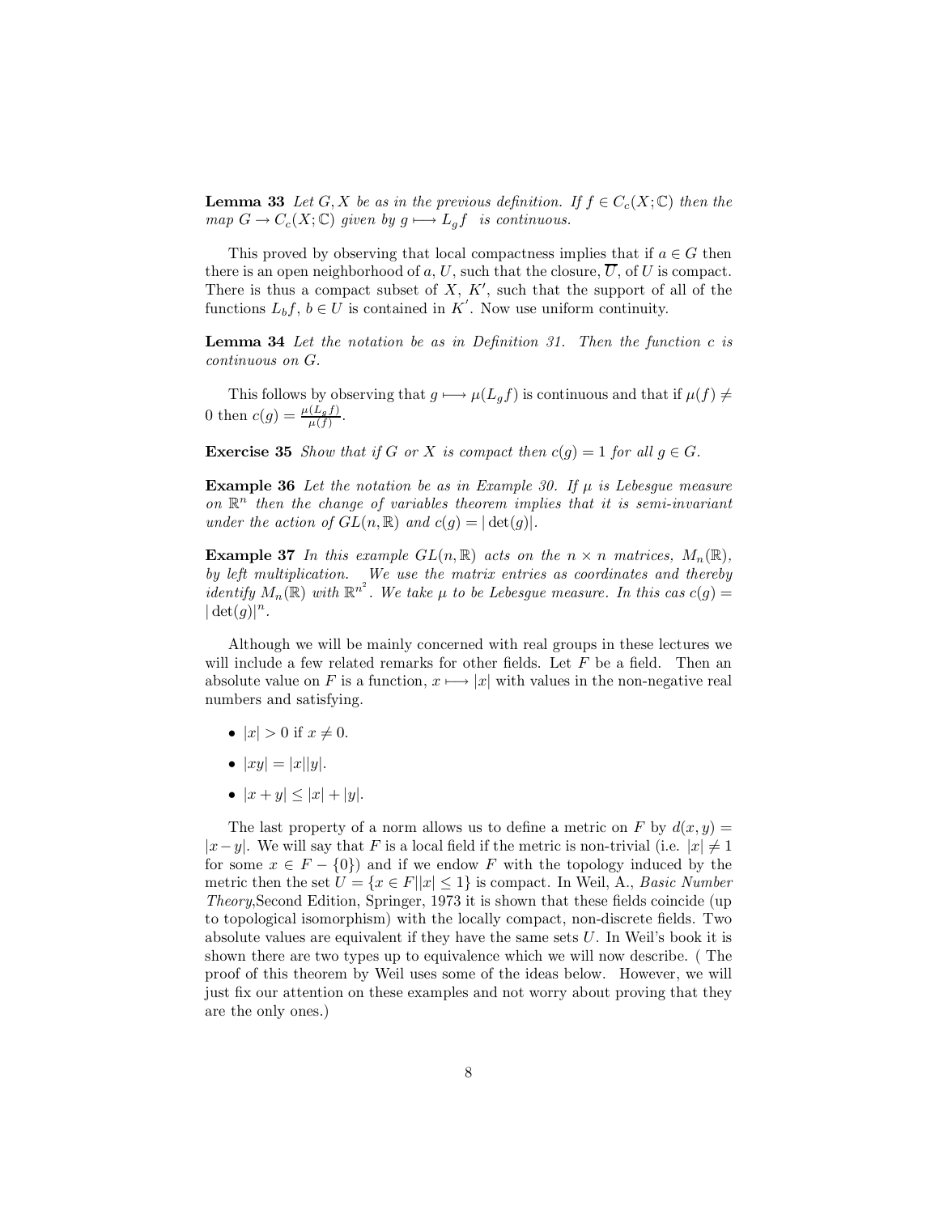**Lemma 33** *Let $G, X$ be as in the previous definition. If $f \in C_c(X;\mathbb{C})$ then the map $G \to C_c(X;\mathbb{C})$ given by $g \longmapsto L_g f$ is continuous.*

This proved by observing that local compactness implies that if $a \in G$ then there is an open neighborhood of $a$, $U$, such that the closure, $\overline{U}$, of $U$ is compact. There is thus a compact subset of $X$, $K'$, such that the support of all of the functions $L_b f$, $b \in U$ is contained in $K'$. Now use uniform continuity.

**Lemma 34** *Let the notation be as in Definition 31. Then the function $c$ is continuous on $G$.*

This follows by observing that $g \longmapsto \mu(L_g f)$ is continuous and that if $\mu(f) \neq 0$ then $c(g) = \frac{\mu(L_g f)}{\mu(f)}$.

**Exercise 35** *Show that if $G$ or $X$ is compact then $c(g) = 1$ for all $g \in G$.*

**Example 36** *Let the notation be as in Example 30. If $\mu$ is Lebesgue measure on $\mathbb{R}^n$ then the change of variables theorem implies that it is semi-invariant under the action of $GL(n,\mathbb{R})$ and $c(g) = |\det(g)|$.*

**Example 37** *In this example $GL(n,\mathbb{R})$ acts on the $n \times n$ matrices, $M_n(\mathbb{R})$, by left multiplication. We use the matrix entries as coordinates and thereby identify $M_n(\mathbb{R})$ with $\mathbb{R}^{n^2}$. We take $\mu$ to be Lebesgue measure. In this cas $c(g) = |\det(g)|^n$.*

Although we will be mainly concerned with real groups in these lectures we will include a few related remarks for other fields. Let $F$ be a field. Then an absolute value on $F$ is a function, $x \longmapsto |x|$ with values in the non-negative real numbers and satisfying.

- $|x| > 0$ if $x \neq 0$.
- $|xy| = |x||y|$.
- $|x + y| \leq |x| + |y|$.

The last property of a norm allows us to define a metric on $F$ by $d(x,y) = |x - y|$. We will say that $F$ is a local field if the metric is non-trivial (i.e. $|x| \neq 1$ for some $x \in F - \{0\}$) and if we endow $F$ with the topology induced by the metric then the set $U = \{x \in F | |x| \leq 1\}$ is compact. In Weil, A., *Basic Number Theory*,Second Edition, Springer, 1973 it is shown that these fields coincide (up to topological isomorphism) with the locally compact, non-discrete fields. Two absolute values are equivalent if they have the same sets $U$. In Weil's book it is shown there are two types up to equivalence which we will now describe. ( The proof of this theorem by Weil uses some of the ideas below. However, we will just fix our attention on these examples and not worry about proving that they are the only ones.)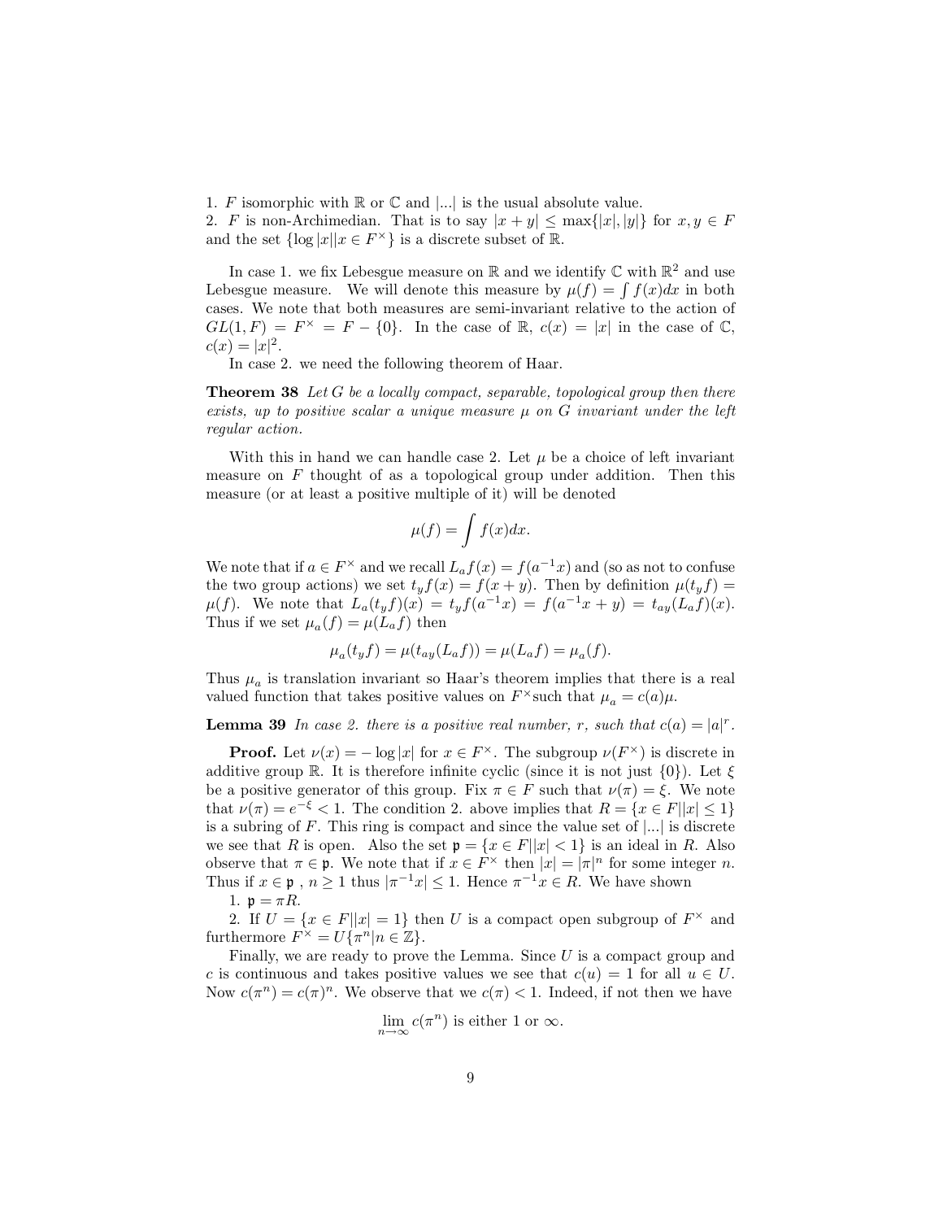1. $F$ isomorphic with $\mathbb{R}$ or $\mathbb{C}$ and $|...|$ is the usual absolute value.
2. $F$ is non-Archimedian. That is to say $|x+y| \leq \max\{|x|,|y|\}$ for $x, y \in F$ and the set $\{\log|x| | x \in F^{\times}\}$ is a discrete subset of $\mathbb{R}$.

In case 1. we fix Lebesgue measure on $\mathbb{R}$ and we identify $\mathbb{C}$ with $\mathbb{R}^2$ and use Lebesgue measure. We will denote this measure by $\mu(f) = \int f(x)dx$ in both cases. We note that both measures are semi-invariant relative to the action of $GL(1,F) = F^{\times} = F - \{0\}$. In the case of $\mathbb{R}$, $c(x) = |x|$ in the case of $\mathbb{C}$, $c(x) = |x|^2$.

In case 2. we need the following theorem of Haar.

**Theorem 38** *Let $G$ be a locally compact, separable, topological group then there exists, up to positive scalar a unique measure $\mu$ on $G$ invariant under the left regular action.*

With this in hand we can handle case 2. Let $\mu$ be a choice of left invariant measure on $F$ thought of as a topological group under addition. Then this measure (or at least a positive multiple of it) will be denoted

$$\mu(f) = \int f(x)dx.$$

We note that if $a \in F^{\times}$ and we recall $L_a f(x) = f(a^{-1}x)$ and (so as not to confuse the two group actions) we set $t_y f(x) = f(x+y)$. Then by definition $\mu(t_y f) = \mu(f)$. We note that $L_a(t_y f)(x) = t_y f(a^{-1}x) = f(a^{-1}x + y) = t_{ay}(L_a f)(x)$. Thus if we set $\mu_a(f) = \mu(L_a f)$ then

$$\mu_a(t_y f) = \mu(t_{ay}(L_a f)) = \mu(L_a f) = \mu_a(f).$$

Thus $\mu_a$ is translation invariant so Haar's theorem implies that there is a real valued function that takes positive values on $F^{\times}$such that $\mu_a = c(a)\mu$.

**Lemma 39** *In case 2. there is a positive real number, $r$, such that $c(a) = |a|^r$.*

**Proof.** Let $\nu(x) = -\log|x|$ for $x \in F^{\times}$. The subgroup $\nu(F^{\times})$ is discrete in additive group $\mathbb{R}$. It is therefore infinite cyclic (since it is not just $\{0\}$). Let $\xi$ be a positive generator of this group. Fix $\pi \in F$ such that $\nu(\pi) = \xi$. We note that $\nu(\pi) = e^{-\xi} < 1$. The condition 2. above implies that $R = \{x \in F | |x| \leq 1\}$ is a subring of $F$. This ring is compact and since the value set of $|...|$ is discrete we see that $R$ is open. Also the set $\mathfrak{p} = \{x \in F | |x| < 1\}$ is an ideal in $R$. Also observe that $\pi \in \mathfrak{p}$. We note that if $x \in F^{\times}$ then $|x| = |\pi|^n$ for some integer $n$. Thus if $x \in \mathfrak{p}$ , $n \geq 1$ thus $|\pi^{-1}x| \leq 1$. Hence $\pi^{-1}x \in R$. We have shown

1. $\mathfrak{p} = \pi R$.

2. If $U = \{x \in F | |x| = 1\}$ then $U$ is a compact open subgroup of $F^{\times}$ and furthermore $F^{\times} = U\{\pi^n | n \in \mathbb{Z}\}$.

Finally, we are ready to prove the Lemma. Since $U$ is a compact group and $c$ is continuous and takes positive values we see that $c(u) = 1$ for all $u \in U$. Now $c(\pi^n) = c(\pi)^n$. We observe that we $c(\pi) < 1$. Indeed, if not then we have

$$\lim_{n\to\infty} c(\pi^n) \text{ is either 1 or } \infty.$$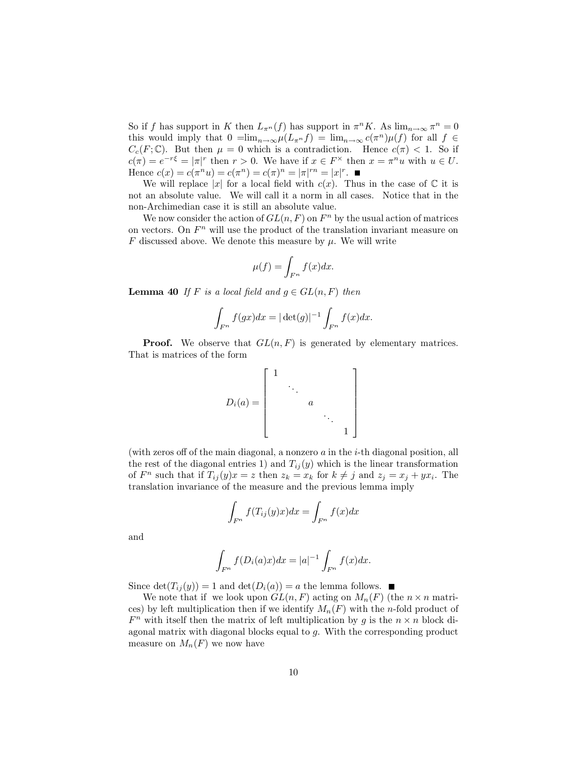So if $f$ has support in $K$ then $L_{\pi^n}(f)$ has support in $\pi^n K$. As $\lim_{n\to\infty} \pi^n = 0$ this would imply that $0 = \lim_{n\to\infty} \mu(L_{\pi^n} f) = \lim_{n\to\infty} c(\pi^n)\mu(f)$ for all $f \in C_c(F;\mathbb{C})$. But then $\mu = 0$ which is a contradiction. Hence $c(\pi) < 1$. So if $c(\pi) = e^{-r\xi} = |\pi|^r$ then $r > 0$. We have if $x \in F^\times$ then $x = \pi^n u$ with $u \in U$. Hence $c(x) = c(\pi^n u) = c(\pi^n) = c(\pi)^n = |\pi|^{rn} = |x|^r$. ■

We will replace $|x|$ for a local field with $c(x)$. Thus in the case of $\mathbb{C}$ it is not an absolute value. We will call it a norm in all cases. Notice that in the non-Archimedean case it is still an absolute value.

We now consider the action of $GL(n,F)$ on $F^n$ by the usual action of matrices on vectors. On $F^n$ will use the product of the translation invariant measure on $F$ discussed above. We denote this measure by $\mu$. We will write

$$\mu(f) = \int_{F^n} f(x)dx.$$

**Lemma 40** *If $F$ is a local field and $g \in GL(n,F)$ then*

$$\int_{F^n} f(gx)dx = |\det(g)|^{-1} \int_{F^n} f(x)dx.$$

**Proof.** We observe that $GL(n,F)$ is generated by elementary matrices. That is matrices of the form

$$D_i(a) = \begin{bmatrix} 1 & & & & \\ & \ddots & & & \\ & & a & & \\ & & & \ddots & \\ & & & & 1 \end{bmatrix}$$

(with zeros off of the main diagonal, a nonzero $a$ in the $i$-th diagonal position, all the rest of the diagonal entries 1) and $T_{ij}(y)$ which is the linear transformation of $F^n$ such that if $T_{ij}(y)x = z$ then $z_k = x_k$ for $k \neq j$ and $z_j = x_j + yx_i$. The translation invariance of the measure and the previous lemma imply

$$\int_{F^n} f(T_{ij}(y)x)dx = \int_{F^n} f(x)dx$$

and

$$\int_{F^n} f(D_i(a)x)dx = |a|^{-1} \int_{F^n} f(x)dx.$$

Since $\det(T_{ij}(y)) = 1$ and $\det(D_i(a)) = a$ the lemma follows. ■

We note that if we look upon $GL(n,F)$ acting on $M_n(F)$ (the $n \times n$ matrices) by left multiplication then if we identify $M_n(F)$ with the $n$-fold product of $F^n$ with itself then the matrix of left multiplication by $g$ is the $n \times n$ block diagonal matrix with diagonal blocks equal to $g$. With the corresponding product measure on $M_n(F)$ we now have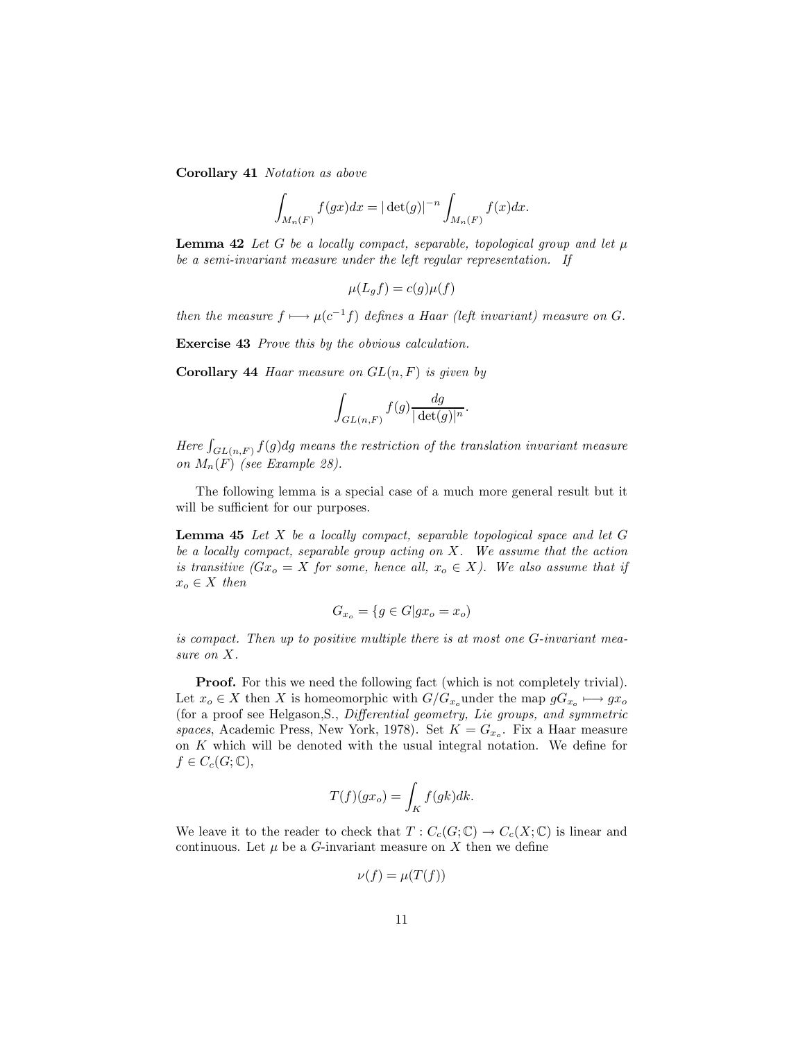**Corollary 41** *Notation as above*

$$\int_{M_n(F)} f(gx)dx = |\det(g)|^{-n} \int_{M_n(F)} f(x)dx.$$

**Lemma 42** *Let $G$ be a locally compact, separable, topological group and let $\mu$ be a semi-invariant measure under the left regular representation. If*

$$\mu(L_g f) = c(g)\mu(f)$$

*then the measure $f \longmapsto \mu(c^{-1}f)$ defines a Haar (left invariant) measure on $G$.*

**Exercise 43** *Prove this by the obvious calculation.*

**Corollary 44** *Haar measure on $GL(n, F)$ is given by*

$$\int_{GL(n,F)} f(g)\frac{dg}{|\det(g)|^n}.$$

*Here $\int_{GL(n,F)} f(g)dg$ means the restriction of the translation invariant measure on $M_n(F)$ (see Example 28).*

The following lemma is a special case of a much more general result but it will be sufficient for our purposes.

**Lemma 45** *Let $X$ be a locally compact, separable topological space and let $G$ be a locally compact, separable group acting on $X$. We assume that the action is transitive ($Gx_o = X$ for some, hence all, $x_o \in X$). We also assume that if $x_o \in X$ then*

$$G_{x_o} = \{g \in G | gx_o = x_o)$$

*is compact. Then up to positive multiple there is at most one $G$-invariant measure on $X$.*

**Proof.** For this we need the following fact (which is not completely trivial). Let $x_o \in X$ then $X$ is homeomorphic with $G/G_{x_o}$under the map $gG_{x_o} \longmapsto gx_o$ (for a proof see Helgason,S., *Differential geometry, Lie groups, and symmetric spaces*, Academic Press, New York, 1978). Set $K = G_{x_o}$. Fix a Haar measure on $K$ which will be denoted with the usual integral notation. We define for $f \in C_c(G; \mathbb{C})$,

$$T(f)(gx_o) = \int_K f(gk)dk.$$

We leave it to the reader to check that $T : C_c(G; \mathbb{C}) \to C_c(X; \mathbb{C})$ is linear and continuous. Let $\mu$ be a $G$-invariant measure on $X$ then we define

$$\nu(f) = \mu(T(f))$$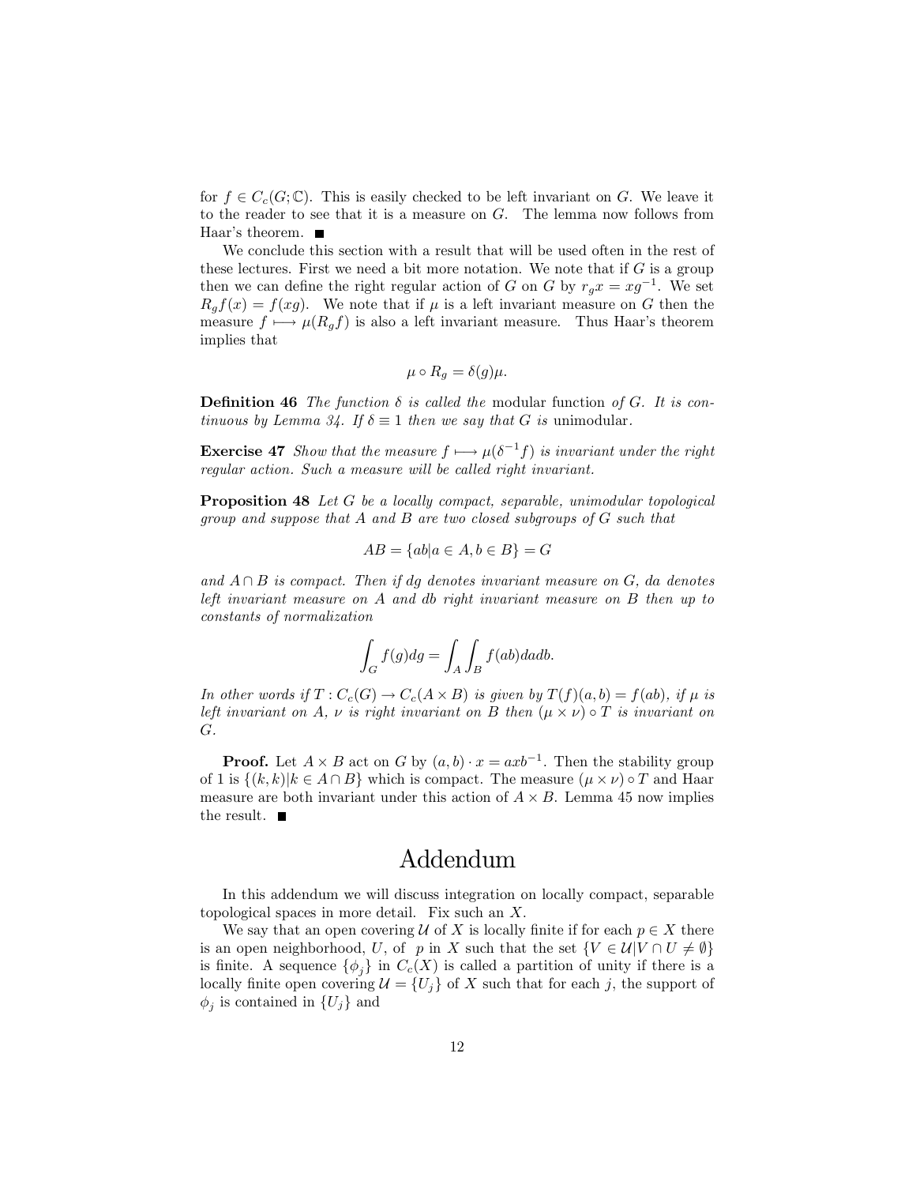for $f \in C_c(G;\mathbb{C})$. This is easily checked to be left invariant on $G$. We leave it to the reader to see that it is a measure on $G$. The lemma now follows from Haar's theorem. ∎

We conclude this section with a result that will be used often in the rest of these lectures. First we need a bit more notation. We note that if $G$ is a group then we can define the right regular action of $G$ on $G$ by $r_g x = xg^{-1}$. We set $R_g f(x) = f(xg)$. We note that if $\mu$ is a left invariant measure on $G$ then the measure $f \longmapsto \mu(R_g f)$ is also a left invariant measure. Thus Haar's theorem implies that

$$\mu \circ R_g = \delta(g)\mu.$$

**Definition 46** *The function $\delta$ is called the* modular function *of $G$. It is continuous by Lemma 34. If $\delta \equiv 1$ then we say that $G$ is* unimodular.

**Exercise 47** *Show that the measure $f \longmapsto \mu(\delta^{-1}f)$ is invariant under the right regular action. Such a measure will be called right invariant.*

**Proposition 48** *Let $G$ be a locally compact, separable, unimodular topological group and suppose that $A$ and $B$ are two closed subgroups of $G$ such that*

$$AB = \{ab | a \in A, b \in B\} = G$$

*and $A \cap B$ is compact. Then if $dg$ denotes invariant measure on $G$, $da$ denotes left invariant measure on $A$ and $db$ right invariant measure on $B$ then up to constants of normalization*

$$\int_G f(g)dg = \int_A \int_B f(ab)dadb.$$

*In other words if $T : C_c(G) \to C_c(A \times B)$ is given by $T(f)(a,b) = f(ab)$, if $\mu$ is left invariant on $A$, $\nu$ is right invariant on $B$ then $(\mu \times \nu) \circ T$ is invariant on $G$.*

**Proof.** Let $A \times B$ act on $G$ by $(a,b) \cdot x = axb^{-1}$. Then the stability group of 1 is $\{(k,k)|k \in A \cap B\}$ which is compact. The measure $(\mu \times \nu) \circ T$ and Haar measure are both invariant under this action of $A \times B$. Lemma 45 now implies the result. ∎

# Addendum

In this addendum we will discuss integration on locally compact, separable topological spaces in more detail. Fix such an $X$.

We say that an open covering $\mathcal{U}$ of $X$ is locally finite if for each $p \in X$ there is an open neighborhood, $U$, of $p$ in $X$ such that the set $\{V \in \mathcal{U} | V \cap U \neq \emptyset\}$ is finite. A sequence $\{\phi_j\}$ in $C_c(X)$ is called a partition of unity if there is a locally finite open covering $\mathcal{U} = \{U_j\}$ of $X$ such that for each $j$, the support of $\phi_j$ is contained in $\{U_j\}$ and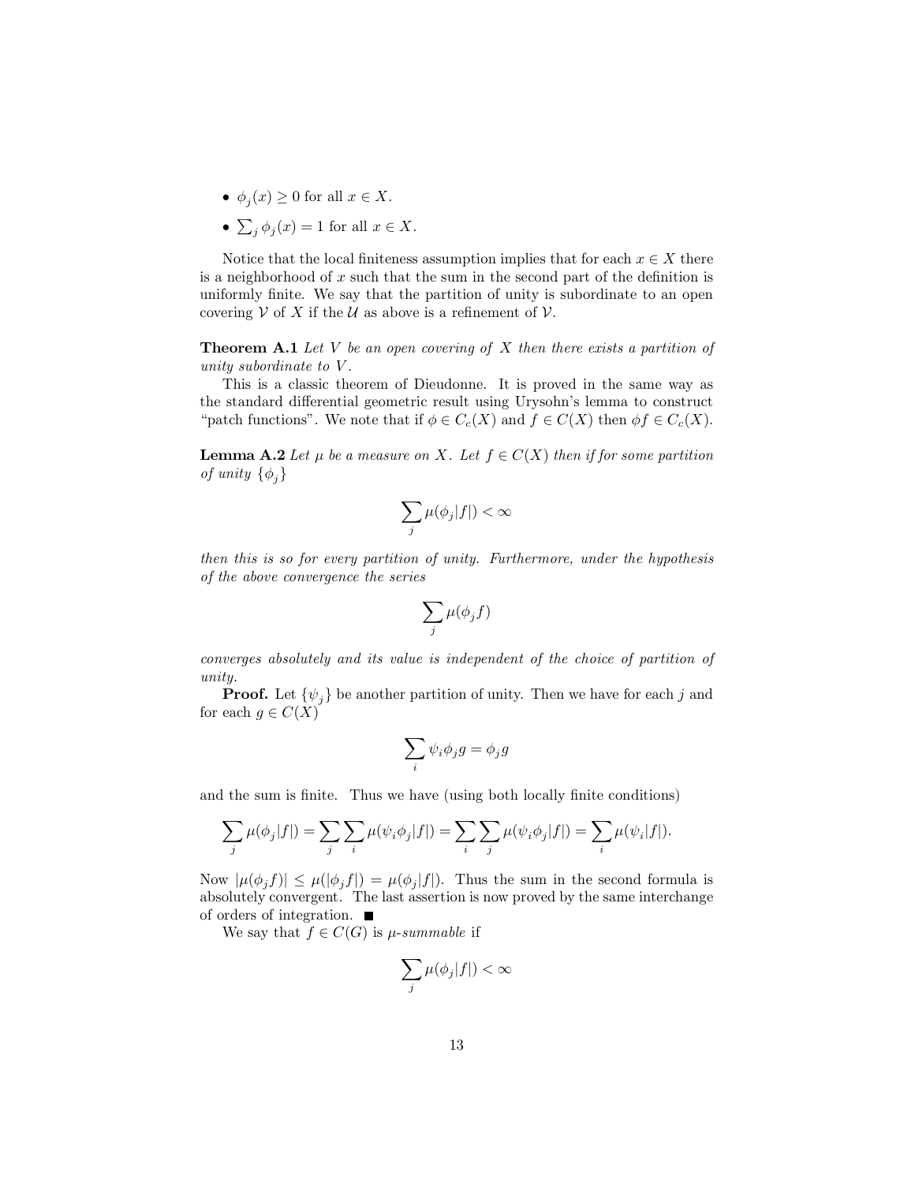- $\phi_j(x) \geq 0$ for all $x \in X$.
- $\sum_j \phi_j(x) = 1$ for all $x \in X$.

Notice that the local finiteness assumption implies that for each $x \in X$ there is a neighborhood of $x$ such that the sum in the second part of the definition is uniformly finite. We say that the partition of unity is subordinate to an open covering $\mathcal{V}$ of $X$ if the $\mathcal{U}$ as above is a refinement of $\mathcal{V}$.

**Theorem A.1** *Let $V$ be an open covering of $X$ then there exists a partition of unity subordinate to $V$.*

This is a classic theorem of Dieudonne. It is proved in the same way as the standard differential geometric result using Urysohn's lemma to construct "patch functions". We note that if $\phi \in C_c(X)$ and $f \in C(X)$ then $\phi f \in C_c(X)$.

**Lemma A.2** *Let $\mu$ be a measure on $X$. Let $f \in C(X)$ then if for some partition of unity $\{\phi_j\}$*

$$\sum_j \mu(\phi_j |f|) < \infty$$

*then this is so for every partition of unity. Furthermore, under the hypothesis of the above convergence the series*

$$\sum_j \mu(\phi_j f)$$

*converges absolutely and its value is independent of the choice of partition of unity.*

**Proof.** Let $\{\psi_j\}$ be another partition of unity. Then we have for each $j$ and for each $g \in C(X)$

$$\sum_i \psi_i \phi_j g = \phi_j g$$

and the sum is finite. Thus we have (using both locally finite conditions)

$$\sum_j \mu(\phi_j |f|) = \sum_j \sum_i \mu(\psi_i \phi_j |f|) = \sum_i \sum_j \mu(\psi_i \phi_j |f|) = \sum_i \mu(\psi_i |f|).$$

Now $|\mu(\phi_j f)| \leq \mu(|\phi_j f|) = \mu(\phi_j |f|)$. Thus the sum in the second formula is absolutely convergent. The last assertion is now proved by the same interchange of orders of integration. ∎

We say that $f \in C(G)$ is *$\mu$-summable* if

$$\sum_j \mu(\phi_j |f|) < \infty$$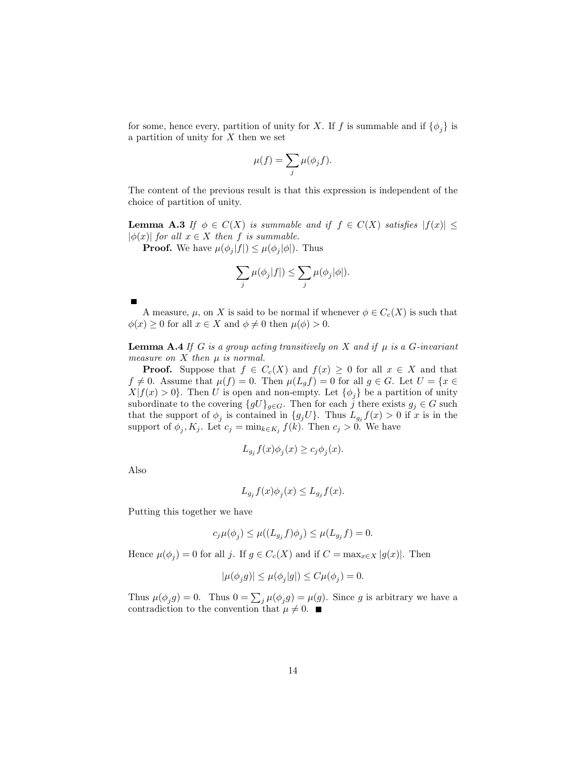for some, hence every, partition of unity for $X$. If $f$ is summable and if $\{\phi_j\}$ is a partition of unity for $X$ then we set

$$\mu(f) = \sum_j \mu(\phi_j f).$$

The content of the previous result is that this expression is independent of the choice of partition of unity.

**Lemma A.3** *If $\phi \in C(X)$ is summable and if $f \in C(X)$ satisfies $|f(x)| \leq |\phi(x)|$ for all $x \in X$ then $f$ is summable.*

**Proof.** We have $\mu(\phi_j |f|) \leq \mu(\phi_j |\phi|)$. Thus

$$\sum_j \mu(\phi_j |f|) \leq \sum_j \mu(\phi_j |\phi|).$$

∎

A measure, $\mu$, on $X$ is said to be normal if whenever $\phi \in C_c(X)$ is such that $\phi(x) \geq 0$ for all $x \in X$ and $\phi \neq 0$ then $\mu(\phi) > 0$.

**Lemma A.4** *If $G$ is a group acting transitively on $X$ and if $\mu$ is a $G$-invariant measure on $X$ then $\mu$ is normal.*

**Proof.** Suppose that $f \in C_c(X)$ and $f(x) \geq 0$ for all $x \in X$ and that $f \neq 0$. Assume that $\mu(f) = 0$. Then $\mu(L_g f) = 0$ for all $g \in G$. Let $U = \{x \in X | f(x) > 0\}$. Then $U$ is open and non-empty. Let $\{\phi_j\}$ be a partition of unity subordinate to the covering $\{gU\}_{g \in G}$. Then for each $j$ there exists $g_j \in G$ such that the support of $\phi_j$ is contained in $\{g_j U\}$. Thus $L_{g_j} f(x) > 0$ if $x$ is in the support of $\phi_j, K_j$. Let $c_j = \min_{k \in K_j} f(k)$. Then $c_j > 0$. We have

$$L_{g_j} f(x) \phi_j(x) \geq c_j \phi_j(x).$$

Also

$$L_{g_j} f(x) \phi_j(x) \leq L_{g_j} f(x).$$

Putting this together we have

$$c_j \mu(\phi_j) \leq \mu((L_{g_j} f) \phi_j) \leq \mu(L_{g_j} f) = 0.$$

Hence $\mu(\phi_j) = 0$ for all $j$. If $g \in C_c(X)$ and if $C = \max_{x \in X} |g(x)|$. Then

$$|\mu(\phi_j g)| \leq \mu(\phi_j |g|) \leq C \mu(\phi_j) = 0.$$

Thus $\mu(\phi_j g) = 0$. Thus $0 = \sum_j \mu(\phi_j g) = \mu(g)$. Since $g$ is arbitrary we have a contradiction to the convention that $\mu \neq 0$. ∎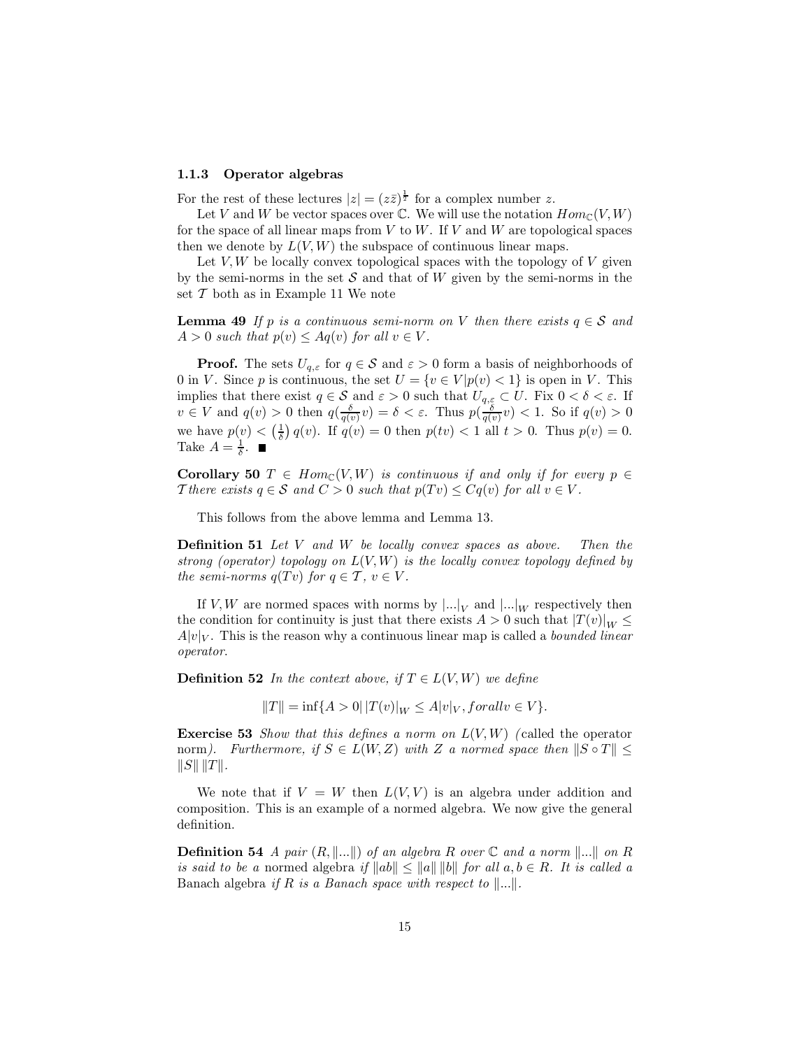### 1.1.3 Operator algebras

For the rest of these lectures $|z| = (z\bar{z})^{\frac{1}{2}}$ for a complex number $z$.

Let $V$ and $W$ be vector spaces over $\mathbb{C}$. We will use the notation $Hom_{\mathbb{C}}(V, W)$ for the space of all linear maps from $V$ to $W$. If $V$ and $W$ are topological spaces then we denote by $L(V, W)$ the subspace of continuous linear maps.

Let $V, W$ be locally convex topological spaces with the topology of $V$ given by the semi-norms in the set $\mathcal{S}$ and that of $W$ given by the semi-norms in the set $\mathcal{T}$ both as in Example 11 We note

**Lemma 49** *If $p$ is a continuous semi-norm on $V$ then there exists $q \in \mathcal{S}$ and $A > 0$ such that $p(v) \leq Aq(v)$ for all $v \in V$.*

**Proof.** The sets $U_{q,\varepsilon}$ for $q \in \mathcal{S}$ and $\varepsilon > 0$ form a basis of neighborhoods of $0$ in $V$. Since $p$ is continuous, the set $U = \{v \in V | p(v) < 1\}$ is open in $V$. This implies that there exist $q \in \mathcal{S}$ and $\varepsilon > 0$ such that $U_{q,\varepsilon} \subset U$. Fix $0 < \delta < \varepsilon$. If $v \in V$ and $q(v) > 0$ then $q(\frac{\delta}{q(v)}v) = \delta < \varepsilon$. Thus $p(\frac{\delta}{q(v)}v) < 1$. So if $q(v) > 0$ we have $p(v) < \left(\frac{1}{\delta}\right) q(v)$. If $q(v) = 0$ then $p(tv) < 1$ all $t > 0$. Thus $p(v) = 0$. Take $A = \frac{1}{\delta}$. ∎

**Corollary 50** *$T \in Hom_{\mathbb{C}}(V, W)$ is continuous if and only if for every $p \in \mathcal{T}$ there exists $q \in \mathcal{S}$ and $C > 0$ such that $p(Tv) \leq Cq(v)$ for all $v \in V$.*

This follows from the above lemma and Lemma 13.

**Definition 51** *Let $V$ and $W$ be locally convex spaces as above. Then the strong (operator) topology on $L(V, W)$ is the locally convex topology defined by the semi-norms $q(Tv)$ for $q \in \mathcal{T}$, $v \in V$.*

If $V, W$ are normed spaces with norms by $|...|_V$ and $|...|_W$ respectively then the condition for continuity is just that there exists $A > 0$ such that $|T(v)|_W \leq A|v|_V$. This is the reason why a continuous linear map is called a *bounded linear operator*.

**Definition 52** *In the context above, if $T \in L(V, W)$ we define*

$$\|T\| = \inf\{A > 0 | \, |T(v)|_W \leq A|v|_V, forallv \in V\}.$$

**Exercise 53** *Show that this defines a norm on $L(V, W)$ (*called the operator norm*). Furthermore, if $S \in L(W, Z)$ with $Z$ a normed space then $\|S \circ T\| \leq \|S\| \, \|T\|$.*

We note that if $V = W$ then $L(V, V)$ is an algebra under addition and composition. This is an example of a normed algebra. We now give the general definition.

**Definition 54** *A pair $(R, \|...\|)$ of an algebra $R$ over $\mathbb{C}$ and a norm $\|...\|$ on $R$ is said to be a* normed algebra *if $\|ab\| \leq \|a\| \, \|b\|$ for all $a, b \in R$. It is called a* Banach algebra *if $R$ is a Banach space with respect to $\|...\|$.*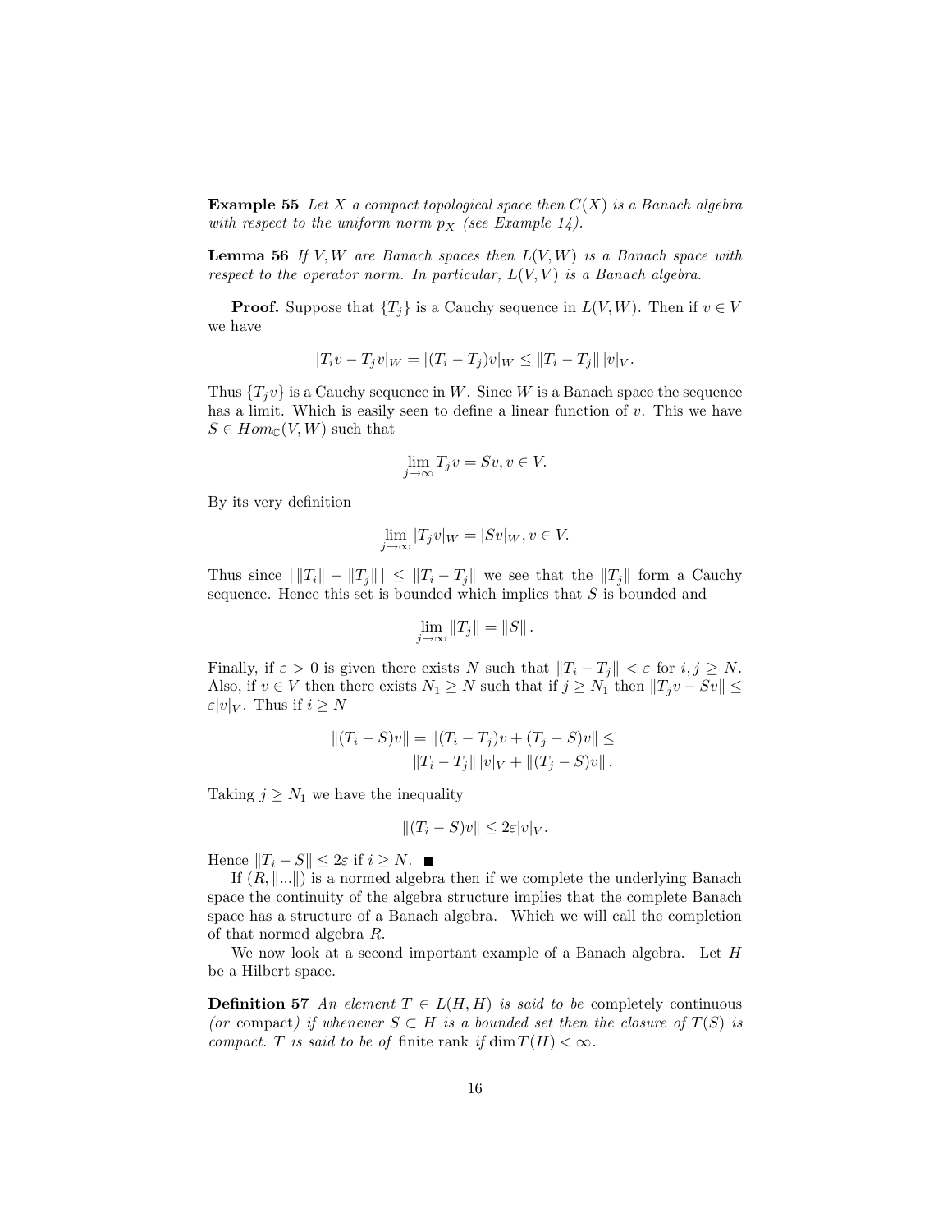**Example 55** *Let $X$ a compact topological space then $C(X)$ is a Banach algebra with respect to the uniform norm $p_X$ (see Example 14).*

**Lemma 56** *If $V, W$ are Banach spaces then $L(V, W)$ is a Banach space with respect to the operator norm. In particular, $L(V, V)$ is a Banach algebra.*

**Proof.** Suppose that $\{T_j\}$ is a Cauchy sequence in $L(V, W)$. Then if $v \in V$ we have

$$|T_i v - T_j v|_W = |(T_i - T_j)v|_W \leq \|T_i - T_j\| \, |v|_V.$$

Thus $\{T_j v\}$ is a Cauchy sequence in $W$. Since $W$ is a Banach space the sequence has a limit. Which is easily seen to define a linear function of $v$. This we have $S \in Hom_{\mathbb{C}}(V, W)$ such that

$$\lim_{j \to \infty} T_j v = Sv, v \in V.$$

By its very definition

$$\lim_{j \to \infty} |T_j v|_W = |Sv|_W, v \in V.$$

Thus since $|\, \|T_i\| - \|T_j\| \,| \leq \|T_i - T_j\|$ we see that the $\|T_j\|$ form a Cauchy sequence. Hence this set is bounded which implies that $S$ is bounded and

$$\lim_{j \to \infty} \|T_j\| = \|S\|.$$

Finally, if $\varepsilon > 0$ is given there exists $N$ such that $\|T_i - T_j\| < \varepsilon$ for $i, j \geq N$. Also, if $v \in V$ then there exists $N_1 \geq N$ such that if $j \geq N_1$ then $\|T_j v - Sv\| \leq \varepsilon |v|_V$. Thus if $i \geq N$

$$\|(T_i - S)v\| = \|(T_i - T_j)v + (T_j - S)v\| \leq \|T_i - T_j\| \, |v|_V + \|(T_j - S)v\|.$$

Taking $j \geq N_1$ we have the inequality

$$\|(T_i - S)v\| \leq 2\varepsilon |v|_V.$$

Hence $\|T_i - S\| \leq 2\varepsilon$ if $i \geq N$. ■

If $(R, \|...\|)$ is a normed algebra then if we complete the underlying Banach space the continuity of the algebra structure implies that the complete Banach space has a structure of a Banach algebra. Which we will call the completion of that normed algebra $R$.

We now look at a second important example of a Banach algebra. Let $H$ be a Hilbert space.

**Definition 57** *An element $T \in L(H, H)$ is said to be* completely continuous *(or* compact*) if whenever $S \subset H$ is a bounded set then the closure of $T(S)$ is compact. $T$ is said to be of* finite rank *if $\dim T(H) < \infty$.*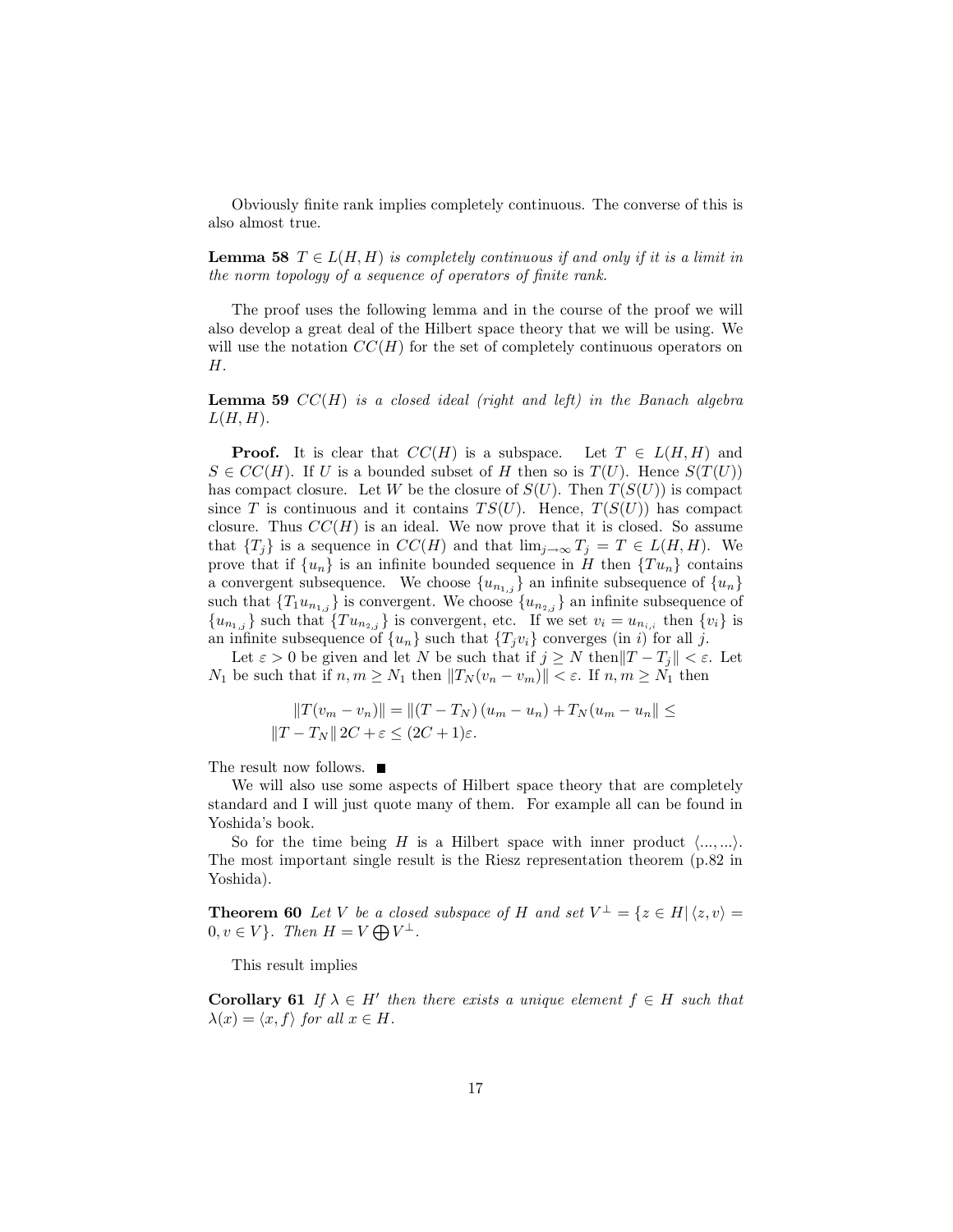Obviously finite rank implies completely continuous. The converse of this is also almost true.

**Lemma 58** *$T \in L(H,H)$ is completely continuous if and only if it is a limit in the norm topology of a sequence of operators of finite rank.*

The proof uses the following lemma and in the course of the proof we will also develop a great deal of the Hilbert space theory that we will be using. We will use the notation $CC(H)$ for the set of completely continuous operators on $H$.

**Lemma 59** *$CC(H)$ is a closed ideal (right and left) in the Banach algebra $L(H,H)$.*

**Proof.** It is clear that $CC(H)$ is a subspace. Let $T \in L(H,H)$ and $S \in CC(H)$. If $U$ is a bounded subset of $H$ then so is $T(U)$. Hence $S(T(U))$ has compact closure. Let $W$ be the closure of $S(U)$. Then $T(S(U))$ is compact since $T$ is continuous and it contains $TS(U)$. Hence, $T(S(U))$ has compact closure. Thus $CC(H)$ is an ideal. We now prove that it is closed. So assume that $\{T_j\}$ is a sequence in $CC(H)$ and that $\lim_{j\to\infty} T_j = T \in L(H,H)$. We prove that if $\{u_n\}$ is an infinite bounded sequence in $H$ then $\{Tu_n\}$ contains a convergent subsequence. We choose $\{u_{n_{1,j}}\}$ an infinite subsequence of $\{u_n\}$ such that $\{T_1 u_{n_{1,j}}\}$ is convergent. We choose $\{u_{n_{2,j}}\}$ an infinite subsequence of $\{u_{n_{1,j}}\}$ such that $\{Tu_{n_{2,j}}\}$ is convergent, etc. If we set $v_i = u_{n_{i,i}}$ then $\{v_i\}$ is an infinite subsequence of $\{u_n\}$ such that $\{T_j v_i\}$ converges (in $i$) for all $j$.

Let $\varepsilon > 0$ be given and let $N$ be such that if $j \geq N$ then$\|T - T_j\| < \varepsilon$. Let $N_1$ be such that if $n, m \geq N_1$ then $\|T_N(v_n - v_m)\| < \varepsilon$. If $n, m \geq N_1$ then

$$
\begin{aligned}
&\|T(v_m - v_n)\| = \|(T - T_N)(u_m - u_n) + T_N(u_m - u_n\| \leq \\
&\|T - T_N\| 2C + \varepsilon \leq (2C+1)\varepsilon.
\end{aligned}
$$

The result now follows. ■

We will also use some aspects of Hilbert space theory that are completely standard and I will just quote many of them. For example all can be found in Yoshida's book.

So for the time being $H$ is a Hilbert space with inner product $\langle ..., ... \rangle$. The most important single result is the Riesz representation theorem (p.82 in Yoshida).

**Theorem 60** *Let $V$ be a closed subspace of $H$ and set $V^\perp = \{z \in H | \langle z, v \rangle = 0, v \in V\}$. Then $H = V \bigoplus V^\perp$.*

This result implies

**Corollary 61** *If $\lambda \in H'$ then there exists a unique element $f \in H$ such that $\lambda(x) = \langle x, f \rangle$ for all $x \in H$.*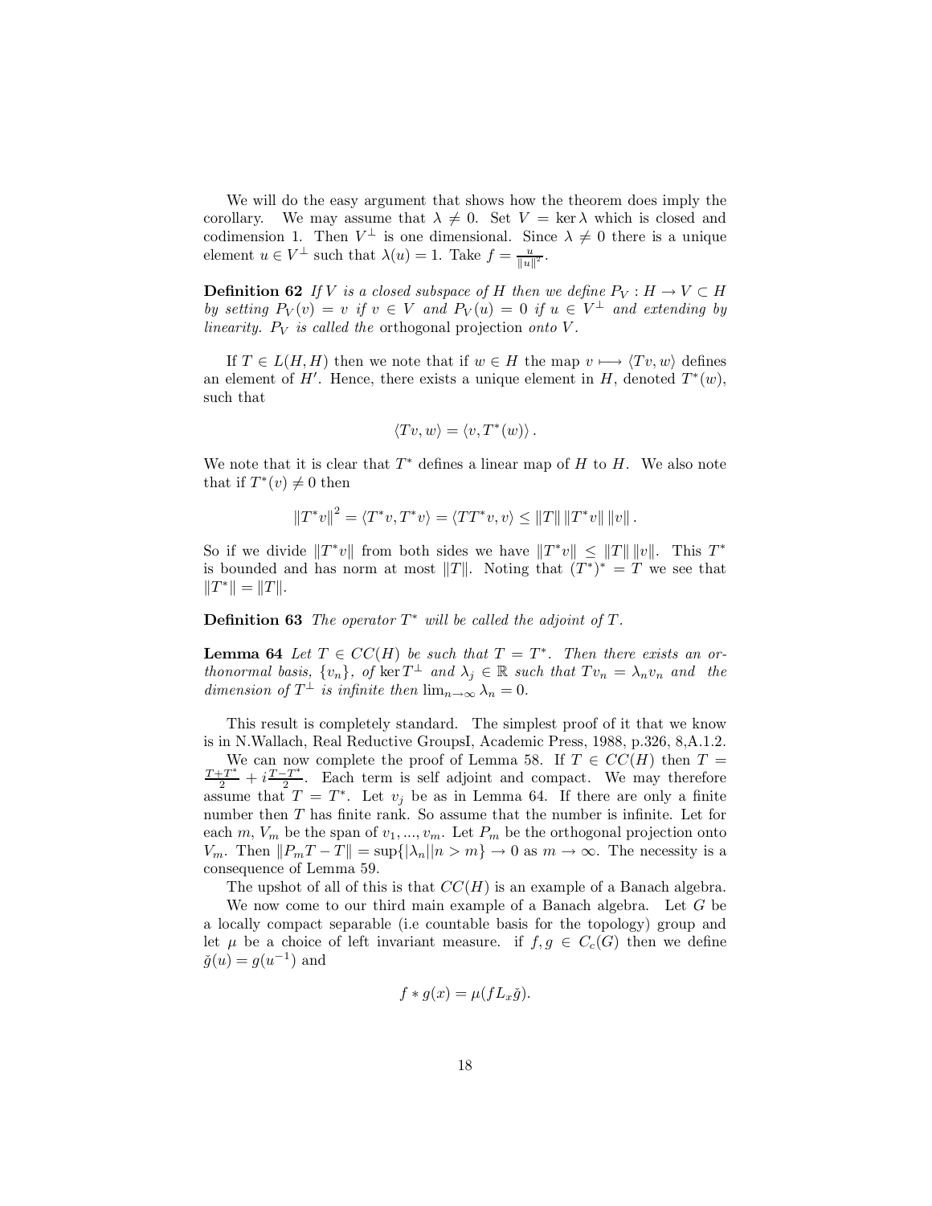We will do the easy argument that shows how the theorem does imply the corollary. We may assume that $\lambda \neq 0$. Set $V = \ker \lambda$ which is closed and codimension 1. Then $V^{\perp}$ is one dimensional. Since $\lambda \neq 0$ there is a unique element $u \in V^{\perp}$ such that $\lambda(u) = 1$. Take $f = \frac{u}{\|u\|^2}$.

**Definition 62** *If $V$ is a closed subspace of $H$ then we define $P_V : H \to V \subset H$ by setting $P_V(v) = v$ if $v \in V$ and $P_V(u) = 0$ if $u \in V^{\perp}$ and extending by linearity. $P_V$ is called the* orthogonal projection *onto $V$.*

If $T \in L(H, H)$ then we note that if $w \in H$ the map $v \longmapsto \langle Tv, w \rangle$ defines an element of $H'$. Hence, there exists a unique element in $H$, denoted $T^*(w)$, such that

$$\langle Tv, w \rangle = \langle v, T^*(w) \rangle .$$

We note that it is clear that $T^*$ defines a linear map of $H$ to $H$. We also note that if $T^*(v) \neq 0$ then

$$\|T^*v\|^2 = \langle T^*v, T^*v \rangle = \langle TT^*v, v \rangle \leq \|T\| \|T^*v\| \|v\| .$$

So if we divide $\|T^*v\|$ from both sides we have $\|T^*v\| \leq \|T\| \|v\|$. This $T^*$ is bounded and has norm at most $\|T\|$. Noting that $(T^*)^* = T$ we see that $\|T^*\| = \|T\|$.

**Definition 63** *The operator $T^*$ will be called the adjoint of $T$.*

**Lemma 64** *Let $T \in CC(H)$ be such that $T = T^*$. Then there exists an orthonormal basis, $\{v_n\}$, of $\ker T^{\perp}$ and $\lambda_j \in \mathbb{R}$ such that $Tv_n = \lambda_n v_n$ and the dimension of $T^{\perp}$ is infinite then $\lim_{n \to \infty} \lambda_n = 0$.*

This result is completely standard. The simplest proof of it that we know is in N.Wallach, Real Reductive GroupsI, Academic Press, 1988, p.326, 8,A.1.2.

We can now complete the proof of Lemma 58. If $T \in CC(H)$ then $T = \frac{T+T^*}{2} + i\frac{T-T^*}{2}$. Each term is self adjoint and compact. We may therefore assume that $T = T^*$. Let $v_j$ be as in Lemma 64. If there are only a finite number then $T$ has finite rank. So assume that the number is infinite. Let for each $m$, $V_m$ be the span of $v_1, ..., v_m$. Let $P_m$ be the orthogonal projection onto $V_m$. Then $\|P_m T - T\| = \sup\{|\lambda_n| | n > m\} \to 0$ as $m \to \infty$. The necessity is a consequence of Lemma 59.

The upshot of all of this is that $CC(H)$ is an example of a Banach algebra.

We now come to our third main example of a Banach algebra. Let $G$ be a locally compact separable (i.e countable basis for the topology) group and let $\mu$ be a choice of left invariant measure. if $f, g \in C_c(G)$ then we define $\check{g}(u) = g(u^{-1})$ and

$$f * g(x) = \mu(f L_x \check{g}).$$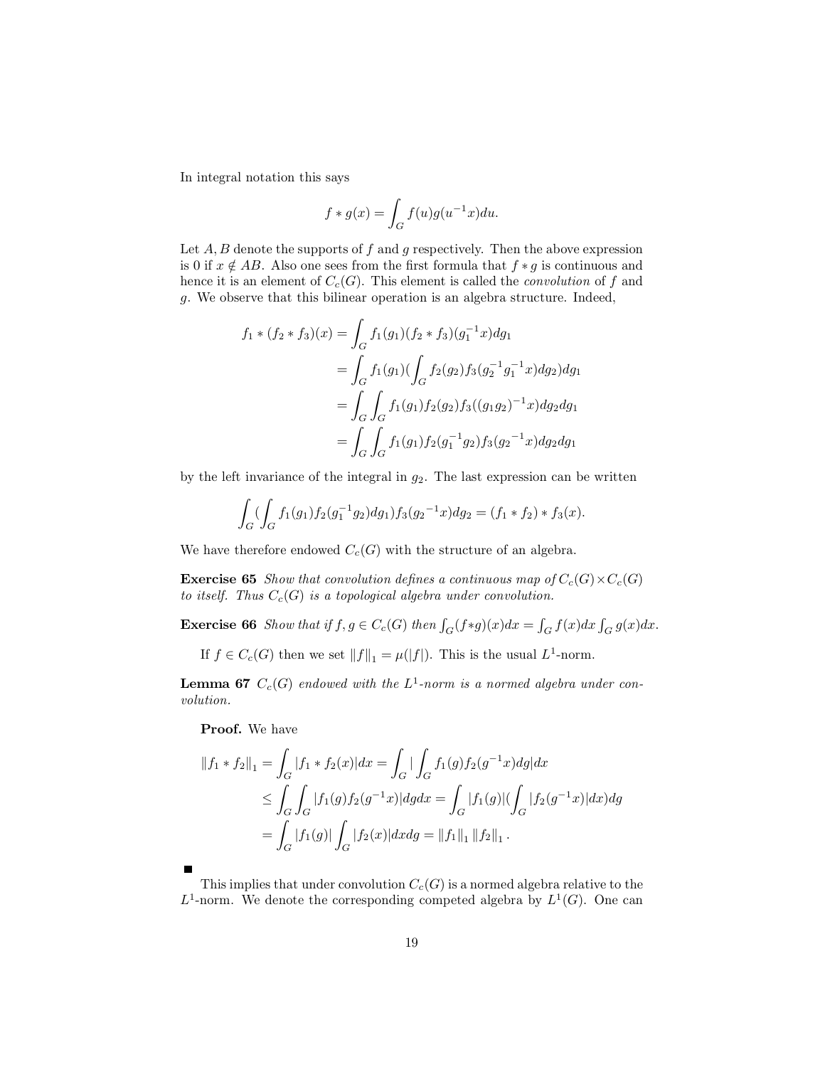In integral notation this says

$$f * g(x) = \int_G f(u)g(u^{-1}x)du.$$

Let $A, B$ denote the supports of $f$ and $g$ respectively. Then the above expression is 0 if $x \notin AB$. Also one sees from the first formula that $f * g$ is continuous and hence it is an element of $C_c(G)$. This element is called the *convolution* of $f$ and $g$. We observe that this bilinear operation is an algebra structure. Indeed,

$$\begin{aligned}
f_1 * (f_2 * f_3)(x) &= \int_G f_1(g_1)(f_2 * f_3)(g_1^{-1}x)dg_1 \\
&= \int_G f_1(g_1)(\int_G f_2(g_2)f_3(g_2^{-1}g_1^{-1}x)dg_2)dg_1 \\
&= \int_G \int_G f_1(g_1)f_2(g_2)f_3((g_1g_2)^{-1}x)dg_2dg_1 \\
&= \int_G \int_G f_1(g_1)f_2(g_1^{-1}g_2)f_3(g_2{}^{-1}x)dg_2dg_1
\end{aligned}$$

by the left invariance of the integral in $g_2$. The last expression can be written

$$\int_G (\int_G f_1(g_1)f_2(g_1^{-1}g_2)dg_1)f_3(g_2{}^{-1}x)dg_2 = (f_1 * f_2) * f_3(x).$$

We have therefore endowed $C_c(G)$ with the structure of an algebra.

**Exercise 65** *Show that convolution defines a continuous map of $C_c(G) \times C_c(G)$ to itself. Thus $C_c(G)$ is a topological algebra under convolution.*

**Exercise 66** *Show that if $f, g \in C_c(G)$ then $\int_G (f*g)(x)dx = \int_G f(x)dx \int_G g(x)dx$.*

If $f \in C_c(G)$ then we set $\|f\|_1 = \mu(|f|)$. This is the usual $L^1$-norm.

**Lemma 67** *$C_c(G)$ endowed with the $L^1$-norm is a normed algebra under convolution.*

**Proof.** We have

$$\begin{aligned}
\|f_1 * f_2\|_1 &= \int_G |f_1 * f_2(x)|dx = \int_G |\int_G f_1(g)f_2(g^{-1}x)dg|dx \\
&\leq \int_G \int_G |f_1(g)f_2(g^{-1}x)|dgdx = \int_G |f_1(g)|(\int_G |f_2(g^{-1}x)|dx)dg \\
&= \int_G |f_1(g)| \int_G |f_2(x)|dxdg = \|f_1\|_1 \|f_2\|_1 .
\end{aligned}$$

■

This implies that under convolution $C_c(G)$ is a normed algebra relative to the $L^1$-norm. We denote the corresponding competed algebra by $L^1(G)$. One can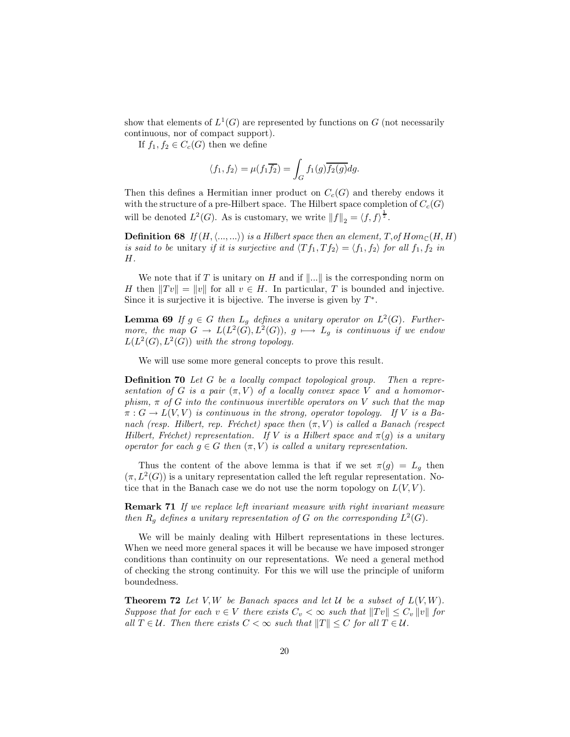show that elements of $L^1(G)$ are represented by functions on $G$ (not necessarily continuous, nor of compact support).

If $f_1, f_2 \in C_c(G)$ then we define

$$\langle f_1, f_2 \rangle = \mu(f_1 \overline{f_2}) = \int_G f_1(g) \overline{f_2(g)} dg.$$

Then this defines a Hermitian inner product on $C_c(G)$ and thereby endows it with the structure of a pre-Hilbert space. The Hilbert space completion of $C_c(G)$ will be denoted $L^2(G)$. As is customary, we write $\|f\|_2 = \langle f, f \rangle^{\frac{1}{2}}$.

**Definition 68** *If $(H, \langle ..., ... \rangle)$ is a Hilbert space then an element, $T$, of $Hom_{\mathbb{C}}(H, H)$ is said to be* unitary *if it is surjective and $\langle Tf_1, Tf_2 \rangle = \langle f_1, f_2 \rangle$ for all $f_1, f_2$ in $H$.*

We note that if $T$ is unitary on $H$ and if $\|...\|$ is the corresponding norm on $H$ then $\|Tv\| = \|v\|$ for all $v \in H$. In particular, $T$ is bounded and injective. Since it is surjective it is bijective. The inverse is given by $T^*$.

**Lemma 69** *If $g \in G$ then $L_g$ defines a unitary operator on $L^2(G)$. Furthermore, the map $G \to L(L^2(G), L^2(G))$, $g \longmapsto L_g$ is continuous if we endow $L(L^2(G), L^2(G))$ with the strong topology.*

We will use some more general concepts to prove this result.

**Definition 70** *Let $G$ be a locally compact topological group. Then a representation of $G$ is a pair $(\pi, V)$ of a locally convex space $V$ and a homomorphism, $\pi$ of $G$ into the continuous invertible operators on $V$ such that the map $\pi : G \to L(V, V)$ is continuous in the strong, operator topology. If $V$ is a Banach (resp. Hilbert, rep. Fréchet) space then $(\pi, V)$ is called a Banach (respect Hilbert, Fréchet) representation. If $V$ is a Hilbert space and $\pi(g)$ is a unitary operator for each $g \in G$ then $(\pi, V)$ is called a unitary representation.*

Thus the content of the above lemma is that if we set $\pi(g) = L_g$ then $(\pi, L^2(G))$ is a unitary representation called the left regular representation. Notice that in the Banach case we do not use the norm topology on $L(V, V)$.

**Remark 71** *If we replace left invariant measure with right invariant measure then $R_g$ defines a unitary representation of $G$ on the corresponding $L^2(G)$.*

We will be mainly dealing with Hilbert representations in these lectures. When we need more general spaces it will be because we have imposed stronger conditions than continuity on our representations. We need a general method of checking the strong continuity. For this we will use the principle of uniform boundedness.

**Theorem 72** *Let $V, W$ be Banach spaces and let $\mathcal{U}$ be a subset of $L(V, W)$. Suppose that for each $v \in V$ there exists $C_v < \infty$ such that $\|Tv\| \leq C_v \|v\|$ for all $T \in \mathcal{U}$. Then there exists $C < \infty$ such that $\|T\| \leq C$ for all $T \in \mathcal{U}$.*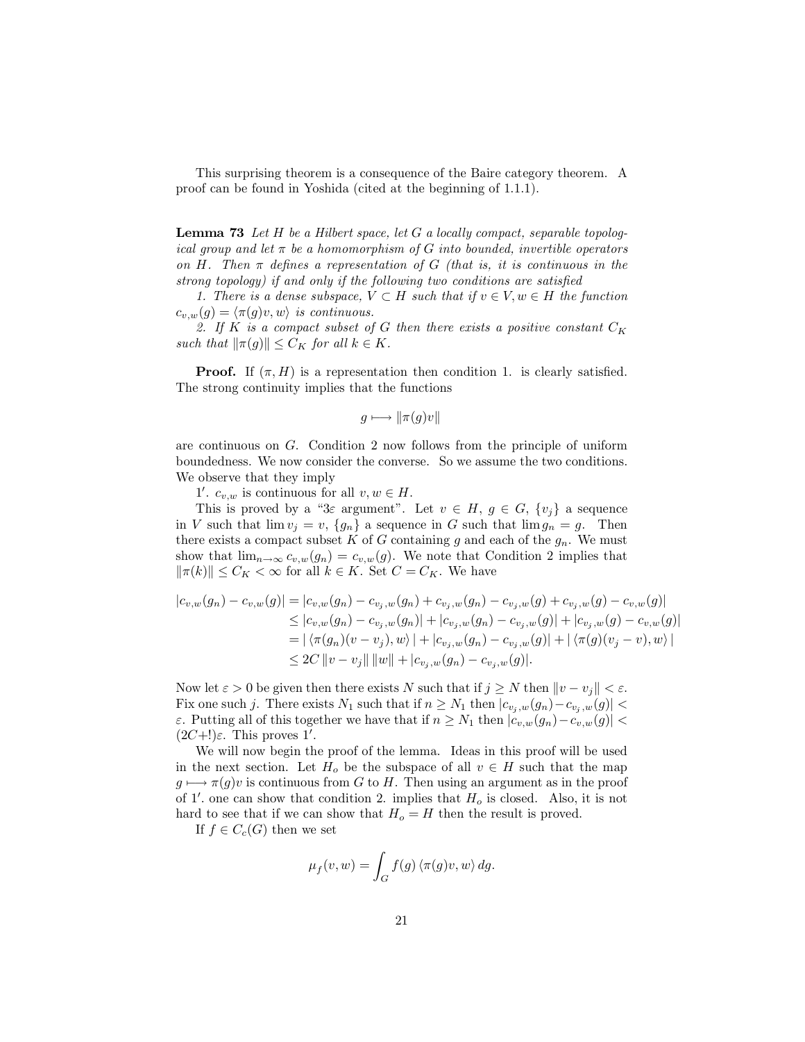This surprising theorem is a consequence of the Baire category theorem. A proof can be found in Yoshida (cited at the beginning of 1.1.1).

**Lemma 73** *Let $H$ be a Hilbert space, let $G$ a locally compact, separable topological group and let $\pi$ be a homomorphism of $G$ into bounded, invertible operators on $H$. Then $\pi$ defines a representation of $G$ (that is, it is continuous in the strong topology) if and only if the following two conditions are satisfied*

*1. There is a dense subspace, $V \subset H$ such that if $v \in V, w \in H$ the function $c_{v,w}(g) = \langle \pi(g)v, w\rangle$ is continuous.*

*2. If $K$ is a compact subset of $G$ then there exists a positive constant $C_K$ such that $\|\pi(g)\| \leq C_K$ for all $k \in K$.*

**Proof.** If $(\pi, H)$ is a representation then condition 1. is clearly satisfied. The strong continuity implies that the functions

$$g \longmapsto \|\pi(g)v\|$$

are continuous on $G$. Condition 2 now follows from the principle of uniform boundedness. We now consider the converse. So we assume the two conditions. We observe that they imply

$1'$. $c_{v,w}$ is continuous for all $v, w \in H$.

This is proved by a "$3\varepsilon$ argument". Let $v \in H$, $g \in G$, $\{v_j\}$ a sequence in $V$ such that $\lim v_j = v$, $\{g_n\}$ a sequence in $G$ such that $\lim g_n = g$. Then there exists a compact subset $K$ of $G$ containing $g$ and each of the $g_n$. We must show that $\lim_{n\to\infty} c_{v,w}(g_n) = c_{v,w}(g)$. We note that Condition 2 implies that $\|\pi(k)\| \leq C_K < \infty$ for all $k \in K$. Set $C = C_K$. We have

$$\begin{aligned}
|c_{v,w}(g_n) - c_{v,w}(g)| &= |c_{v,w}(g_n) - c_{v_j,w}(g_n) + c_{v_j,w}(g_n) - c_{v_j,w}(g) + c_{v_j,w}(g) - c_{v,w}(g)| \\
&\leq |c_{v,w}(g_n) - c_{v_j,w}(g_n)| + |c_{v_j,w}(g_n) - c_{v_j,w}(g)| + |c_{v_j,w}(g) - c_{v,w}(g)| \\
&= |\langle \pi(g_n)(v - v_j), w\rangle| + |c_{v_j,w}(g_n) - c_{v_j,w}(g)| + |\langle \pi(g)(v_j - v), w\rangle| \\
&\leq 2C\,\|v - v_j\|\,\|w\| + |c_{v_j,w}(g_n) - c_{v_j,w}(g)|.
\end{aligned}$$

Now let $\varepsilon > 0$ be given then there exists $N$ such that if $j \geq N$ then $\|v - v_j\| < \varepsilon$. Fix one such $j$. There exists $N_1$ such that if $n \geq N_1$ then $|c_{v_j,w}(g_n) - c_{v_j,w}(g)| < \varepsilon$. Putting all of this together we have that if $n \geq N_1$ then $|c_{v,w}(g_n) - c_{v,w}(g)| < (2C+!)\varepsilon$. This proves $1'$.

We will now begin the proof of the lemma. Ideas in this proof will be used in the next section. Let $H_o$ be the subspace of all $v \in H$ such that the map $g \longmapsto \pi(g)v$ is continuous from $G$ to $H$. Then using an argument as in the proof of $1'$. one can show that condition 2. implies that $H_o$ is closed. Also, it is not hard to see that if we can show that $H_o = H$ then the result is proved.

If $f \in C_c(G)$ then we set

$$\mu_f(v, w) = \int_G f(g)\,\langle \pi(g)v, w\rangle\,dg.$$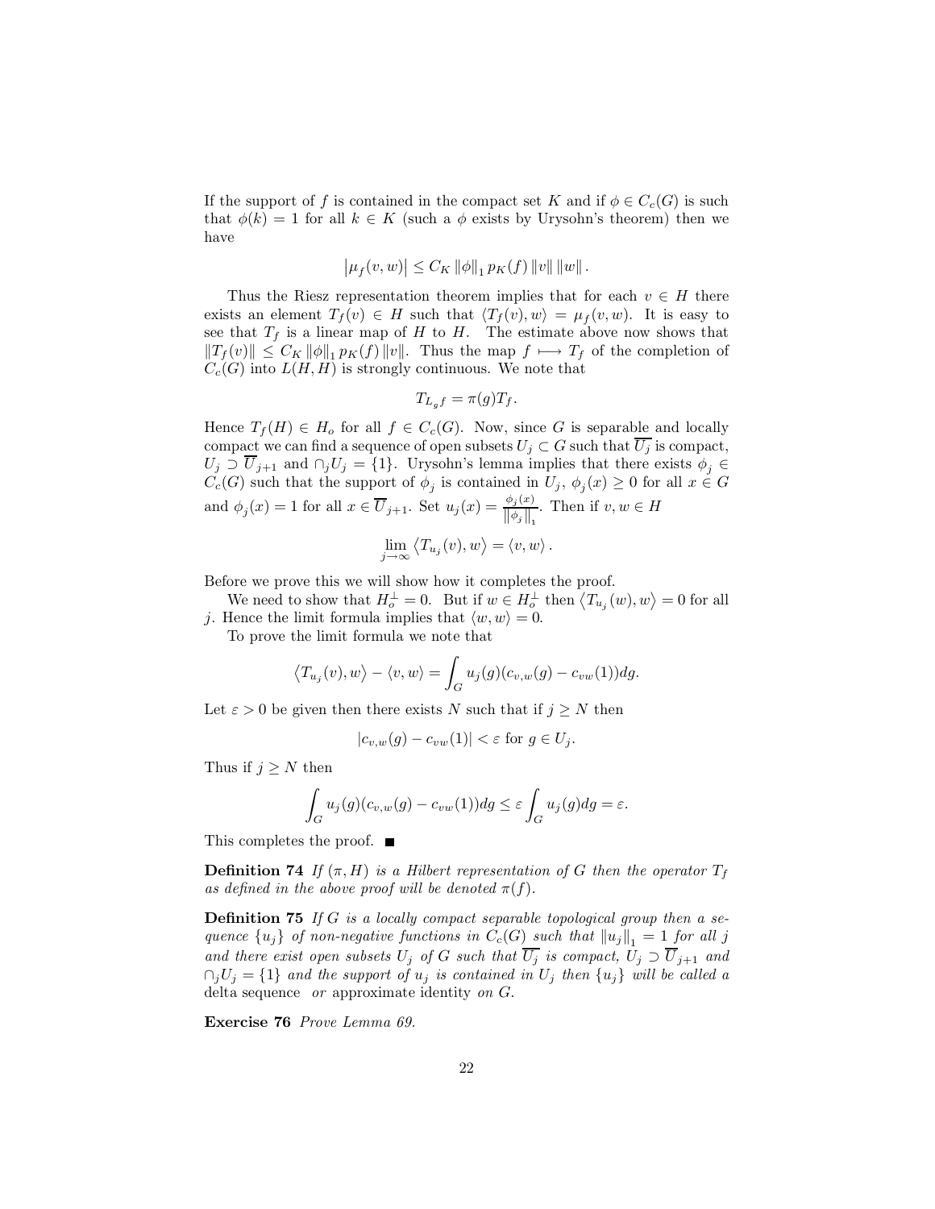If the support of $f$ is contained in the compact set $K$ and if $\phi \in C_c(G)$ is such that $\phi(k) = 1$ for all $k \in K$ (such a $\phi$ exists by Urysohn's theorem) then we have

$$\left|\mu_f(v,w)\right| \leq C_K \left\|\phi\right\|_1 p_K(f) \left\|v\right\| \left\|w\right\|.$$

Thus the Riesz representation theorem implies that for each $v \in H$ there exists an element $T_f(v) \in H$ such that $\langle T_f(v), w\rangle = \mu_f(v,w)$. It is easy to see that $T_f$ is a linear map of $H$ to $H$. The estimate above now shows that $\|T_f(v)\| \leq C_K \|\phi\|_1 p_K(f) \|v\|$. Thus the map $f \longmapsto T_f$ of the completion of $C_c(G)$ into $L(H,H)$ is strongly continuous. We note that

$$T_{L_g f} = \pi(g) T_f.$$

Hence $T_f(H) \in H_o$ for all $f \in C_c(G)$. Now, since $G$ is separable and locally compact we can find a sequence of open subsets $U_j \subset G$ such that $\overline{U_j}$ is compact, $U_j \supset \overline{U}_{j+1}$ and $\cap_j U_j = \{1\}$. Urysohn's lemma implies that there exists $\phi_j \in C_c(G)$ such that the support of $\phi_j$ is contained in $U_j$, $\phi_j(x) \geq 0$ for all $x \in G$ and $\phi_j(x) = 1$ for all $x \in \overline{U}_{j+1}$. Set $u_j(x) = \frac{\phi_j(x)}{\|\phi_j\|_1}$. Then if $v, w \in H$

$$\lim_{j\to\infty} \left\langle T_{u_j}(v), w\right\rangle = \langle v, w\rangle.$$

Before we prove this we will show how it completes the proof.

We need to show that $H_o^{\perp} = 0$. But if $w \in H_o^{\perp}$ then $\left\langle T_{u_j}(w), w\right\rangle = 0$ for all $j$. Hence the limit formula implies that $\langle w, w\rangle = 0$.

To prove the limit formula we note that

$$\left\langle T_{u_j}(v), w\right\rangle - \langle v, w\rangle = \int_G u_j(g)(c_{v,w}(g) - c_{vw}(1))dg.$$

Let $\varepsilon > 0$ be given then there exists $N$ such that if $j \geq N$ then

$$|c_{v,w}(g) - c_{vw}(1)| < \varepsilon \text{ for } g \in U_j.$$

Thus if $j \geq N$ then

$$\int_G u_j(g)(c_{v,w}(g) - c_{vw}(1))dg \leq \varepsilon \int_G u_j(g)dg = \varepsilon.$$

This completes the proof. ∎

**Definition 74** *If $(\pi, H)$ is a Hilbert representation of $G$ then the operator $T_f$ as defined in the above proof will be denoted $\pi(f)$.*

**Definition 75** *If $G$ is a locally compact separable topological group then a sequence $\{u_j\}$ of non-negative functions in $C_c(G)$ such that $\|u_j\|_1 = 1$ for all $j$ and there exist open subsets $U_j$ of $G$ such that $\overline{U_j}$ is compact, $U_j \supset \overline{U}_{j+1}$ and $\cap_j U_j = \{1\}$ and the support of $u_j$ is contained in $U_j$ then $\{u_j\}$ will be called a* delta sequence *or* approximate identity *on $G$.*

**Exercise 76** *Prove Lemma 69.*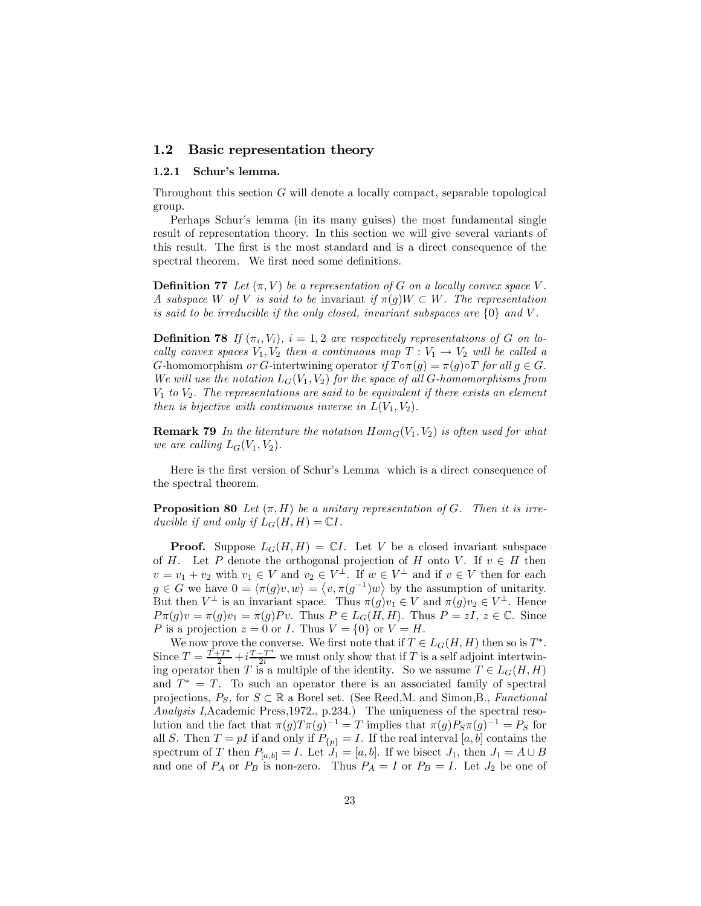## 1.2 Basic representation theory

### 1.2.1 Schur's lemma.

Throughout this section $G$ will denote a locally compact, separable topological group.

Perhaps Schur's lemma (in its many guises) the most fundamental single result of representation theory. In this section we will give several variants of this result. The first is the most standard and is a direct consequence of the spectral theorem. We first need some definitions.

**Definition 77** *Let $(\pi, V)$ be a representation of $G$ on a locally convex space $V$. A subspace $W$ of $V$ is said to be* invariant *if $\pi(g)W \subset W$. The representation is said to be irreducible if the only closed, invariant subspaces are $\{0\}$ and $V$.*

**Definition 78** *If $(\pi_i, V_i)$, $i = 1, 2$ are respectively representations of $G$ on locally convex spaces $V_1, V_2$ then a continuous map $T : V_1 \to V_2$ will be called a* $G$-homomorphism *or* $G$-intertwining operator *if $T \circ \pi(g) = \pi(g) \circ T$ for all $g \in G$. We will use the notation $L_G(V_1, V_2)$ for the space of all $G$-homomorphisms from $V_1$ to $V_2$. The representations are said to be equivalent if there exists an element then is bijective with continuous inverse in $L(V_1, V_2)$.*

**Remark 79** *In the literature the notation $Hom_G(V_1, V_2)$ is often used for what we are calling $L_G(V_1, V_2)$.*

Here is the first version of Schur's Lemma which is a direct consequence of the spectral theorem.

**Proposition 80** *Let $(\pi, H)$ be a unitary representation of $G$. Then it is irreducible if and only if $L_G(H, H) = \mathbb{C}I$.*

**Proof.** Suppose $L_G(H, H) = \mathbb{C}I$. Let $V$ be a closed invariant subspace of $H$. Let $P$ denote the orthogonal projection of $H$ onto $V$. If $v \in H$ then $v = v_1 + v_2$ with $v_1 \in V$ and $v_2 \in V^\perp$. If $w \in V^\perp$ and if $v \in V$ then for each $g \in G$ we have $0 = \langle \pi(g)v, w \rangle = \langle v, \pi(g^{-1})w \rangle$ by the assumption of unitarity. But then $V^\perp$ is an invariant space. Thus $\pi(g)v_1 \in V$ and $\pi(g)v_2 \in V^\perp$. Hence $P\pi(g)v = \pi(g)v_1 = \pi(g)Pv$. Thus $P \in L_G(H, H)$. Thus $P = zI$, $z \in \mathbb{C}$. Since $P$ is a projection $z = 0$ or $I$. Thus $V = \{0\}$ or $V = H$.

We now prove the converse. We first note that if $T \in L_G(H, H)$ then so is $T^*$. Since $T = \frac{T+T^*}{2} + i\frac{T-T^*}{2i}$ we must only show that if $T$ is a self adjoint intertwining operator then $T$ is a multiple of the identity. So we assume $T \in L_G(H, H)$ and $T^* = T$. To such an operator there is an associated family of spectral projections, $P_S$, for $S \subset \mathbb{R}$ a Borel set. (See Reed,M. and Simon,B., *Functional Analysis I*,Academic Press,1972., p.234.) The uniqueness of the spectral resolution and the fact that $\pi(g)T\pi(g)^{-1} = T$ implies that $\pi(g)P_S\pi(g)^{-1} = P_S$ for all $S$. Then $T = pI$ if and only if $P_{\{p\}} = I$. If the real interval $[a, b]$ contains the spectrum of $T$ then $P_{[a,b]} = I$. Let $J_1 = [a, b]$. If we bisect $J_1$, then $J_1 = A \cup B$ and one of $P_A$ or $P_B$ is non-zero. Thus $P_A = I$ or $P_B = I$. Let $J_2$ be one of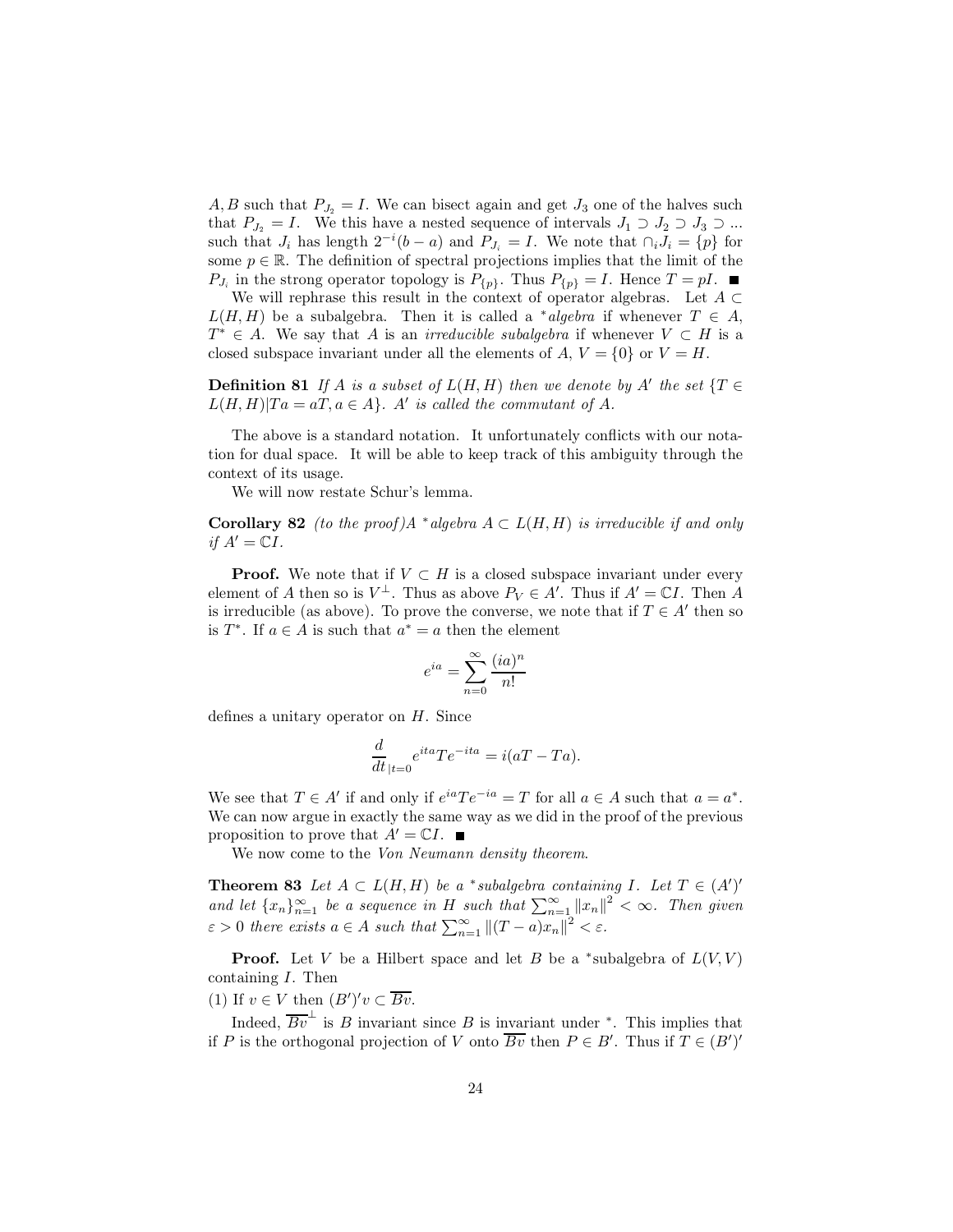$A, B$ such that $P_{J_2} = I$. We can bisect again and get $J_3$ one of the halves such that $P_{J_2} = I$. We this have a nested sequence of intervals $J_1 \supset J_2 \supset J_3 \supset ...$ such that $J_i$ has length $2^{-i}(b-a)$ and $P_{J_i} = I$. We note that $\cap_i J_i = \{p\}$ for some $p \in \mathbb{R}$. The definition of spectral projections implies that the limit of the $P_{J_i}$ in the strong operator topology is $P_{\{p\}}$. Thus $P_{\{p\}} = I$. Hence $T = pI$. ∎

We will rephrase this result in the context of operator algebras. Let $A \subset L(H, H)$ be a subalgebra. Then it is called a *$^*$algebra* if whenever $T \in A$, $T^* \in A$. We say that $A$ is an *irreducible subalgebra* if whenever $V \subset H$ is a closed subspace invariant under all the elements of $A$, $V = \{0\}$ or $V = H$.

**Definition 81** *If $A$ is a subset of $L(H, H)$ then we denote by $A'$ the set $\{T \in L(H, H) | Ta = aT, a \in A\}$. $A'$ is called the commutant of $A$.*

The above is a standard notation. It unfortunately conflicts with our notation for dual space. It will be able to keep track of this ambiguity through the context of its usage.

We will now restate Schur's lemma.

**Corollary 82** *(to the proof)A $^*$algebra $A \subset L(H, H)$ is irreducible if and only if $A' = \mathbb{C}I$.*

**Proof.** We note that if $V \subset H$ is a closed subspace invariant under every element of $A$ then so is $V^\perp$. Thus as above $P_V \in A'$. Thus if $A' = \mathbb{C}I$. Then $A$ is irreducible (as above). To prove the converse, we note that if $T \in A'$ then so is $T^*$. If $a \in A$ is such that $a^* = a$ then the element

$$e^{ia} = \sum_{n=0}^{\infty} \frac{(ia)^n}{n!}$$

defines a unitary operator on $H$. Since

$$\frac{d}{dt}_{|t=0} e^{ita} T e^{-ita} = i(aT - Ta).$$

We see that $T \in A'$ if and only if $e^{ia} T e^{-ia} = T$ for all $a \in A$ such that $a = a^*$. We can now argue in exactly the same way as we did in the proof of the previous proposition to prove that $A' = \mathbb{C}I$. ∎

We now come to the *Von Neumann density theorem*.

**Theorem 83** *Let $A \subset L(H, H)$ be a $^*$subalgebra containing $I$. Let $T \in (A')'$ and let $\{x_n\}_{n=1}^\infty$ be a sequence in $H$ such that $\sum_{n=1}^\infty \|x_n\|^2 < \infty$. Then given $\varepsilon > 0$ there exists $a \in A$ such that $\sum_{n=1}^\infty \|(T-a)x_n\|^2 < \varepsilon$.*

**Proof.** Let $V$ be a Hilbert space and let $B$ be a $^*$subalgebra of $L(V, V)$ containing $I$. Then

(1) If $v \in V$ then $(B')'v \subset \overline{Bv}$.

Indeed, $\overline{Bv}^\perp$ is $B$ invariant since $B$ is invariant under $^*$. This implies that if $P$ is the orthogonal projection of $V$ onto $\overline{Bv}$ then $P \in B'$. Thus if $T \in (B')'$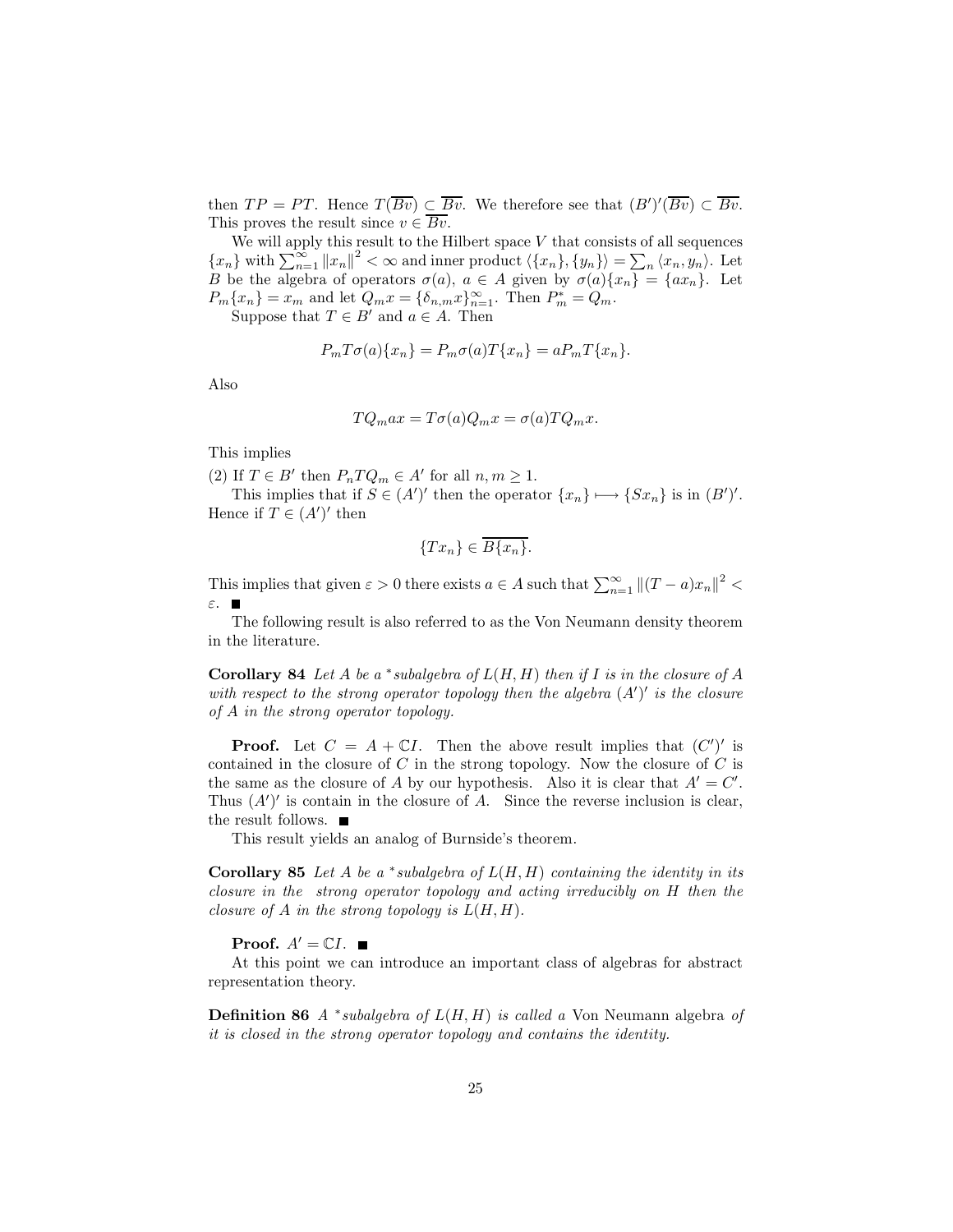then $TP = PT$. Hence $T(\overline{Bv}) \subset \overline{Bv}$. We therefore see that $(B')'(\overline{Bv}) \subset \overline{Bv}$. This proves the result since $v \in \overline{Bv}$.

We will apply this result to the Hilbert space $V$ that consists of all sequences $\{x_n\}$ with $\sum_{n=1}^{\infty} \|x_n\|^2 < \infty$ and inner product $\langle \{x_n\}, \{y_n\} \rangle = \sum_n \langle x_n, y_n \rangle$. Let $B$ be the algebra of operators $\sigma(a)$, $a \in A$ given by $\sigma(a)\{x_n\} = \{ax_n\}$. Let $P_m\{x_n\} = x_m$ and let $Q_m x = \{\delta_{n,m} x\}_{n=1}^{\infty}$. Then $P_m^* = Q_m$.

Suppose that $T \in B'$ and $a \in A$. Then

$$P_m T \sigma(a)\{x_n\} = P_m \sigma(a) T\{x_n\} = a P_m T\{x_n\}.$$

Also

$$T Q_m a x = T\sigma(a) Q_m x = \sigma(a) T Q_m x.$$

This implies

(2) If $T \in B'$ then $P_n T Q_m \in A'$ for all $n, m \geq 1$.

This implies that if $S \in (A')'$ then the operator $\{x_n\} \longmapsto \{Sx_n\}$ is in $(B')'$. Hence if $T \in (A')'$ then

$$\{Tx_n\} \in \overline{B\{x_n\}}.$$

This implies that given $\varepsilon > 0$ there exists $a \in A$ such that $\sum_{n=1}^{\infty} \|(T-a)x_n\|^2 < \varepsilon$. ■

The following result is also referred to as the Von Neumann density theorem in the literature.

**Corollary 84** *Let $A$ be a $^*$subalgebra of $L(H,H)$ then if $I$ is in the closure of $A$ with respect to the strong operator topology then the algebra $(A')'$ is the closure of $A$ in the strong operator topology.*

**Proof.** Let $C = A + \mathbb{C}I$. Then the above result implies that $(C')'$ is contained in the closure of $C$ in the strong topology. Now the closure of $C$ is the same as the closure of $A$ by our hypothesis. Also it is clear that $A' = C'$. Thus $(A')'$ is contain in the closure of $A$. Since the reverse inclusion is clear, the result follows. ■

This result yields an analog of Burnside's theorem.

**Corollary 85** *Let $A$ be a $^*$subalgebra of $L(H,H)$ containing the identity in its closure in the strong operator topology and acting irreducibly on $H$ then the closure of $A$ in the strong topology is $L(H,H)$.*

**Proof.** $A' = \mathbb{C}I$. ■

At this point we can introduce an important class of algebras for abstract representation theory.

**Definition 86** *A $^*$subalgebra of $L(H,H)$ is called a* Von Neumann algebra *of it is closed in the strong operator topology and contains the identity.*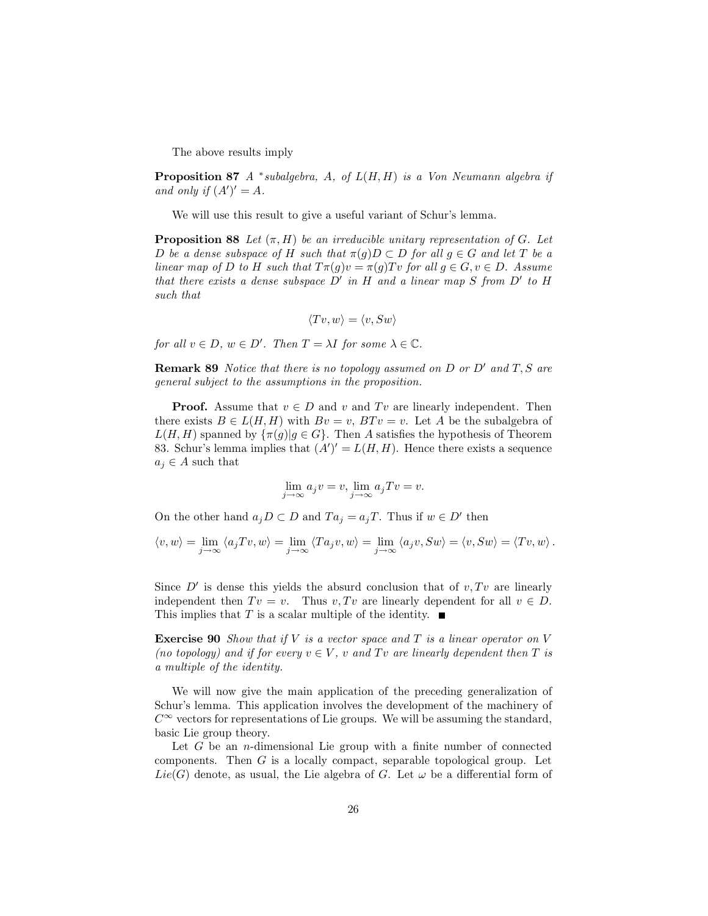The above results imply

**Proposition 87** *A* $^*$*subalgebra, A, of* $L(H,H)$ *is a Von Neumann algebra if and only if* $(A')' = A$.

We will use this result to give a useful variant of Schur's lemma.

**Proposition 88** *Let* $(\pi, H)$ *be an irreducible unitary representation of* $G$. *Let* $D$ *be a dense subspace of* $H$ *such that* $\pi(g)D \subset D$ *for all* $g \in G$ *and let* $T$ *be a linear map of* $D$ *to* $H$ *such that* $T\pi(g)v = \pi(g)Tv$ *for all* $g \in G, v \in D$. *Assume that there exists a dense subspace* $D'$ *in* $H$ *and a linear map* $S$ *from* $D'$ *to* $H$ *such that*

$$\langle Tv, w \rangle = \langle v, Sw \rangle$$

*for all* $v \in D$, $w \in D'$. *Then* $T = \lambda I$ *for some* $\lambda \in \mathbb{C}$.

**Remark 89** *Notice that there is no topology assumed on* $D$ *or* $D'$ *and* $T, S$ *are general subject to the assumptions in the proposition.*

**Proof.** Assume that $v \in D$ and $v$ and $Tv$ are linearly independent. Then there exists $B \in L(H,H)$ with $Bv = v$, $BTv = v$. Let $A$ be the subalgebra of $L(H,H)$ spanned by $\{\pi(g)|g \in G\}$. Then $A$ satisfies the hypothesis of Theorem 83. Schur's lemma implies that $(A')' = L(H,H)$. Hence there exists a sequence $a_j \in A$ such that

$$\lim_{j\to\infty} a_j v = v, \lim_{j\to\infty} a_j T v = v.$$

On the other hand $a_j D \subset D$ and $Ta_j = a_j T$. Thus if $w \in D'$ then

$$\langle v, w \rangle = \lim_{j\to\infty} \langle a_j T v, w \rangle = \lim_{j\to\infty} \langle T a_j v, w \rangle = \lim_{j\to\infty} \langle a_j v, Sw \rangle = \langle v, Sw \rangle = \langle Tv, w \rangle .$$

Since $D'$ is dense this yields the absurd conclusion that of $v, Tv$ are linearly independent then $Tv = v$. Thus $v, Tv$ are linearly dependent for all $v \in D$. This implies that $T$ is a scalar multiple of the identity. ■

**Exercise 90** *Show that if* $V$ *is a vector space and* $T$ *is a linear operator on* $V$ *(no topology) and if for every* $v \in V$, $v$ *and* $Tv$ *are linearly dependent then* $T$ *is a multiple of the identity.*

We will now give the main application of the preceding generalization of Schur's lemma. This application involves the development of the machinery of $C^\infty$ vectors for representations of Lie groups. We will be assuming the standard, basic Lie group theory.

Let $G$ be an $n$-dimensional Lie group with a finite number of connected components. Then $G$ is a locally compact, separable topological group. Let $Lie(G)$ denote, as usual, the Lie algebra of $G$. Let $\omega$ be a differential form of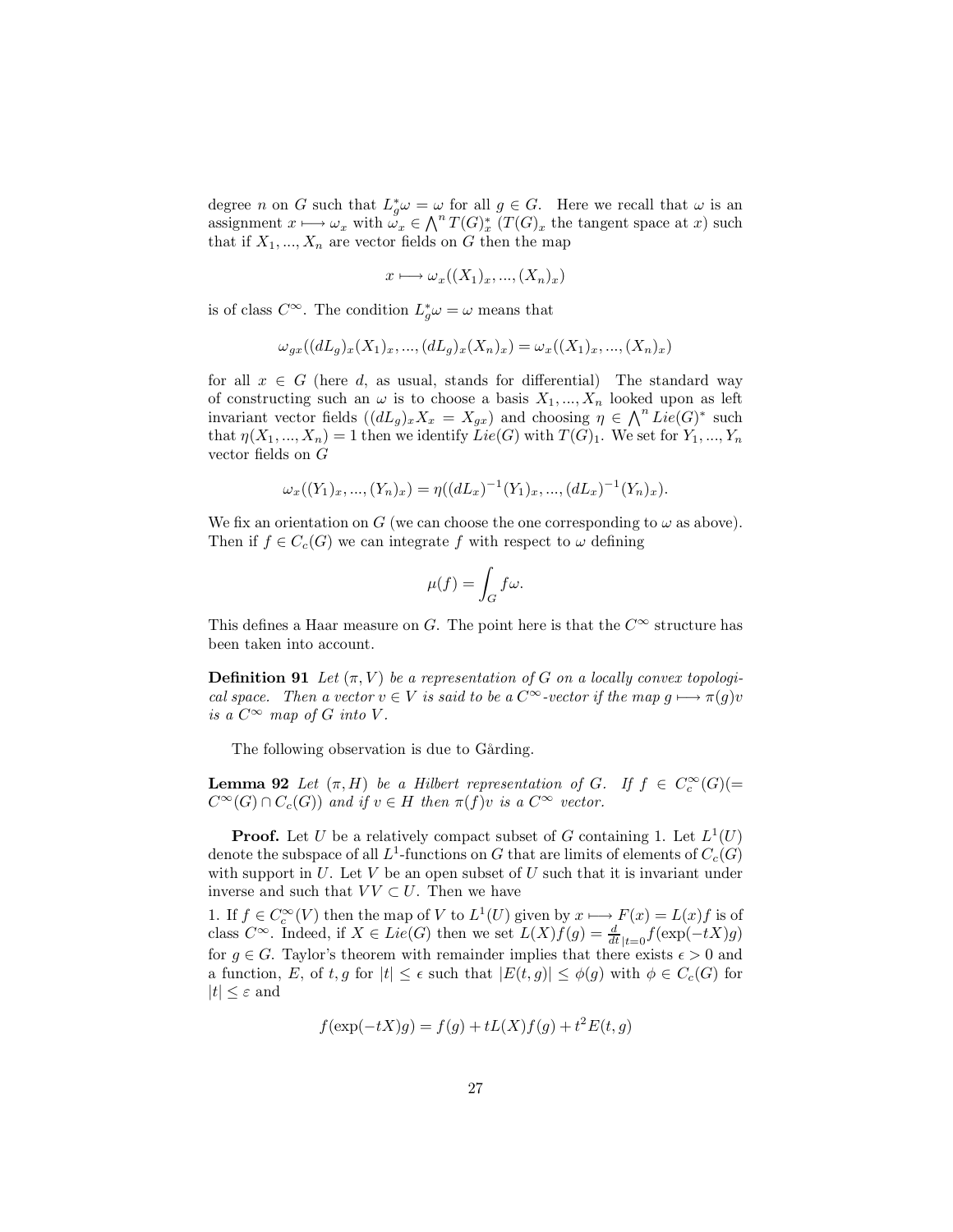degree $n$ on $G$ such that $L_g^*\omega = \omega$ for all $g \in G$. Here we recall that $\omega$ is an assignment $x \longmapsto \omega_x$ with $\omega_x \in \bigwedge^n T(G)_x^*$ ($T(G)_x$ the tangent space at $x$) such that if $X_1, ..., X_n$ are vector fields on $G$ then the map

$$x \longmapsto \omega_x((X_1)_x, ..., (X_n)_x)$$

is of class $C^\infty$. The condition $L_g^*\omega = \omega$ means that

$$\omega_{gx}((dL_g)_x(X_1)_x, ..., (dL_g)_x(X_n)_x) = \omega_x((X_1)_x, ..., (X_n)_x)$$

for all $x \in G$ (here $d$, as usual, stands for differential) The standard way of constructing such an $\omega$ is to choose a basis $X_1, ..., X_n$ looked upon as left invariant vector fields ($(dL_g)_x X_x = X_{gx}$) and choosing $\eta \in \bigwedge^n Lie(G)^*$ such that $\eta(X_1, ..., X_n) = 1$ then we identify $Lie(G)$ with $T(G)_1$. We set for $Y_1, ..., Y_n$ vector fields on $G$

$$\omega_x((Y_1)_x, ..., (Y_n)_x) = \eta((dL_x)^{-1}(Y_1)_x, ..., (dL_x)^{-1}(Y_n)_x).$$

We fix an orientation on $G$ (we can choose the one corresponding to $\omega$ as above). Then if $f \in C_c(G)$ we can integrate $f$ with respect to $\omega$ defining

$$\mu(f) = \int_G f\omega.$$

This defines a Haar measure on $G$. The point here is that the $C^\infty$ structure has been taken into account.

**Definition 91** *Let $(\pi, V)$ be a representation of $G$ on a locally convex topological space. Then a vector $v \in V$ is said to be a $C^\infty$-vector if the map $g \longmapsto \pi(g)v$ is a $C^\infty$ map of $G$ into $V$.*

The following observation is due to Gårding.

**Lemma 92** *Let $(\pi, H)$ be a Hilbert representation of $G$. If $f \in C_c^\infty(G)(= C^\infty(G) \cap C_c(G))$ and if $v \in H$ then $\pi(f)v$ is a $C^\infty$ vector.*

**Proof.** Let $U$ be a relatively compact subset of $G$ containing 1. Let $L^1(U)$ denote the subspace of all $L^1$-functions on $G$ that are limits of elements of $C_c(G)$ with support in $U$. Let $V$ be an open subset of $U$ such that it is invariant under inverse and such that $VV \subset U$. Then we have

1. If $f \in C_c^\infty(V)$ then the map of $V$ to $L^1(U)$ given by $x \longmapsto F(x) = L(x)f$ is of class $C^\infty$. Indeed, if $X \in Lie(G)$ then we set $L(X)f(g) = \frac{d}{dt}_{|t=0} f(\exp(-tX)g)$ for $g \in G$. Taylor's theorem with remainder implies that there exists $\epsilon > 0$ and a function, $E$, of $t, g$ for $|t| \leq \epsilon$ such that $|E(t, g)| \leq \phi(g)$ with $\phi \in C_c(G)$ for $|t| \leq \varepsilon$ and

$$f(\exp(-tX)g) = f(g) + tL(X)f(g) + t^2 E(t, g)$$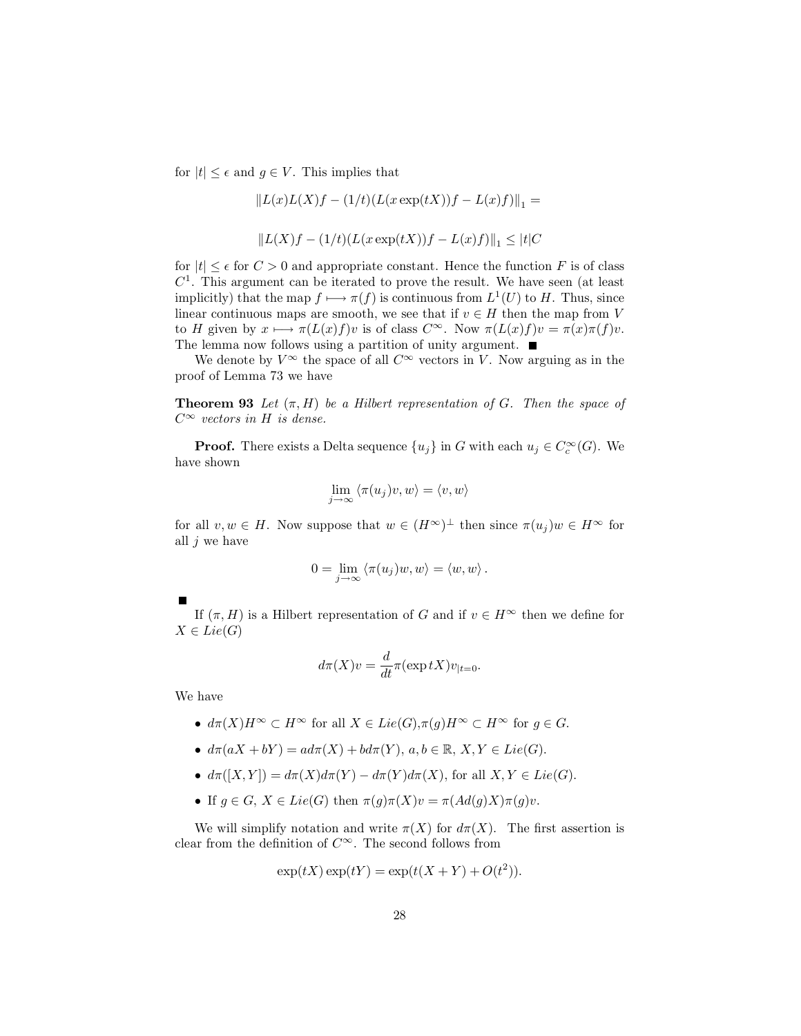for $|t| \leq \epsilon$ and $g \in V$. This implies that

$$\|L(x)L(X)f - (1/t)(L(x\exp(tX))f - L(x)f)\|_1 =$$

$$\|L(X)f - (1/t)(L(x\exp(tX))f - L(x)f)\|_1 \leq |t|C$$

for $|t| \leq \epsilon$ for $C > 0$ and appropriate constant. Hence the function $F$ is of class $C^1$. This argument can be iterated to prove the result. We have seen (at least implicitly) that the map $f \longmapsto \pi(f)$ is continuous from $L^1(U)$ to $H$. Thus, since linear continuous maps are smooth, we see that if $v \in H$ then the map from $V$ to $H$ given by $x \longmapsto \pi(L(x)f)v$ is of class $C^\infty$. Now $\pi(L(x)f)v = \pi(x)\pi(f)v$. The lemma now follows using a partition of unity argument. ■

We denote by $V^\infty$ the space of all $C^\infty$ vectors in $V$. Now arguing as in the proof of Lemma 73 we have

**Theorem 93** *Let $(\pi, H)$ be a Hilbert representation of $G$. Then the space of $C^\infty$ vectors in $H$ is dense.*

**Proof.** There exists a Delta sequence $\{u_j\}$ in $G$ with each $u_j \in C_c^\infty(G)$. We have shown

$$\lim_{j\to\infty} \langle \pi(u_j)v, w\rangle = \langle v, w\rangle$$

for all $v, w \in H$. Now suppose that $w \in (H^\infty)^\perp$ then since $\pi(u_j)w \in H^\infty$ for all $j$ we have

$$0 = \lim_{j\to\infty} \langle \pi(u_j)w, w\rangle = \langle w, w\rangle.$$

■

If $(\pi, H)$ is a Hilbert representation of $G$ and if $v \in H^\infty$ then we define for $X \in Lie(G)$

$$d\pi(X)v = \frac{d}{dt}\pi(\exp tX)v_{|t=0}.$$

We have

- $d\pi(X)H^\infty \subset H^\infty$ for all $X \in Lie(G)$, $\pi(g)H^\infty \subset H^\infty$ for $g \in G$.
- $d\pi(aX + bY) = ad\pi(X) + bd\pi(Y)$, $a, b \in \mathbb{R}$, $X, Y \in Lie(G)$.
- $d\pi([X,Y]) = d\pi(X)d\pi(Y) - d\pi(Y)d\pi(X)$, for all $X, Y \in Lie(G)$.
- If $g \in G$, $X \in Lie(G)$ then $\pi(g)\pi(X)v = \pi(Ad(g)X)\pi(g)v$.

We will simplify notation and write $\pi(X)$ for $d\pi(X)$. The first assertion is clear from the definition of $C^\infty$. The second follows from

$$\exp(tX)\exp(tY) = \exp(t(X+Y) + O(t^2)).$$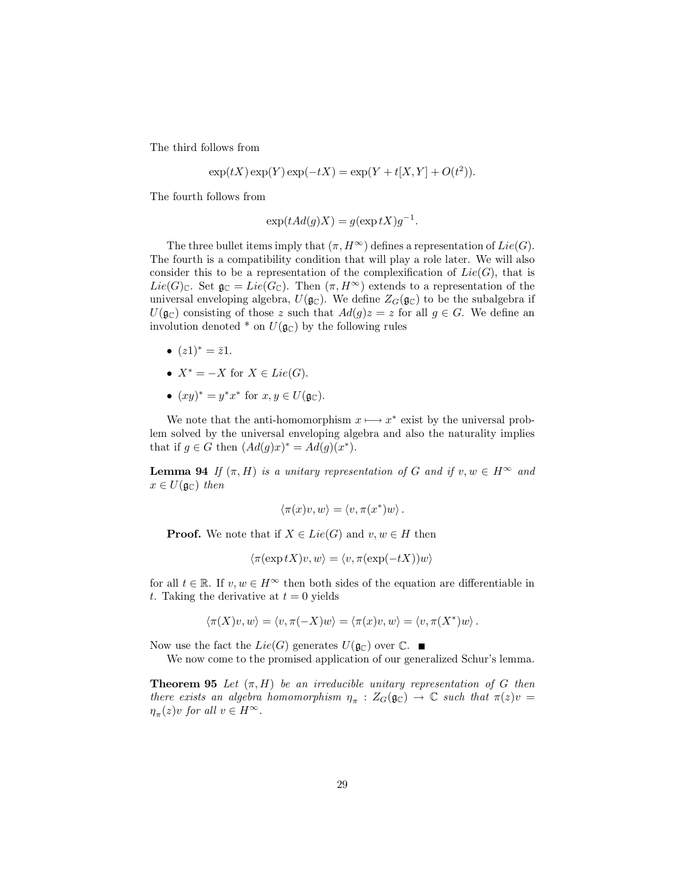The third follows from

$$\exp(tX)\exp(Y)\exp(-tX) = \exp(Y + t[X,Y] + O(t^2)).$$

The fourth follows from

$$\exp(tAd(g)X) = g(\exp tX)g^{-1}.$$

The three bullet items imply that $(\pi, H^\infty)$ defines a representation of $Lie(G)$. The fourth is a compatibility condition that will play a role later. We will also consider this to be a representation of the complexification of $Lie(G)$, that is $Lie(G)_{\mathbb{C}}$. Set $\mathfrak{g}_{\mathbb{C}} = Lie(G_{\mathbb{C}})$. Then $(\pi, H^\infty)$ extends to a representation of the universal enveloping algebra, $U(\mathfrak{g}_{\mathbb{C}})$. We define $Z_G(\mathfrak{g}_{\mathbb{C}})$ to be the subalgebra if $U(\mathfrak{g}_{\mathbb{C}})$ consisting of those $z$ such that $Ad(g)z = z$ for all $g \in G$. We define an involution denoted * on $U(\mathfrak{g}_{\mathbb{C}})$ by the following rules

- $(z1)^* = \bar{z}1$.
- $X^* = -X$ for $X \in Lie(G)$.
- $(xy)^* = y^*x^*$ for $x, y \in U(\mathfrak{g}_{\mathbb{C}})$.

We note that the anti-homomorphism $x \longmapsto x^*$ exist by the universal problem solved by the universal enveloping algebra and also the naturality implies that if $g \in G$ then $(Ad(g)x)^* = Ad(g)(x^*)$.

**Lemma 94** *If $(\pi, H)$ is a unitary representation of $G$ and if $v, w \in H^\infty$ and $x \in U(\mathfrak{g}_{\mathbb{C}})$ then*

$$\langle \pi(x)v, w \rangle = \langle v, \pi(x^*)w \rangle.$$

**Proof.** We note that if $X \in Lie(G)$ and $v, w \in H$ then

$$\langle \pi(\exp tX)v, w \rangle = \langle v, \pi(\exp(-tX))w \rangle$$

for all $t \in \mathbb{R}$. If $v, w \in H^\infty$ then both sides of the equation are differentiable in $t$. Taking the derivative at $t = 0$ yields

$$\langle \pi(X)v, w \rangle = \langle v, \pi(-X)w \rangle = \langle \pi(x)v, w \rangle = \langle v, \pi(X^*)w \rangle.$$

Now use the fact the $Lie(G)$ generates $U(\mathfrak{g}_{\mathbb{C}})$ over $\mathbb{C}$. ∎

We now come to the promised application of our generalized Schur's lemma.

**Theorem 95** *Let $(\pi, H)$ be an irreducible unitary representation of $G$ then there exists an algebra homomorphism $\eta_\pi : Z_G(\mathfrak{g}_{\mathbb{C}}) \to \mathbb{C}$ such that $\pi(z)v = \eta_\pi(z)v$ for all $v \in H^\infty$.*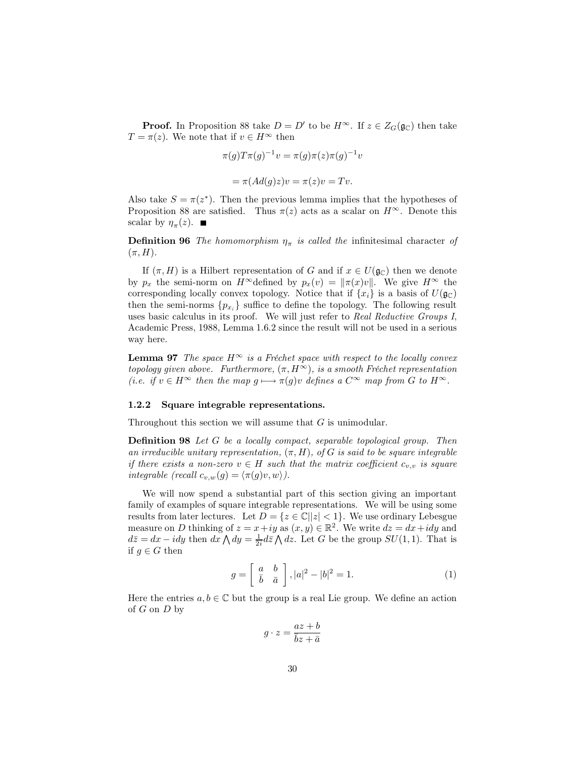**Proof.** In Proposition 88 take $D = D'$ to be $H^{\infty}$. If $z \in Z_G(\mathfrak{g}_{\mathbb{C}})$ then take $T = \pi(z)$. We note that if $v \in H^{\infty}$ then

$$\pi(g)T\pi(g)^{-1}v = \pi(g)\pi(z)\pi(g)^{-1}v$$

$$= \pi(Ad(g)z)v = \pi(z)v = Tv.$$

Also take $S = \pi(z^*)$. Then the previous lemma implies that the hypotheses of Proposition 88 are satisfied. Thus $\pi(z)$ acts as a scalar on $H^{\infty}$. Denote this scalar by $\eta_{\pi}(z)$. ∎

**Definition 96** *The homomorphism $\eta_{\pi}$ is called the* infinitesimal character *of $(\pi, H)$.*

If $(\pi, H)$ is a Hilbert representation of $G$ and if $x \in U(\mathfrak{g}_{\mathbb{C}})$ then we denote by $p_x$ the semi-norm on $H^{\infty}$defined by $p_x(v) = \|\pi(x)v\|$. We give $H^{\infty}$ the corresponding locally convex topology. Notice that if $\{x_i\}$ is a basis of $U(\mathfrak{g}_{\mathbb{C}})$ then the semi-norms $\{p_{x_i}\}$ suffice to define the topology. The following result uses basic calculus in its proof. We will just refer to *Real Reductive Groups I*, Academic Press, 1988, Lemma 1.6.2 since the result will not be used in a serious way here.

**Lemma 97** *The space $H^{\infty}$ is a Fréchet space with respect to the locally convex topology given above. Furthermore, $(\pi, H^{\infty})$, is a smooth Fréchet representation (i.e. if $v \in H^{\infty}$ then the map $g \longmapsto \pi(g)v$ defines a $C^{\infty}$ map from $G$ to $H^{\infty}$.*

### 1.2.2 Square integrable representations.

Throughout this section we will assume that $G$ is unimodular.

**Definition 98** *Let $G$ be a locally compact, separable topological group. Then an irreducible unitary representation, $(\pi, H)$, of $G$ is said to be square integrable if there exists a non-zero $v \in H$ such that the matrix coefficient $c_{v,v}$ is square integrable (recall $c_{v,w}(g) = \langle \pi(g)v, w \rangle$).*

We will now spend a substantial part of this section giving an important family of examples of square integrable representations. We will be using some results from later lectures. Let $D = \{z \in \mathbb{C} | |z| < 1\}$. We use ordinary Lebesgue measure on $D$ thinking of $z = x+iy$ as $(x, y) \in \mathbb{R}^2$. We write $dz = dx+idy$ and $d\bar{z} = dx - idy$ then $dx \bigwedge dy = \frac{1}{2i} d\bar{z} \bigwedge dz$. Let $G$ be the group $SU(1,1)$. That is if $g \in G$ then

$$g = \left[ \begin{array}{cc} a & b \\ \bar{b} & \bar{a} \end{array} \right], |a|^2 - |b|^2 = 1. \tag{1}$$

Here the entries $a, b \in \mathbb{C}$ but the group is a real Lie group. We define an action of $G$ on $D$ by

$$g \cdot z = \frac{az + b}{\bar{b}z + \bar{a}}$$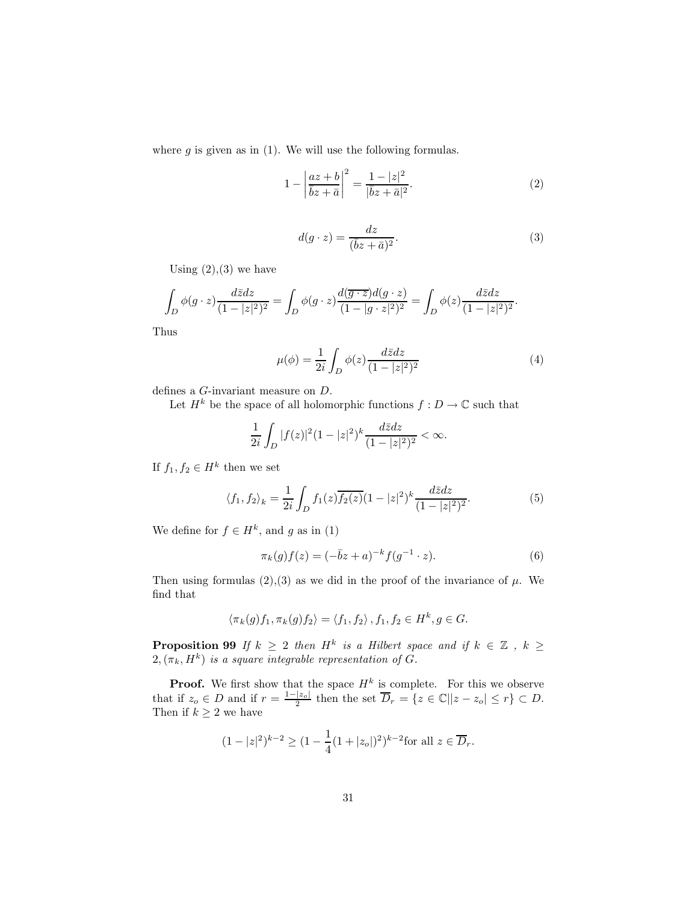where $g$ is given as in (1). We will use the following formulas.

$$1 - \left| \frac{az+b}{\bar{b}z+\bar{a}} \right|^2 = \frac{1-|z|^2}{|\bar{b}z+\bar{a}|^2}. \tag{2}$$

$$d(g \cdot z) = \frac{dz}{(\bar{b}z+\bar{a})^2}. \tag{3}$$

Using (2),(3) we have

$$\int_D \phi(g \cdot z) \frac{d\bar{z}dz}{(1-|z|^2)^2} = \int_D \phi(g \cdot z) \frac{d(\overline{g \cdot z})d(g \cdot z)}{(1-|g \cdot z|^2)^2} = \int_D \phi(z) \frac{d\bar{z}dz}{(1-|z|^2)^2}.$$

Thus

$$\mu(\phi) = \frac{1}{2i} \int_D \phi(z) \frac{d\bar{z}dz}{(1-|z|^2)^2} \tag{4}$$

defines a $G$-invariant measure on $D$.

Let $H^k$ be the space of all holomorphic functions $f : D \to \mathbb{C}$ such that

$$\frac{1}{2i} \int_D |f(z)|^2 (1-|z|^2)^k \frac{d\bar{z}dz}{(1-|z|^2)^2} < \infty.$$

If $f_1, f_2 \in H^k$ then we set

$$\langle f_1, f_2 \rangle_k = \frac{1}{2i} \int_D f_1(z) \overline{f_2(z)} (1-|z|^2)^k \frac{d\bar{z}dz}{(1-|z|^2)^2}. \tag{5}$$

We define for $f \in H^k$, and $g$ as in (1)

$$\pi_k(g) f(z) = (-\bar{b}z + a)^{-k} f(g^{-1} \cdot z). \tag{6}$$

Then using formulas (2),(3) as we did in the proof of the invariance of $\mu$. We find that

$$\langle \pi_k(g) f_1, \pi_k(g) f_2 \rangle = \langle f_1, f_2 \rangle, f_1, f_2 \in H^k, g \in G.$$

**Proposition 99** *If $k \geq 2$ then $H^k$ is a Hilbert space and if $k \in \mathbb{Z}$ , $k \geq 2, (\pi_k, H^k)$ is a square integrable representation of $G$.*

**Proof.** We first show that the space $H^k$ is complete. For this we observe that if $z_o \in D$ and if $r = \frac{1-|z_o|}{2}$ then the set $\overline{D}_r = \{z \in \mathbb{C} | |z - z_o| \leq r\} \subset D$. Then if $k \geq 2$ we have

$$(1-|z|^2)^{k-2} \geq (1 - \frac{1}{4}(1+|z_o|)^2)^{k-2} \text{for all } z \in \overline{D}_r.$$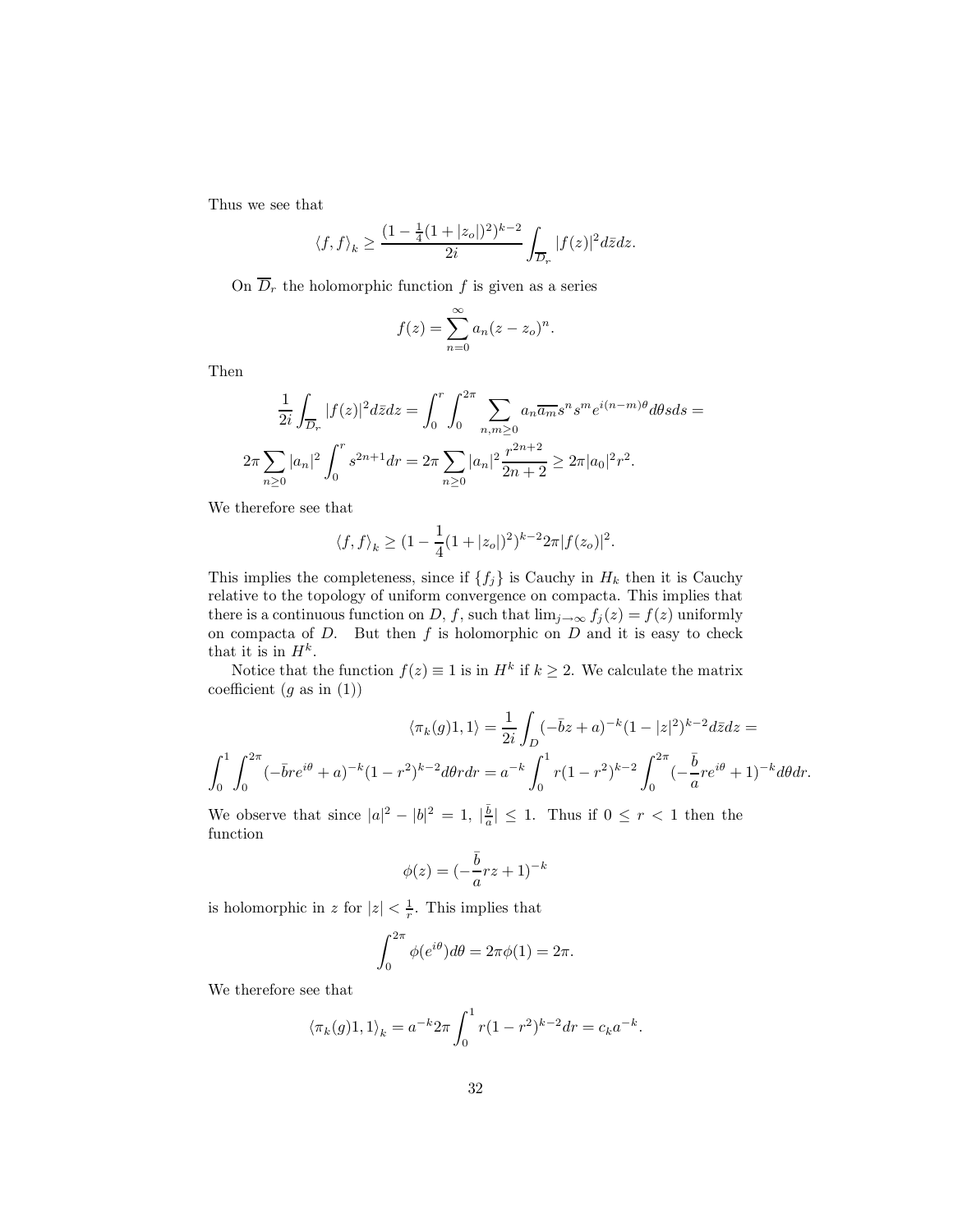Thus we see that

$$\langle f,f\rangle_k \geq \frac{(1-\frac{1}{4}(1+|z_o|)^2)^{k-2}}{2i}\int_{\overline{D}_r}|f(z)|^2 d\bar{z}dz.$$

On $\overline{D}_r$ the holomorphic function $f$ is given as a series

$$f(z)=\sum_{n=0}^{\infty}a_n(z-z_o)^n.$$

Then

$$\frac{1}{2i}\int_{\overline{D}_r}|f(z)|^2 d\bar{z}dz=\int_0^r\int_0^{2\pi}\sum_{n,m\geq 0}a_n\overline{a_m}s^n s^m e^{i(n-m)\theta}d\theta s ds=$$

$$2\pi\sum_{n\geq 0}|a_n|^2\int_0^r s^{2n+1}dr=2\pi\sum_{n\geq 0}|a_n|^2\frac{r^{2n+2}}{2n+2}\geq 2\pi|a_0|^2 r^2.$$

We therefore see that

$$\langle f,f\rangle_k \geq (1-\frac{1}{4}(1+|z_o|)^2)^{k-2}2\pi|f(z_o)|^2.$$

This implies the completeness, since if $\{f_j\}$ is Cauchy in $H_k$ then it is Cauchy relative to the topology of uniform convergence on compacta. This implies that there is a continuous function on $D$, $f$, such that $\lim_{j\to\infty}f_j(z)=f(z)$ uniformly on compacta of $D$. But then $f$ is holomorphic on $D$ and it is easy to check that it is in $H^k$.

Notice that the function $f(z)\equiv 1$ is in $H^k$ if $k\geq 2$. We calculate the matrix coefficient ($g$ as in (1))

$$\langle \pi_k(g)1,1\rangle=\frac{1}{2i}\int_D(-\bar{b}z+a)^{-k}(1-|z|^2)^{k-2}d\bar{z}dz=$$

$$\int_0^1\int_0^{2\pi}(-\bar{b}re^{i\theta}+a)^{-k}(1-r^2)^{k-2}d\theta r dr=a^{-k}\int_0^1 r(1-r^2)^{k-2}\int_0^{2\pi}(-\frac{\bar{b}}{a}re^{i\theta}+1)^{-k}d\theta dr.$$

We observe that since $|a|^2-|b|^2=1$, $|\frac{\bar{b}}{a}|\leq 1$. Thus if $0\leq r<1$ then the function

$$\phi(z)=(-\frac{\bar{b}}{a}rz+1)^{-k}$$

is holomorphic in $z$ for $|z|<\frac{1}{r}$. This implies that

$$\int_0^{2\pi}\phi(e^{i\theta})d\theta=2\pi\phi(1)=2\pi.$$

We therefore see that

$$\langle \pi_k(g)1,1\rangle_k=a^{-k}2\pi\int_0^1 r(1-r^2)^{k-2}dr=c_k a^{-k}.$$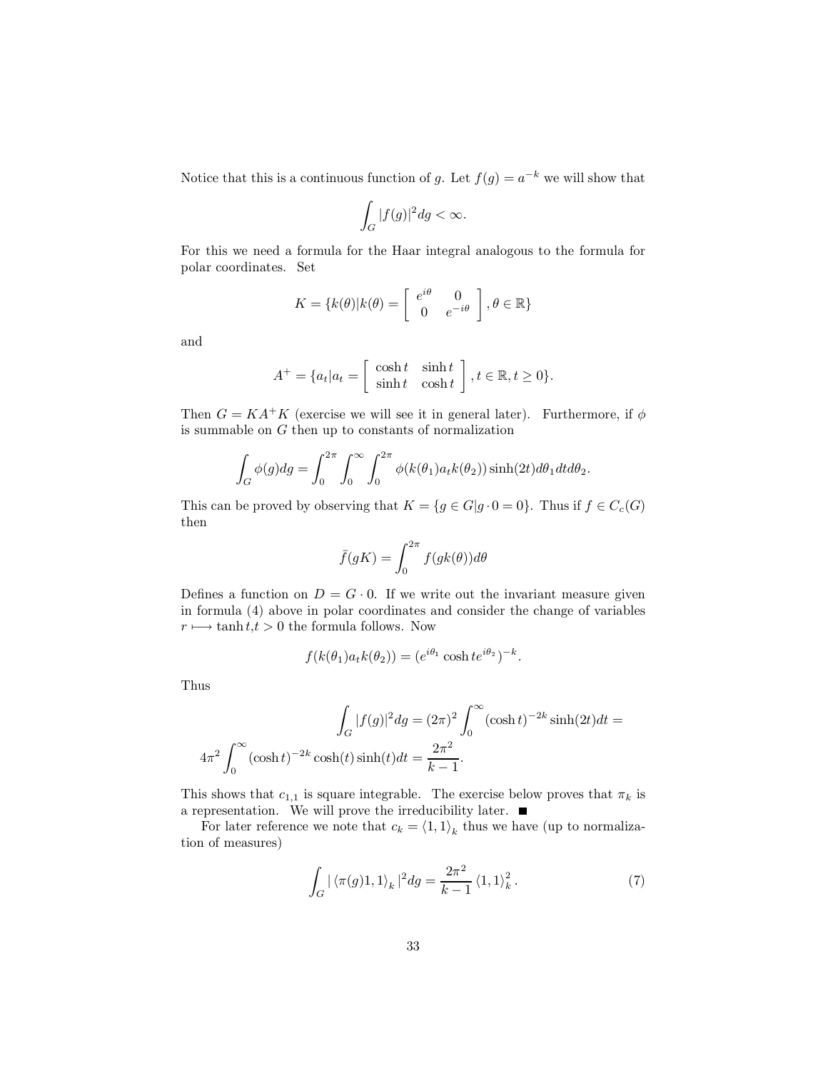Notice that this is a continuous function of $g$. Let $f(g) = a^{-k}$ we will show that

$$\int_G |f(g)|^2 dg < \infty.$$

For this we need a formula for the Haar integral analogous to the formula for polar coordinates. Set

$$K = \{k(\theta) | k(\theta) = \begin{bmatrix} e^{i\theta} & 0 \\ 0 & e^{-i\theta} \end{bmatrix}, \theta \in \mathbb{R}\}$$

and

$$A^+ = \{a_t | a_t = \begin{bmatrix} \cosh t & \sinh t \\ \sinh t & \cosh t \end{bmatrix}, t \in \mathbb{R}, t \geq 0\}.$$

Then $G = KA^+K$ (exercise we will see it in general later). Furthermore, if $\phi$ is summable on $G$ then up to constants of normalization

$$\int_G \phi(g) dg = \int_0^{2\pi} \int_0^{\infty} \int_0^{2\pi} \phi(k(\theta_1) a_t k(\theta_2)) \sinh(2t) d\theta_1 dt d\theta_2.$$

This can be proved by observing that $K = \{g \in G | g \cdot 0 = 0\}$. Thus if $f \in C_c(G)$ then

$$\bar{f}(gK) = \int_0^{2\pi} f(gk(\theta)) d\theta$$

Defines a function on $D = G \cdot 0$. If we write out the invariant measure given in formula (4) above in polar coordinates and consider the change of variables $r \longmapsto \tanh t, t > 0$ the formula follows. Now

$$f(k(\theta_1) a_t k(\theta_2)) = (e^{i\theta_1} \cosh t e^{i\theta_2})^{-k}.$$

Thus

$$\int_G |f(g)|^2 dg = (2\pi)^2 \int_0^{\infty} (\cosh t)^{-2k} \sinh(2t) dt =$$
$$4\pi^2 \int_0^{\infty} (\cosh t)^{-2k} \cosh(t) \sinh(t) dt = \frac{2\pi^2}{k-1}.$$

This shows that $c_{1,1}$ is square integrable. The exercise below proves that $\pi_k$ is a representation. We will prove the irreducibility later. ■

For later reference we note that $c_k = \langle 1, 1 \rangle_k$ thus we have (up to normalization of measures)

$$\int_G |\langle \pi(g)1, 1 \rangle_k|^2 dg = \frac{2\pi^2}{k-1} \langle 1, 1 \rangle_k^2. \tag{7}$$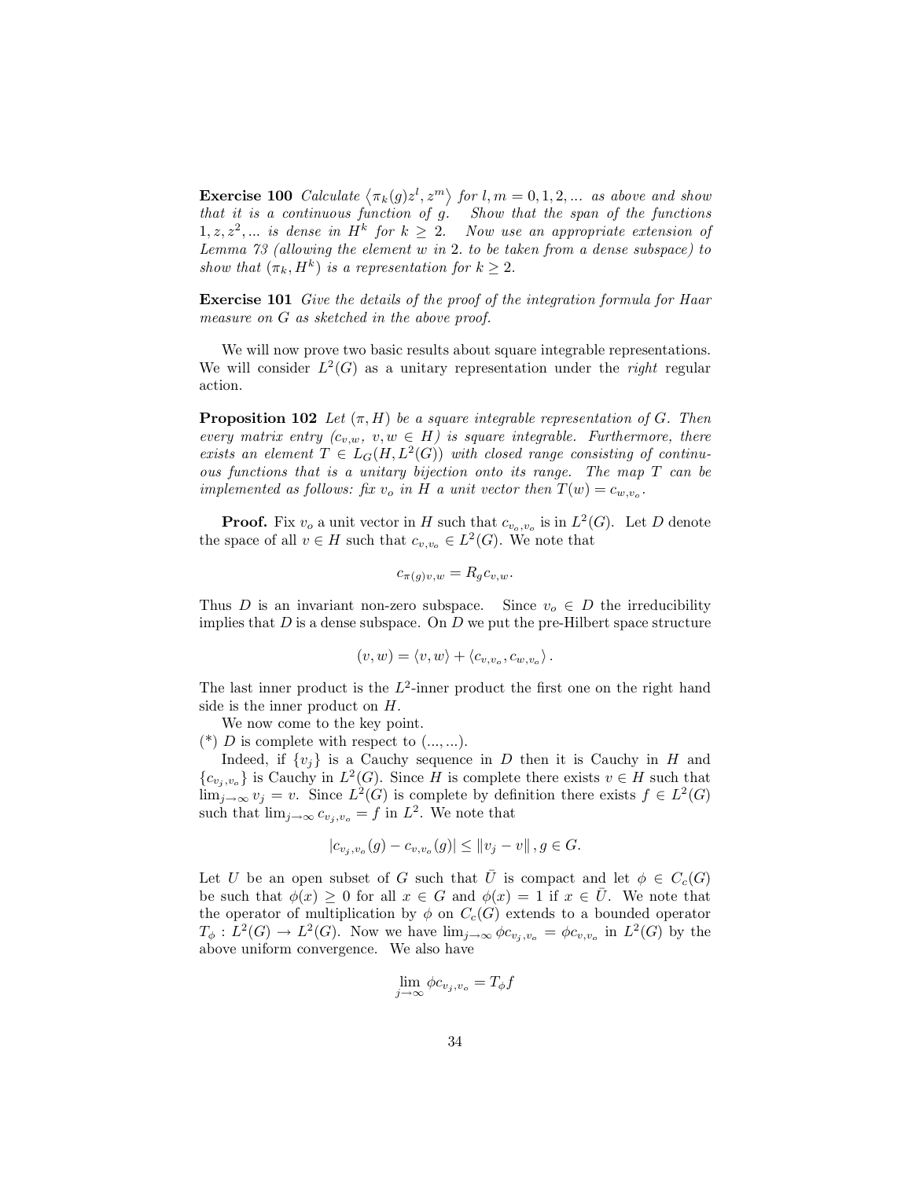**Exercise 100** *Calculate $\langle \pi_k(g)z^l, z^m \rangle$ for $l, m = 0, 1, 2, ...$ as above and show that it is a continuous function of $g$. Show that the span of the functions $1, z, z^2, ...$ is dense in $H^k$ for $k \geq 2$. Now use an appropriate extension of Lemma 73 (allowing the element $w$ in 2. to be taken from a dense subspace) to show that $(\pi_k, H^k)$ is a representation for $k \geq 2$.*

**Exercise 101** *Give the details of the proof of the integration formula for Haar measure on $G$ as sketched in the above proof.*

We will now prove two basic results about square integrable representations. We will consider $L^2(G)$ as a unitary representation under the *right* regular action.

**Proposition 102** *Let $(\pi, H)$ be a square integrable representation of $G$. Then every matrix entry $(c_{v,w},\ v, w \in H)$ is square integrable. Furthermore, there exists an element $T \in L_G(H, L^2(G))$ with closed range consisting of continuous functions that is a unitary bijection onto its range. The map $T$ can be implemented as follows: fix $v_o$ in $H$ a unit vector then $T(w) = c_{w,v_o}$.*

**Proof.** Fix $v_o$ a unit vector in $H$ such that $c_{v_o,v_o}$ is in $L^2(G)$. Let $D$ denote the space of all $v \in H$ such that $c_{v,v_o} \in L^2(G)$. We note that

$$c_{\pi(g)v,w} = R_g c_{v,w}.$$

Thus $D$ is an invariant non-zero subspace. Since $v_o \in D$ the irreducibility implies that $D$ is a dense subspace. On $D$ we put the pre-Hilbert space structure

$$(v, w) = \langle v, w \rangle + \langle c_{v,v_o}, c_{w,v_o} \rangle .$$

The last inner product is the $L^2$-inner product the first one on the right hand side is the inner product on $H$.

We now come to the key point.

(*) $D$ is complete with respect to $(..., ...)$.

Indeed, if $\{v_j\}$ is a Cauchy sequence in $D$ then it is Cauchy in $H$ and $\{c_{v_j,v_o}\}$ is Cauchy in $L^2(G)$. Since $H$ is complete there exists $v \in H$ such that $\lim_{j\to\infty} v_j = v$. Since $L^2(G)$ is complete by definition there exists $f \in L^2(G)$ such that $\lim_{j\to\infty} c_{v_j,v_o} = f$ in $L^2$. We note that

$$|c_{v_j,v_o}(g) - c_{v,v_o}(g)| \leq \|v_j - v\|, g \in G.$$

Let $U$ be an open subset of $G$ such that $\bar{U}$ is compact and let $\phi \in C_c(G)$ be such that $\phi(x) \geq 0$ for all $x \in G$ and $\phi(x) = 1$ if $x \in \bar{U}$. We note that the operator of multiplication by $\phi$ on $C_c(G)$ extends to a bounded operator $T_\phi : L^2(G) \to L^2(G)$. Now we have $\lim_{j\to\infty} \phi c_{v_j,v_o} = \phi c_{v,v_o}$ in $L^2(G)$ by the above uniform convergence. We also have

$$\lim_{j\to\infty} \phi c_{v_j,v_o} = T_\phi f$$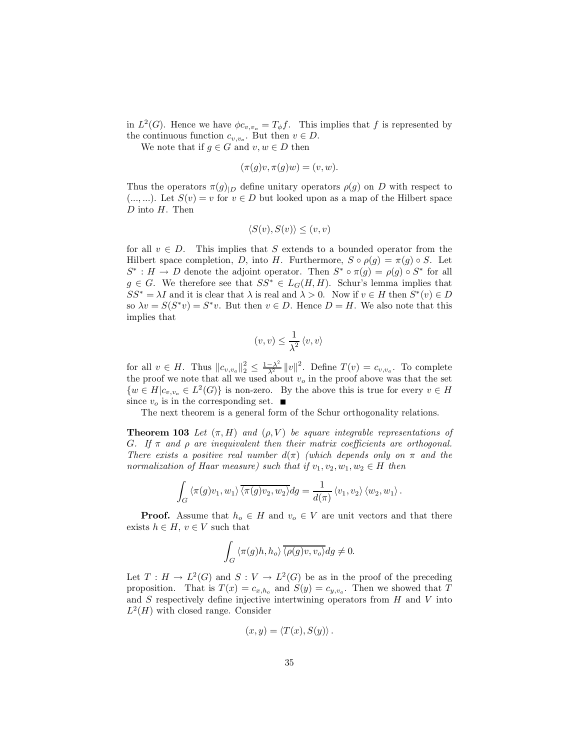in $L^2(G)$. Hence we have $\phi c_{v,v_o} = T_\phi f$. This implies that $f$ is represented by the continuous function $c_{v,v_o}$. But then $v \in D$.

We note that if $g \in G$ and $v, w \in D$ then

$$(\pi(g)v, \pi(g)w) = (v, w).$$

Thus the operators $\pi(g)_{|D}$ define unitary operators $\rho(g)$ on $D$ with respect to $(..., ...)$. Let $S(v) = v$ for $v \in D$ but looked upon as a map of the Hilbert space $D$ into $H$. Then

$$\langle S(v), S(v) \rangle \leq (v, v)$$

for all $v \in D$. This implies that $S$ extends to a bounded operator from the Hilbert space completion, $D$, into $H$. Furthermore, $S \circ \rho(g) = \pi(g) \circ S$. Let $S^* : H \to D$ denote the adjoint operator. Then $S^* \circ \pi(g) = \rho(g) \circ S^*$ for all $g \in G$. We therefore see that $SS^* \in L_G(H, H)$. Schur's lemma implies that $SS^* = \lambda I$ and it is clear that $\lambda$ is real and $\lambda > 0$. Now if $v \in H$ then $S^*(v) \in D$ so $\lambda v = S(S^* v) = S^* v$. But then $v \in D$. Hence $D = H$. We also note that this implies that

$$(v, v) \leq \frac{1}{\lambda^2} \langle v, v \rangle$$

for all $v \in H$. Thus $\|c_{v,v_o}\|_2^2 \leq \frac{1-\lambda^2}{\lambda^2} \|v\|^2$. Define $T(v) = c_{v,v_o}$. To complete the proof we note that all we used about $v_o$ in the proof above was that the set $\{w \in H | c_{v,v_o} \in L^2(G)\}$ is non-zero. By the above this is true for every $v \in H$ since $v_o$ is in the corresponding set. ■

The next theorem is a general form of the Schur orthogonality relations.

**Theorem 103** *Let $(\pi, H)$ and $(\rho, V)$ be square integrable representations of $G$. If $\pi$ and $\rho$ are inequivalent then their matrix coefficients are orthogonal. There exists a positive real number $d(\pi)$ (which depends only on $\pi$ and the normalization of Haar measure) such that if $v_1, v_2, w_1, w_2 \in H$ then*

$$\int_G \langle \pi(g)v_1, w_1 \rangle \overline{\langle \pi(g)v_2, w_2 \rangle} dg = \frac{1}{d(\pi)} \langle v_1, v_2 \rangle \langle w_2, w_1 \rangle.$$

**Proof.** Assume that $h_o \in H$ and $v_o \in V$ are unit vectors and that there exists $h \in H$, $v \in V$ such that

$$\int_G \langle \pi(g)h, h_o \rangle \overline{\langle \rho(g)v, v_o \rangle} dg \neq 0.$$

Let $T : H \to L^2(G)$ and $S : V \to L^2(G)$ be as in the proof of the preceding proposition. That is $T(x) = c_{x,h_o}$ and $S(y) = c_{y,v_o}$. Then we showed that $T$ and $S$ respectively define injective intertwining operators from $H$ and $V$ into $L^2(H)$ with closed range. Consider

$$(x, y) = \langle T(x), S(y) \rangle.$$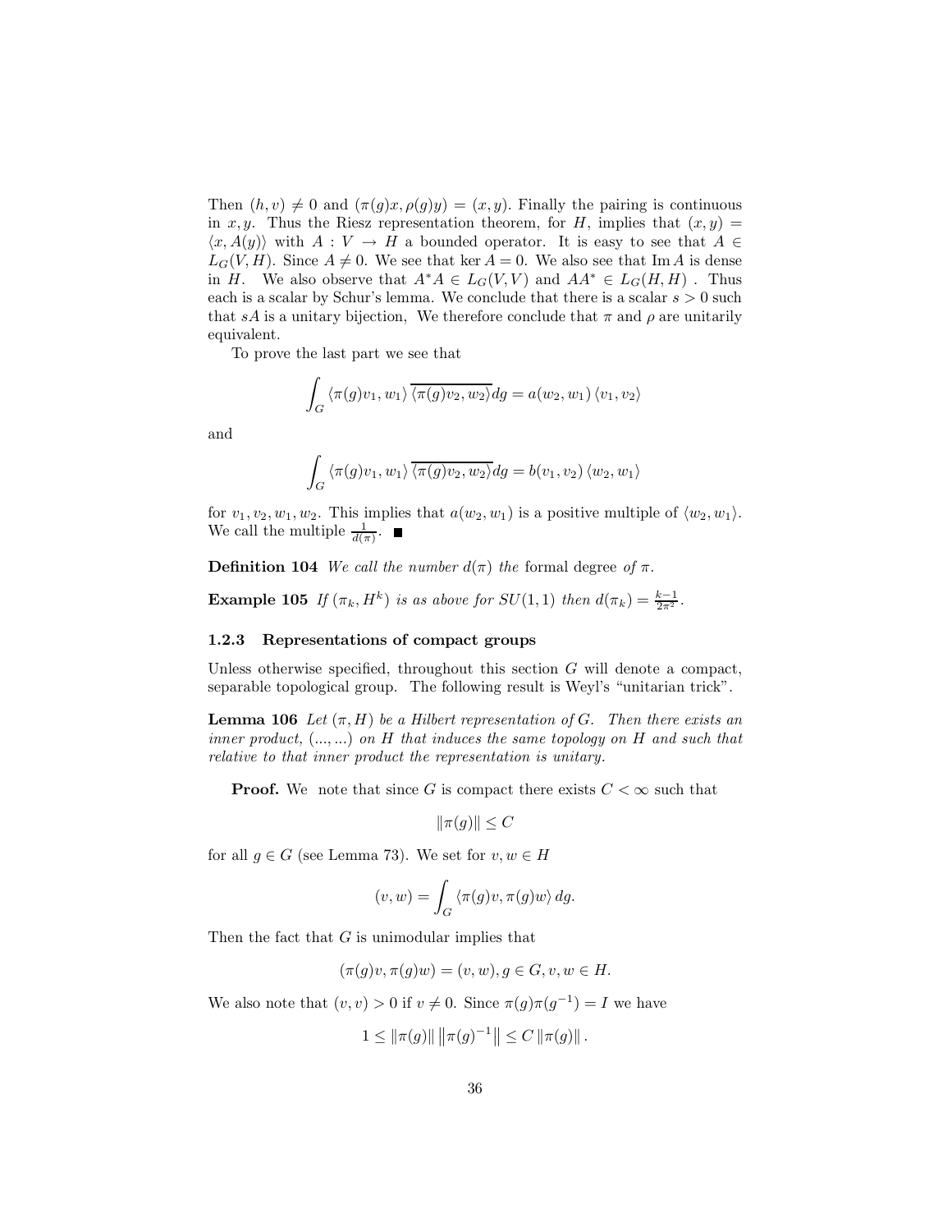Then $(h,v) \neq 0$ and $(\pi(g)x, \rho(g)y) = (x,y)$. Finally the pairing is continuous in $x, y$. Thus the Riesz representation theorem, for $H$, implies that $(x,y) = \langle x, A(y)\rangle$ with $A : V \to H$ a bounded operator. It is easy to see that $A \in L_G(V,H)$. Since $A \neq 0$. We see that $\ker A = 0$. We also see that $\operatorname{Im} A$ is dense in $H$. We also observe that $A^*A \in L_G(V,V)$ and $AA^* \in L_G(H,H)$ . Thus each is a scalar by Schur's lemma. We conclude that there is a scalar $s > 0$ such that $sA$ is a unitary bijection, We therefore conclude that $\pi$ and $\rho$ are unitarily equivalent.

To prove the last part we see that

$$\int_G \langle \pi(g)v_1, w_1\rangle \overline{\langle \pi(g)v_2, w_2\rangle} dg = a(w_2, w_1) \langle v_1, v_2\rangle$$

and

$$\int_G \langle \pi(g)v_1, w_1\rangle \overline{\langle \pi(g)v_2, w_2\rangle} dg = b(v_1, v_2) \langle w_2, w_1\rangle$$

for $v_1, v_2, w_1, w_2$. This implies that $a(w_2, w_1)$ is a positive multiple of $\langle w_2, w_1\rangle$. We call the multiple $\frac{1}{d(\pi)}$. ∎

**Definition 104** *We call the number $d(\pi)$ the* formal degree *of $\pi$.*

**Example 105** *If $(\pi_k, H^k)$ is as above for $SU(1,1)$ then $d(\pi_k) = \frac{k-1}{2\pi^2}$.*

### 1.2.3 Representations of compact groups

Unless otherwise specified, throughout this section $G$ will denote a compact, separable topological group. The following result is Weyl's "unitarian trick".

**Lemma 106** *Let $(\pi, H)$ be a Hilbert representation of $G$. Then there exists an inner product, $(..., ...)$ on $H$ that induces the same topology on $H$ and such that relative to that inner product the representation is unitary.*

**Proof.** We note that since $G$ is compact there exists $C < \infty$ such that

$$\|\pi(g)\| \leq C$$

for all $g \in G$ (see Lemma 73). We set for $v, w \in H$

$$(v,w) = \int_G \langle \pi(g)v, \pi(g)w\rangle \, dg.$$

Then the fact that $G$ is unimodular implies that

$$(\pi(g)v, \pi(g)w) = (v,w), g \in G, v, w \in H.$$

We also note that $(v,v) > 0$ if $v \neq 0$. Since $\pi(g)\pi(g^{-1}) = I$ we have

$$1 \leq \|\pi(g)\| \left\|\pi(g)^{-1}\right\| \leq C \|\pi(g)\|.$$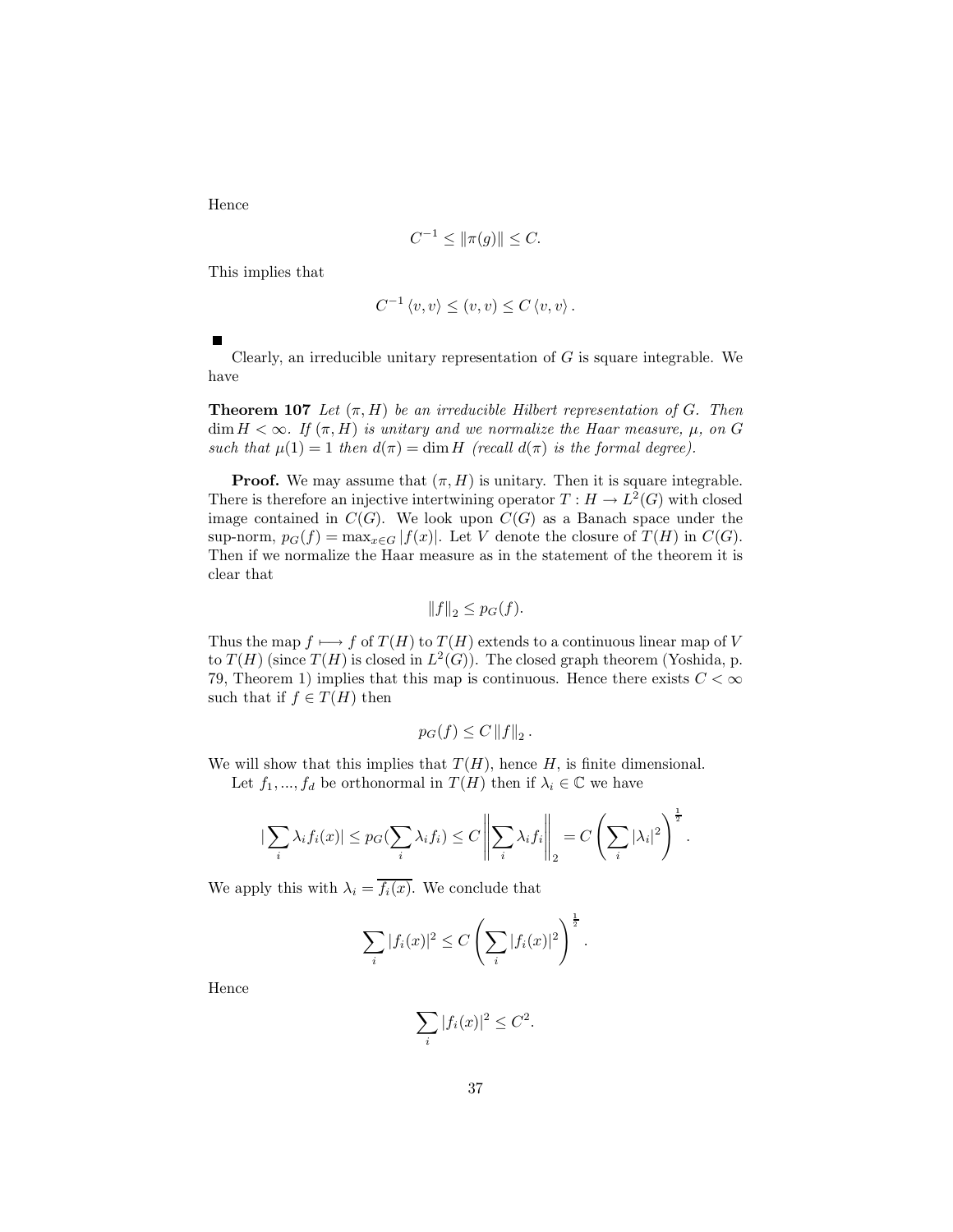Hence

$$C^{-1} \leq \|\pi(g)\| \leq C.$$

This implies that

$$C^{-1} \langle v, v \rangle \leq (v, v) \leq C \langle v, v \rangle .$$

■

Clearly, an irreducible unitary representation of $G$ is square integrable. We have

**Theorem 107** *Let $(\pi, H)$ be an irreducible Hilbert representation of $G$. Then $\dim H < \infty$. If $(\pi, H)$ is unitary and we normalize the Haar measure, $\mu$, on $G$ such that $\mu(1) = 1$ then $d(\pi) = \dim H$ (recall $d(\pi)$ is the formal degree).*

**Proof.** We may assume that $(\pi, H)$ is unitary. Then it is square integrable. There is therefore an injective intertwining operator $T : H \to L^2(G)$ with closed image contained in $C(G)$. We look upon $C(G)$ as a Banach space under the sup-norm, $p_G(f) = \max_{x \in G} |f(x)|$. Let $V$ denote the closure of $T(H)$ in $C(G)$. Then if we normalize the Haar measure as in the statement of the theorem it is clear that

$$\|f\|_2 \leq p_G(f).$$

Thus the map $f \longmapsto f$ of $T(H)$ to $T(H)$ extends to a continuous linear map of $V$ to $T(H)$ (since $T(H)$ is closed in $L^2(G)$). The closed graph theorem (Yoshida, p. 79, Theorem 1) implies that this map is continuous. Hence there exists $C < \infty$ such that if $f \in T(H)$ then

$$p_G(f) \leq C \|f\|_2 .$$

We will show that this implies that $T(H)$, hence $H$, is finite dimensional.

Let $f_1, ..., f_d$ be orthonormal in $T(H)$ then if $\lambda_i \in \mathbb{C}$ we have

$$|\sum_i \lambda_i f_i(x)| \leq p_G(\sum_i \lambda_i f_i) \leq C \left\| \sum_i \lambda_i f_i \right\|_2 = C \left( \sum_i |\lambda_i|^2 \right)^{\frac{1}{2}} .$$

We apply this with $\lambda_i = \overline{f_i(x)}$. We conclude that

$$\sum_i |f_i(x)|^2 \leq C \left( \sum_i |f_i(x)|^2 \right)^{\frac{1}{2}} .$$

Hence

$$\sum_i |f_i(x)|^2 \leq C^2.$$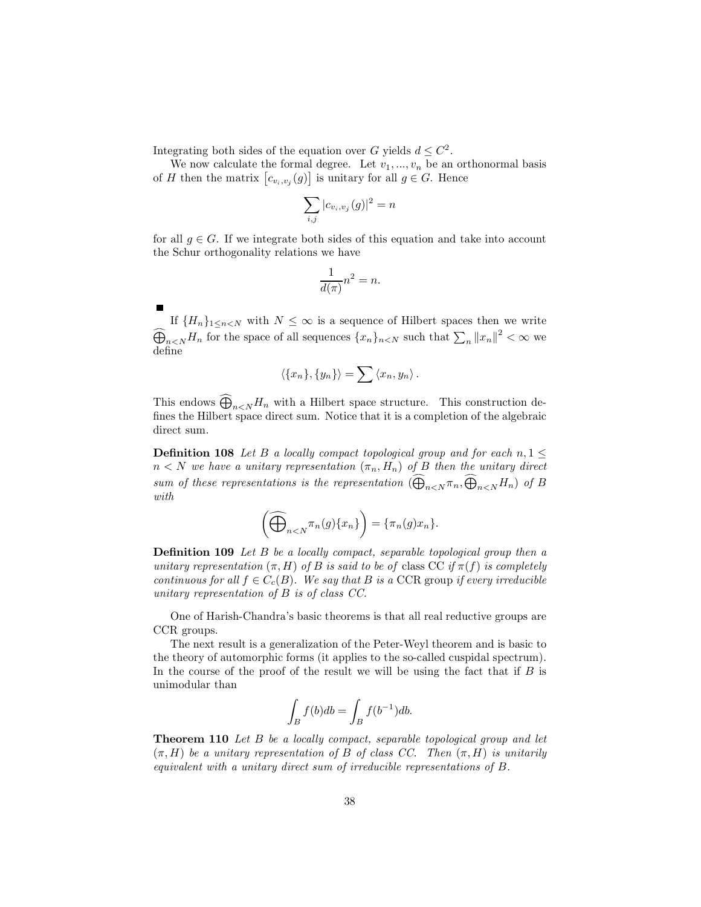Integrating both sides of the equation over $G$ yields $d \leq C^2$.

We now calculate the formal degree. Let $v_1, ..., v_n$ be an orthonormal basis of $H$ then the matrix $\left[c_{v_i,v_j}(g)\right]$ is unitary for all $g \in G$. Hence

$$\sum_{i,j} |c_{v_i,v_j}(g)|^2 = n$$

for all $g \in G$. If we integrate both sides of this equation and take into account the Schur orthogonality relations we have

$$\frac{1}{d(\pi)} n^2 = n.$$

■

If $\{H_n\}_{1 \leq n < N}$ with $N \leq \infty$ is a sequence of Hilbert spaces then we write $\widehat{\bigoplus}_{n<N} H_n$ for the space of all sequences $\{x_n\}_{n<N}$ such that $\sum_n \|x_n\|^2 < \infty$ we define

$$\langle \{x_n\}, \{y_n\} \rangle = \sum \langle x_n, y_n \rangle .$$

This endows $\widehat{\bigoplus}_{n<N} H_n$ with a Hilbert space structure. This construction defines the Hilbert space direct sum. Notice that it is a completion of the algebraic direct sum.

**Definition 108** *Let $B$ a locally compact topological group and for each $n, 1 \leq n < N$ we have a unitary representation $(\pi_n, H_n)$ of $B$ then the unitary direct sum of these representations is the representation $(\widehat{\bigoplus}_{n<N} \pi_n, \widehat{\bigoplus}_{n<N} H_n)$ of $B$ with*

$$\left(\widehat{\bigoplus}_{n<N} \pi_n(g) \{x_n\}\right) = \{\pi_n(g) x_n\}.$$

**Definition 109** *Let $B$ be a locally compact, separable topological group then a unitary representation $(\pi, H)$ of $B$ is said to be of* class CC *if $\pi(f)$ is completely continuous for all $f \in C_c(B)$. We say that $B$ is a* CCR group *if every irreducible unitary representation of $B$ is of class CC.*

One of Harish-Chandra's basic theorems is that all real reductive groups are CCR groups.

The next result is a generalization of the Peter-Weyl theorem and is basic to the theory of automorphic forms (it applies to the so-called cuspidal spectrum). In the course of the proof of the result we will be using the fact that if $B$ is unimodular than

$$\int_B f(b) db = \int_B f(b^{-1}) db.$$

**Theorem 110** *Let $B$ be a locally compact, separable topological group and let $(\pi, H)$ be a unitary representation of $B$ of class CC. Then $(\pi, H)$ is unitarily equivalent with a unitary direct sum of irreducible representations of $B$.*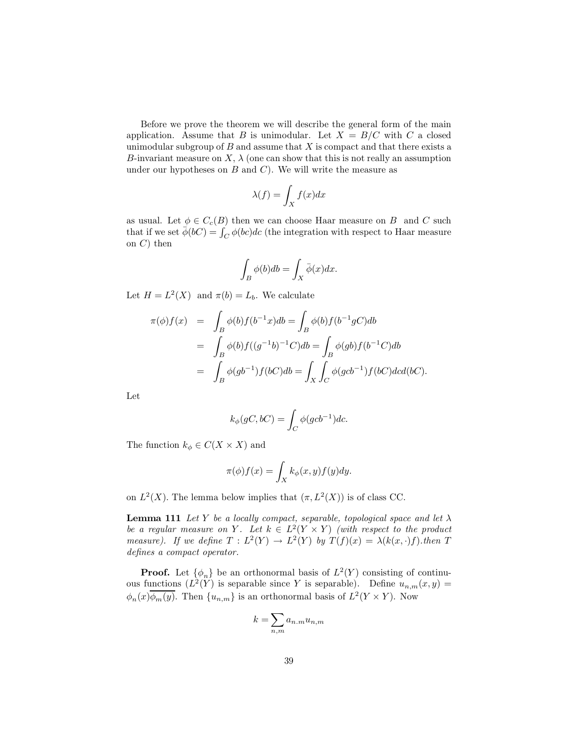Before we prove the theorem we will describe the general form of the main application. Assume that $B$ is unimodular. Let $X = B/C$ with $C$ a closed unimodular subgroup of $B$ and assume that $X$ is compact and that there exists a $B$-invariant measure on $X$, $\lambda$ (one can show that this is not really an assumption under our hypotheses on $B$ and $C$). We will write the measure as

$$\lambda(f) = \int_X f(x)dx$$

as usual. Let $\phi \in C_c(B)$ then we can choose Haar measure on $B$ and $C$ such that if we set $\bar{\phi}(bC) = \int_C \phi(bc)dc$ (the integration with respect to Haar measure on $C$) then

$$\int_B \phi(b)db = \int_X \bar{\phi}(x)dx.$$

Let $H = L^2(X)$ and $\pi(b) = L_b$. We calculate

$$\begin{aligned}
\pi(\phi)f(x) &= \int_B \phi(b)f(b^{-1}x)db = \int_B \phi(b)f(b^{-1}gC)db \\
&= \int_B \phi(b)f((g^{-1}b)^{-1}C)db = \int_B \phi(gb)f(b^{-1}C)db \\
&= \int_B \phi(gb^{-1})f(bC)db = \int_X \int_C \phi(gcb^{-1})f(bC)dcd(bC).
\end{aligned}$$

Let

$$k_\phi(gC, bC) = \int_C \phi(gcb^{-1})dc.$$

The function $k_\phi \in C(X \times X)$ and

$$\pi(\phi)f(x) = \int_X k_\phi(x,y)f(y)dy.$$

on $L^2(X)$. The lemma below implies that $(\pi, L^2(X))$ is of class CC.

**Lemma 111** *Let $Y$ be a locally compact, separable, topological space and let $\lambda$ be a regular measure on $Y$. Let $k \in L^2(Y \times Y)$ (with respect to the product measure). If we define $T : L^2(Y) \to L^2(Y)$ by $T(f)(x) = \lambda(k(x,\cdot)f)$.then $T$ defines a compact operator.*

**Proof.** Let $\{\phi_n\}$ be an orthonormal basis of $L^2(Y)$ consisting of continuous functions ($L^2(Y)$ is separable since $Y$ is separable). Define $u_{n,m}(x,y) = \phi_n(x)\overline{\phi_m(y)}$. Then $\{u_{n,m}\}$ is an orthonormal basis of $L^2(Y \times Y)$. Now

$$k = \sum_{n,m} a_{n.m} u_{n,m}$$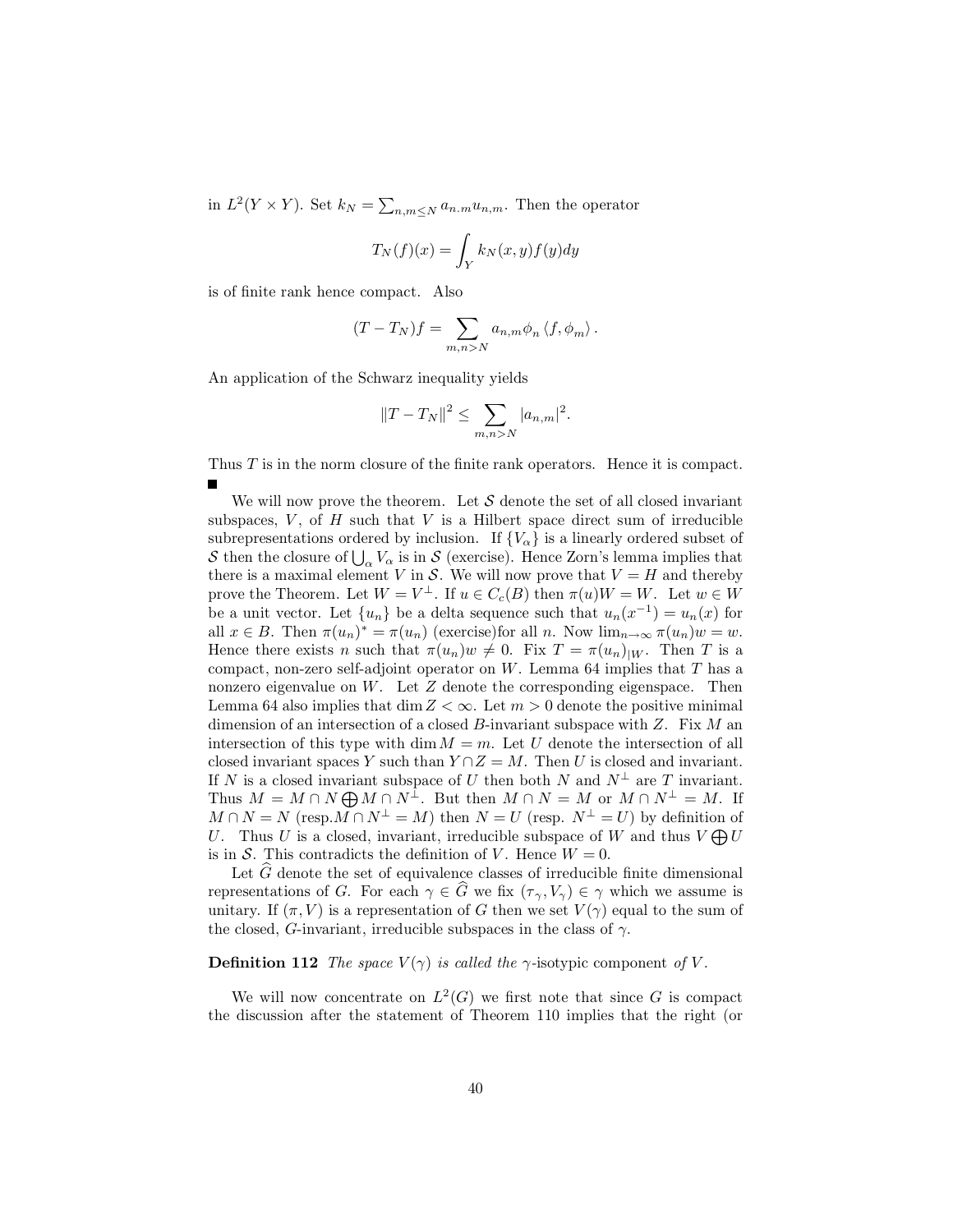in $L^2(Y \times Y)$. Set $k_N = \sum_{n,m \leq N} a_{n.m} u_{n,m}$. Then the operator

$$T_N(f)(x) = \int_Y k_N(x,y) f(y) dy$$

is of finite rank hence compact. Also

$$(T - T_N)f = \sum_{m,n > N} a_{n,m} \phi_n \langle f, \phi_m \rangle .$$

An application of the Schwarz inequality yields

$$\|T - T_N\|^2 \leq \sum_{m,n > N} |a_{n,m}|^2.$$

Thus $T$ is in the norm closure of the finite rank operators. Hence it is compact. ∎

We will now prove the theorem. Let $\mathcal{S}$ denote the set of all closed invariant subspaces, $V$, of $H$ such that $V$ is a Hilbert space direct sum of irreducible subrepresentations ordered by inclusion. If $\{V_\alpha\}$ is a linearly ordered subset of $\mathcal{S}$ then the closure of $\bigcup_\alpha V_\alpha$ is in $\mathcal{S}$ (exercise). Hence Zorn's lemma implies that there is a maximal element $V$ in $\mathcal{S}$. We will now prove that $V = H$ and thereby prove the Theorem. Let $W = V^\perp$. If $u \in C_c(B)$ then $\pi(u)W = W$. Let $w \in W$ be a unit vector. Let $\{u_n\}$ be a delta sequence such that $u_n(x^{-1}) = u_n(x)$ for all $x \in B$. Then $\pi(u_n)^* = \pi(u_n)$ (exercise)for all $n$. Now $\lim_{n\to\infty} \pi(u_n)w = w$. Hence there exists $n$ such that $\pi(u_n)w \neq 0$. Fix $T = \pi(u_n)_{|W}$. Then $T$ is a compact, non-zero self-adjoint operator on $W$. Lemma 64 implies that $T$ has a nonzero eigenvalue on $W$. Let $Z$ denote the corresponding eigenspace. Then Lemma 64 also implies that $\dim Z < \infty$. Let $m > 0$ denote the positive minimal dimension of an intersection of a closed $B$-invariant subspace with $Z$. Fix $M$ an intersection of this type with $\dim M = m$. Let $U$ denote the intersection of all closed invariant spaces $Y$ such than $Y \cap Z = M$. Then $U$ is closed and invariant. If $N$ is a closed invariant subspace of $U$ then both $N$ and $N^\perp$ are $T$ invariant. Thus $M = M \cap N \bigoplus M \cap N^\perp$. But then $M \cap N = M$ or $M \cap N^\perp = M$. If $M \cap N = N$ (resp.$M \cap N^\perp = M$) then $N = U$ (resp. $N^\perp = U$) by definition of $U$. Thus $U$ is a closed, invariant, irreducible subspace of $W$ and thus $V \bigoplus U$ is in $\mathcal{S}$. This contradicts the definition of $V$. Hence $W = 0$.

Let $\widehat{G}$ denote the set of equivalence classes of irreducible finite dimensional representations of $G$. For each $\gamma \in \widehat{G}$ we fix $(\tau_\gamma, V_\gamma) \in \gamma$ which we assume is unitary. If $(\pi, V)$ is a representation of $G$ then we set $V(\gamma)$ equal to the sum of the closed, $G$-invariant, irreducible subspaces in the class of $\gamma$.

**Definition 112** *The space $V(\gamma)$ is called the* $\gamma$-isotypic component *of $V$.*

We will now concentrate on $L^2(G)$ we first note that since $G$ is compact the discussion after the statement of Theorem 110 implies that the right (or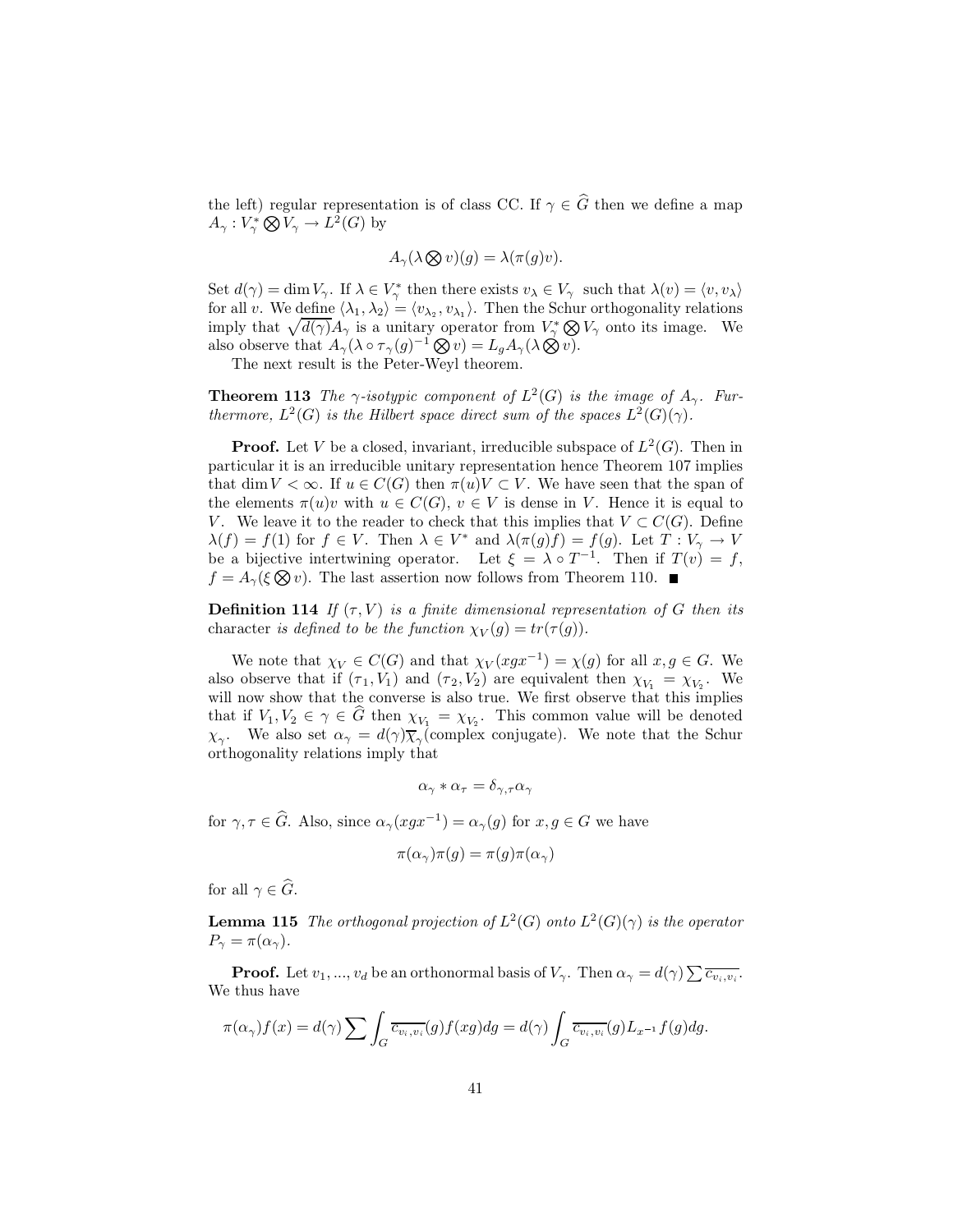the left) regular representation is of class CC. If $\gamma \in \widehat{G}$ then we define a map $A_\gamma : V_\gamma^* \bigotimes V_\gamma \to L^2(G)$ by

$$A_\gamma(\lambda \bigotimes v)(g) = \lambda(\pi(g)v).$$

Set $d(\gamma) = \dim V_\gamma$. If $\lambda \in V_\gamma^*$ then there exists $v_\lambda \in V_\gamma$ such that $\lambda(v) = \langle v, v_\lambda \rangle$ for all $v$. We define $\langle \lambda_1, \lambda_2 \rangle = \langle v_{\lambda_2}, v_{\lambda_1} \rangle$. Then the Schur orthogonality relations imply that $\sqrt{d(\gamma)} A_\gamma$ is a unitary operator from $V_\gamma^* \bigotimes V_\gamma$ onto its image. We also observe that $A_\gamma(\lambda \circ \tau_\gamma(g)^{-1} \bigotimes v) = L_g A_\gamma(\lambda \bigotimes v)$.

The next result is the Peter-Weyl theorem.

**Theorem 113** *The $\gamma$-isotypic component of $L^2(G)$ is the image of $A_\gamma$. Furthermore, $L^2(G)$ is the Hilbert space direct sum of the spaces $L^2(G)(\gamma)$.*

**Proof.** Let $V$ be a closed, invariant, irreducible subspace of $L^2(G)$. Then in particular it is an irreducible unitary representation hence Theorem 107 implies that $\dim V < \infty$. If $u \in C(G)$ then $\pi(u)V \subset V$. We have seen that the span of the elements $\pi(u)v$ with $u \in C(G)$, $v \in V$ is dense in $V$. Hence it is equal to $V$. We leave it to the reader to check that this implies that $V \subset C(G)$. Define $\lambda(f) = f(1)$ for $f \in V$. Then $\lambda \in V^*$ and $\lambda(\pi(g)f) = f(g)$. Let $T : V_\gamma \to V$ be a bijective intertwining operator. Let $\xi = \lambda \circ T^{-1}$. Then if $T(v) = f$, $f = A_\gamma(\xi \bigotimes v)$. The last assertion now follows from Theorem 110. ∎

**Definition 114** *If $(\tau, V)$ is a finite dimensional representation of $G$ then its* character *is defined to be the function $\chi_V(g) = tr(\tau(g))$.*

We note that $\chi_V \in C(G)$ and that $\chi_V(xgx^{-1}) = \chi(g)$ for all $x, g \in G$. We also observe that if $(\tau_1, V_1)$ and $(\tau_2, V_2)$ are equivalent then $\chi_{V_1} = \chi_{V_2}$. We will now show that the converse is also true. We first observe that this implies that if $V_1, V_2 \in \gamma \in \widehat{G}$ then $\chi_{V_1} = \chi_{V_2}$. This common value will be denoted $\chi_\gamma$. We also set $\alpha_\gamma = d(\gamma)\overline{\chi}_\gamma$(complex conjugate). We note that the Schur orthogonality relations imply that

$$\alpha_\gamma * \alpha_\tau = \delta_{\gamma,\tau} \alpha_\gamma$$

for $\gamma, \tau \in \widehat{G}$. Also, since $\alpha_\gamma(xgx^{-1}) = \alpha_\gamma(g)$ for $x, g \in G$ we have

$$\pi(\alpha_\gamma)\pi(g) = \pi(g)\pi(\alpha_\gamma)$$

for all $\gamma \in \widehat{G}$.

**Lemma 115** *The orthogonal projection of $L^2(G)$ onto $L^2(G)(\gamma)$ is the operator $P_\gamma = \pi(\alpha_\gamma)$.*

**Proof.** Let $v_1, ..., v_d$ be an orthonormal basis of $V_\gamma$. Then $\alpha_\gamma = d(\gamma) \sum \overline{c_{v_i,v_i}}$. We thus have

$$\pi(\alpha_\gamma)f(x) = d(\gamma) \sum \int_G \overline{c_{v_i,v_i}}(g) f(xg) dg = d(\gamma) \int_G \overline{c_{v_i,v_i}}(g) L_{x^{-1}} f(g) dg.$$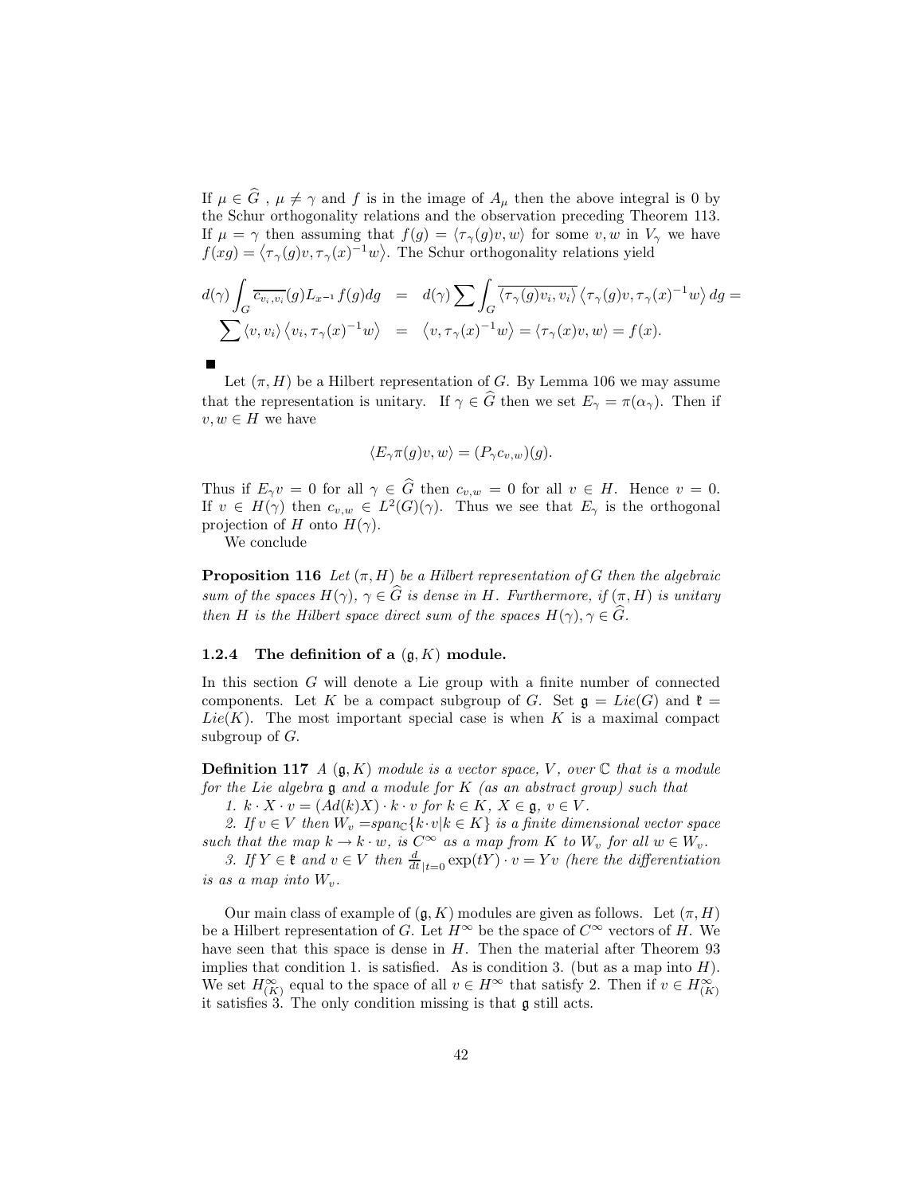If $\mu \in \widehat{G}$ , $\mu \neq \gamma$ and $f$ is in the image of $A_\mu$ then the above integral is 0 by the Schur orthogonality relations and the observation preceding Theorem 113. If $\mu = \gamma$ then assuming that $f(g) = \langle \tau_\gamma(g)v, w\rangle$ for some $v, w$ in $V_\gamma$ we have $f(xg) = \langle \tau_\gamma(g)v, \tau_\gamma(x)^{-1}w\rangle$. The Schur orthogonality relations yield

$$
\begin{aligned}
d(\gamma)\int_G \overline{c_{v_i,v_i}}(g)L_{x^{-1}}f(g)dg &= d(\gamma)\sum\int_G \overline{\langle\tau_\gamma(g)v_i, v_i\rangle}\left\langle\tau_\gamma(g)v, \tau_\gamma(x)^{-1}w\right\rangle dg = \\
\sum\langle v, v_i\rangle\left\langle v_i, \tau_\gamma(x)^{-1}w\right\rangle &= \left\langle v, \tau_\gamma(x)^{-1}w\right\rangle = \langle\tau_\gamma(x)v, w\rangle = f(x).
\end{aligned}
$$

■

Let $(\pi, H)$ be a Hilbert representation of $G$. By Lemma 106 we may assume that the representation is unitary. If $\gamma \in \widehat{G}$ then we set $E_\gamma = \pi(\alpha_\gamma)$. Then if $v, w \in H$ we have

$$
\langle E_\gamma \pi(g)v, w\rangle = (P_\gamma c_{v,w})(g).
$$

Thus if $E_\gamma v = 0$ for all $\gamma \in \widehat{G}$ then $c_{v,w} = 0$ for all $v \in H$. Hence $v = 0$. If $v \in H(\gamma)$ then $c_{v,w} \in L^2(G)(\gamma)$. Thus we see that $E_\gamma$ is the orthogonal projection of $H$ onto $H(\gamma)$.

We conclude

**Proposition 116** *Let $(\pi, H)$ be a Hilbert representation of $G$ then the algebraic sum of the spaces $H(\gamma)$, $\gamma \in \widehat{G}$ is dense in $H$. Furthermore, if $(\pi, H)$ is unitary then $H$ is the Hilbert space direct sum of the spaces $H(\gamma), \gamma \in \widehat{G}$.*

### 1.2.4 The definition of a $(\mathfrak{g}, K)$ module.

In this section $G$ will denote a Lie group with a finite number of connected components. Let $K$ be a compact subgroup of $G$. Set $\mathfrak{g} = Lie(G)$ and $\mathfrak{k} = Lie(K)$. The most important special case is when $K$ is a maximal compact subgroup of $G$.

**Definition 117** *A $(\mathfrak{g}, K)$ module is a vector space, $V$, over $\mathbb{C}$ that is a module for the Lie algebra $\mathfrak{g}$ and a module for $K$ (as an abstract group) such that*

*1. $k \cdot X \cdot v = (Ad(k)X) \cdot k \cdot v$ for $k \in K$, $X \in \mathfrak{g}$, $v \in V$.*

*2. If $v \in V$ then $W_v = span_{\mathbb{C}}\{k \cdot v | k \in K\}$ is a finite dimensional vector space such that the map $k \to k \cdot w$, is $C^\infty$ as a map from $K$ to $W_v$ for all $w \in W_v$.*

*3. If $Y \in \mathfrak{k}$ and $v \in V$ then $\frac{d}{dt}_{|t=0}\exp(tY) \cdot v = Yv$ (here the differentiation is as a map into $W_v$.*

Our main class of example of $(\mathfrak{g}, K)$ modules are given as follows. Let $(\pi, H)$ be a Hilbert representation of $G$. Let $H^\infty$ be the space of $C^\infty$ vectors of $H$. We have seen that this space is dense in $H$. Then the material after Theorem 93 implies that condition 1. is satisfied. As is condition 3. (but as a map into $H$). We set $H^\infty_{(K)}$ equal to the space of all $v \in H^\infty$ that satisfy 2. Then if $v \in H^\infty_{(K)}$ it satisfies 3. The only condition missing is that $\mathfrak{g}$ still acts.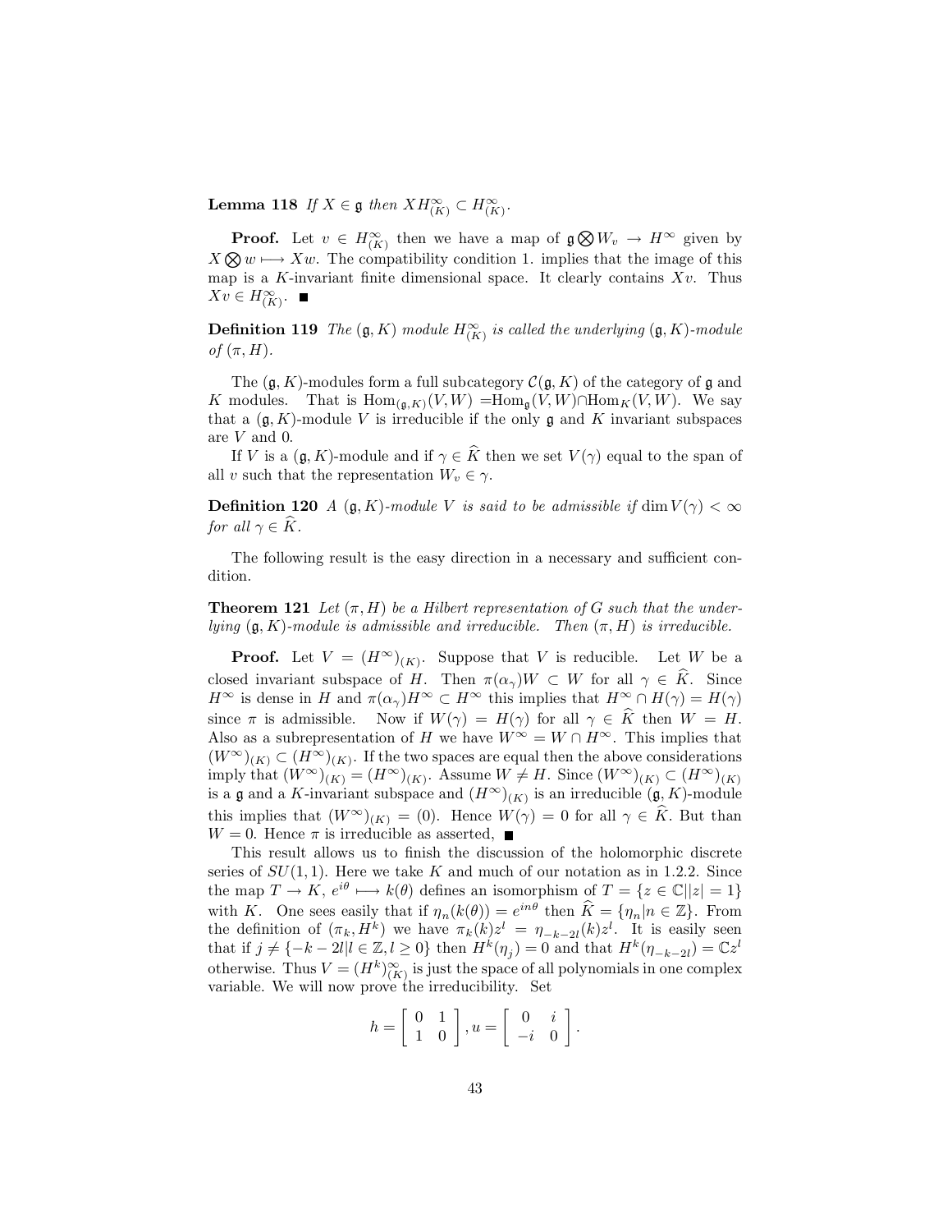**Lemma 118** *If $X \in \mathfrak{g}$ then $XH^{\infty}_{(K)} \subset H^{\infty}_{(K)}$.*

**Proof.** Let $v \in H^{\infty}_{(K)}$ then we have a map of $\mathfrak{g} \bigotimes W_v \to H^{\infty}$ given by $X \bigotimes w \longmapsto Xw$. The compatibility condition 1. implies that the image of this map is a $K$-invariant finite dimensional space. It clearly contains $Xv$. Thus $Xv \in H^{\infty}_{(K)}$. ■

**Definition 119** *The $(\mathfrak{g}, K)$ module $H^{\infty}_{(K)}$ is called the underlying $(\mathfrak{g}, K)$-module of $(\pi, H)$.*

The $(\mathfrak{g}, K)$-modules form a full subcategory $\mathcal{C}(\mathfrak{g}, K)$ of the category of $\mathfrak{g}$ and $K$ modules. That is $\mathrm{Hom}_{(\mathfrak{g},K)}(V, W) = \mathrm{Hom}_{\mathfrak{g}}(V, W) \cap \mathrm{Hom}_K(V, W)$. We say that a $(\mathfrak{g}, K)$-module $V$ is irreducible if the only $\mathfrak{g}$ and $K$ invariant subspaces are $V$ and $0$.

If $V$ is a $(\mathfrak{g}, K)$-module and if $\gamma \in \widehat{K}$ then we set $V(\gamma)$ equal to the span of all $v$ such that the representation $W_v \in \gamma$.

**Definition 120** *A $(\mathfrak{g}, K)$-module $V$ is said to be admissible if $\dim V(\gamma) < \infty$ for all $\gamma \in \widehat{K}$.*

The following result is the easy direction in a necessary and sufficient condition.

**Theorem 121** *Let $(\pi, H)$ be a Hilbert representation of $G$ such that the underlying $(\mathfrak{g}, K)$-module is admissible and irreducible. Then $(\pi, H)$ is irreducible.*

**Proof.** Let $V = (H^{\infty})_{(K)}$. Suppose that $V$ is reducible. Let $W$ be a closed invariant subspace of $H$. Then $\pi(\alpha_\gamma)W \subset W$ for all $\gamma \in \widehat{K}$. Since $H^{\infty}$ is dense in $H$ and $\pi(\alpha_\gamma)H^{\infty} \subset H^{\infty}$ this implies that $H^{\infty} \cap H(\gamma) = H(\gamma)$ since $\pi$ is admissible. Now if $W(\gamma) = H(\gamma)$ for all $\gamma \in \widehat{K}$ then $W = H$. Also as a subrepresentation of $H$ we have $W^{\infty} = W \cap H^{\infty}$. This implies that $(W^{\infty})_{(K)} \subset (H^{\infty})_{(K)}$. If the two spaces are equal then the above considerations imply that $(W^{\infty})_{(K)} = (H^{\infty})_{(K)}$. Assume $W \neq H$. Since $(W^{\infty})_{(K)} \subset (H^{\infty})_{(K)}$ is a $\mathfrak{g}$ and a $K$-invariant subspace and $(H^{\infty})_{(K)}$ is an irreducible $(\mathfrak{g}, K)$-module this implies that $(W^{\infty})_{(K)} = (0)$. Hence $W(\gamma) = 0$ for all $\gamma \in \widehat{K}$. But than $W = 0$. Hence $\pi$ is irreducible as asserted, ■

This result allows us to finish the discussion of the holomorphic discrete series of $SU(1, 1)$. Here we take $K$ and much of our notation as in 1.2.2. Since the map $T \to K$, $e^{i\theta} \longmapsto k(\theta)$ defines an isomorphism of $T = \{z \in \mathbb{C}||z| = 1\}$ with $K$. One sees easily that if $\eta_n(k(\theta)) = e^{in\theta}$ then $\widehat{K} = \{\eta_n | n \in \mathbb{Z}\}$. From the definition of $(\pi_k, H^k)$ we have $\pi_k(k)z^l = \eta_{-k-2l}(k)z^l$. It is easily seen that if $j \neq \{-k - 2l | l \in \mathbb{Z}, l \geq 0\}$ then $H^k(\eta_j) = 0$ and that $H^k(\eta_{-k-2l}) = \mathbb{C}z^l$ otherwise. Thus $V = (H^k)^{\infty}_{(K)}$ is just the space of all polynomials in one complex variable. We will now prove the irreducibility. Set

$$h = \begin{bmatrix} 0 & 1 \\ 1 & 0 \end{bmatrix}, u = \begin{bmatrix} 0 & i \\ -i & 0 \end{bmatrix}.$$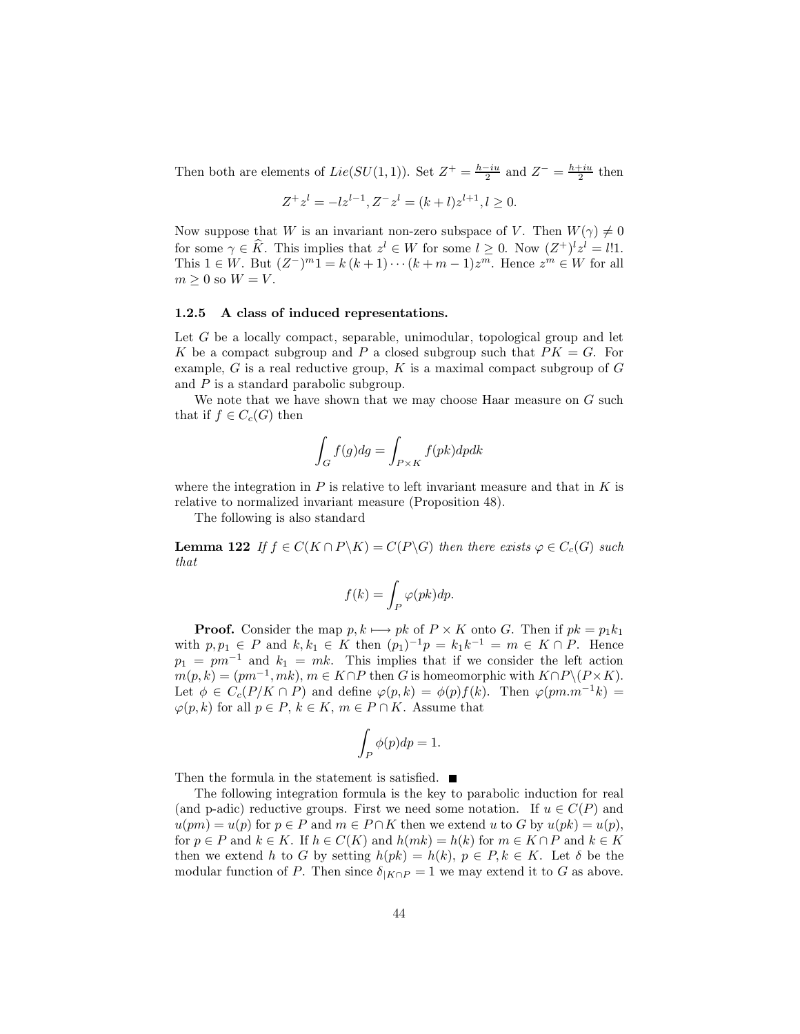Then both are elements of $Lie(SU(1,1))$. Set $Z^+ = \frac{h-iu}{2}$ and $Z^- = \frac{h+iu}{2}$ then

$$Z^+ z^l = -l z^{l-1}, Z^- z^l = (k+l) z^{l+1}, l \geq 0.$$

Now suppose that $W$ is an invariant non-zero subspace of $V$. Then $W(\gamma) \neq 0$ for some $\gamma \in \widehat{K}$. This implies that $z^l \in W$ for some $l \geq 0$. Now $(Z^+)^l z^l = l!1$. This $1 \in W$. But $(Z^-)^m 1 = k(k+1)\cdots(k+m-1)z^m$. Hence $z^m \in W$ for all $m \geq 0$ so $W = V$.

### 1.2.5 A class of induced representations.

Let $G$ be a locally compact, separable, unimodular, topological group and let $K$ be a compact subgroup and $P$ a closed subgroup such that $PK = G$. For example, $G$ is a real reductive group, $K$ is a maximal compact subgroup of $G$ and $P$ is a standard parabolic subgroup.

We note that we have shown that we may choose Haar measure on $G$ such that if $f \in C_c(G)$ then

$$\int_G f(g)dg = \int_{P \times K} f(pk)dpdk$$

where the integration in $P$ is relative to left invariant measure and that in $K$ is relative to normalized invariant measure (Proposition 48).

The following is also standard

**Lemma 122** *If $f \in C(K \cap P \backslash K) = C(P \backslash G)$ then there exists $\varphi \in C_c(G)$ such that*

$$f(k) = \int_P \varphi(pk)dp.$$

**Proof.** Consider the map $p, k \longmapsto pk$ of $P \times K$ onto $G$. Then if $pk = p_1 k_1$ with $p, p_1 \in P$ and $k, k_1 \in K$ then $(p_1)^{-1}p = k_1 k^{-1} = m \in K \cap P$. Hence $p_1 = pm^{-1}$ and $k_1 = mk$. This implies that if we consider the left action $m(p,k) = (pm^{-1}, mk)$, $m \in K \cap P$ then $G$ is homeomorphic with $K \cap P \backslash (P \times K)$. Let $\phi \in C_c(P/K \cap P)$ and define $\varphi(p,k) = \phi(p)f(k)$. Then $\varphi(pm.m^{-1}k) = \varphi(p,k)$ for all $p \in P$, $k \in K$, $m \in P \cap K$. Assume that

$$\int_P \phi(p)dp = 1.$$

Then the formula in the statement is satisfied. ■

The following integration formula is the key to parabolic induction for real (and p-adic) reductive groups. First we need some notation. If $u \in C(P)$ and $u(pm) = u(p)$ for $p \in P$ and $m \in P \cap K$ then we extend $u$ to $G$ by $u(pk) = u(p)$, for $p \in P$ and $k \in K$. If $h \in C(K)$ and $h(mk) = h(k)$ for $m \in K \cap P$ and $k \in K$ then we extend $h$ to $G$ by setting $h(pk) = h(k)$, $p \in P, k \in K$. Let $\delta$ be the modular function of $P$. Then since $\delta_{|K \cap P} = 1$ we may extend it to $G$ as above.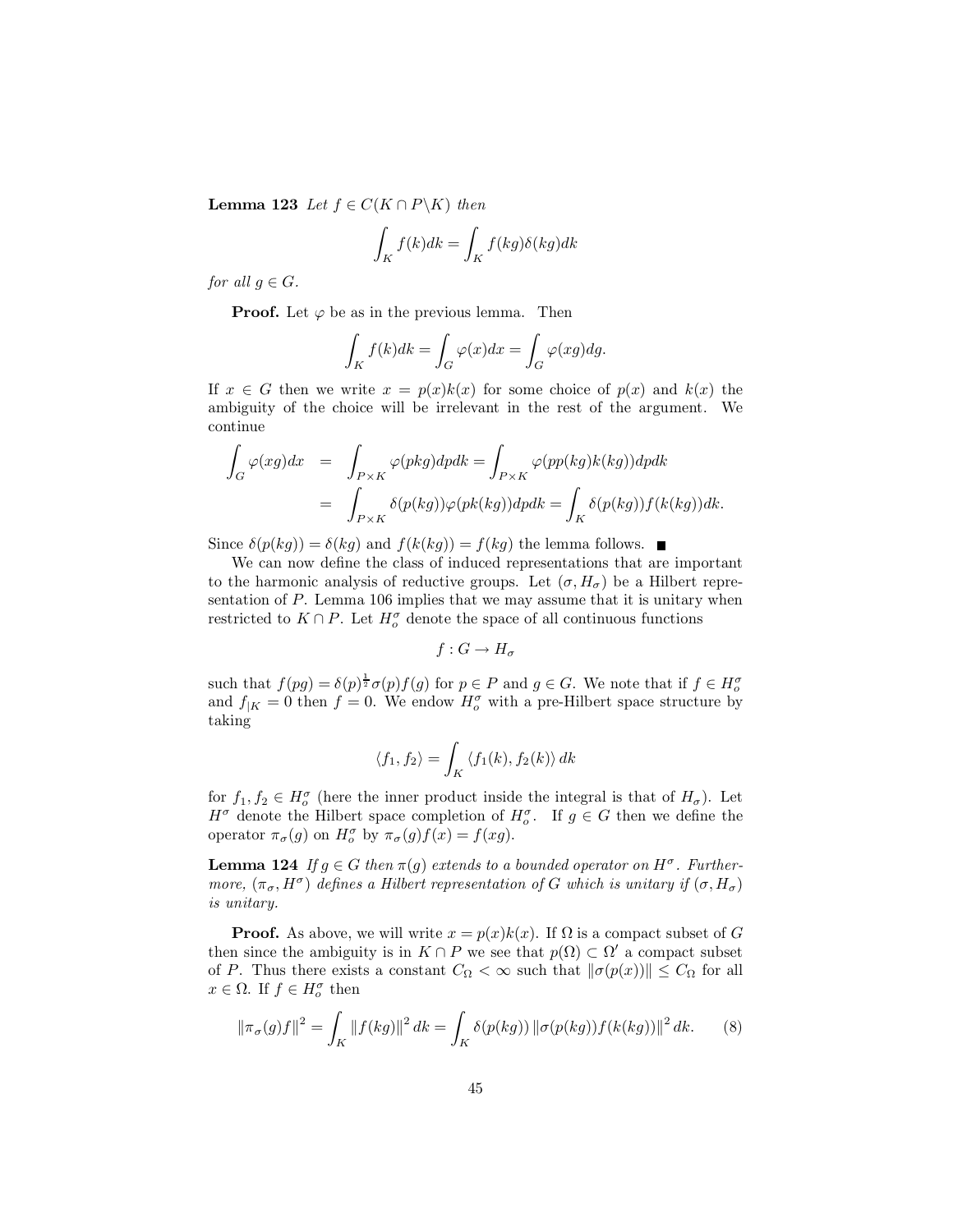**Lemma 123** *Let $f \in C(K \cap P \backslash K)$ then*

$$\int_K f(k)dk = \int_K f(kg)\delta(kg)dk$$

*for all $g \in G$.*

**Proof.** Let $\varphi$ be as in the previous lemma. Then

$$\int_K f(k)dk = \int_G \varphi(x)dx = \int_G \varphi(xg)dg.$$

If $x \in G$ then we write $x = p(x)k(x)$ for some choice of $p(x)$ and $k(x)$ the ambiguity of the choice will be irrelevant in the rest of the argument. We continue

$$\begin{aligned}
\int_G \varphi(xg)dx &= \int_{P\times K} \varphi(pkg)dpdk = \int_{P\times K} \varphi(pp(kg)k(kg))dpdk \\
&= \int_{P\times K} \delta(p(kg))\varphi(pk(kg))dpdk = \int_K \delta(p(kg))f(k(kg))dk.
\end{aligned}$$

Since $\delta(p(kg)) = \delta(kg)$ and $f(k(kg)) = f(kg)$ the lemma follows. ■

We can now define the class of induced representations that are important to the harmonic analysis of reductive groups. Let $(\sigma, H_\sigma)$ be a Hilbert representation of $P$. Lemma 106 implies that we may assume that it is unitary when restricted to $K \cap P$. Let $H_o^\sigma$ denote the space of all continuous functions

$$f : G \to H_\sigma$$

such that $f(pg) = \delta(p)^{\frac{1}{2}}\sigma(p)f(g)$ for $p \in P$ and $g \in G$. We note that if $f \in H_o^\sigma$ and $f_{|K} = 0$ then $f = 0$. We endow $H_o^\sigma$ with a pre-Hilbert space structure by taking

$$\langle f_1, f_2 \rangle = \int_K \langle f_1(k), f_2(k) \rangle \, dk$$

for $f_1, f_2 \in H_o^\sigma$ (here the inner product inside the integral is that of $H_\sigma$). Let $H^\sigma$ denote the Hilbert space completion of $H_o^\sigma$. If $g \in G$ then we define the operator $\pi_\sigma(g)$ on $H_o^\sigma$ by $\pi_\sigma(g)f(x) = f(xg)$.

**Lemma 124** *If $g \in G$ then $\pi(g)$ extends to a bounded operator on $H^\sigma$. Furthermore, $(\pi_\sigma, H^\sigma)$ defines a Hilbert representation of $G$ which is unitary if $(\sigma, H_\sigma)$ is unitary.*

**Proof.** As above, we will write $x = p(x)k(x)$. If $\Omega$ is a compact subset of $G$ then since the ambiguity is in $K \cap P$ we see that $p(\Omega) \subset \Omega'$ a compact subset of $P$. Thus there exists a constant $C_\Omega < \infty$ such that $\|\sigma(p(x))\| \leq C_\Omega$ for all $x \in \Omega$. If $f \in H_o^\sigma$ then

$$\|\pi_\sigma(g)f\|^2 = \int_K \|f(kg)\|^2 \, dk = \int_K \delta(p(kg)) \|\sigma(p(kg))f(k(kg))\|^2 \, dk. \tag{8}$$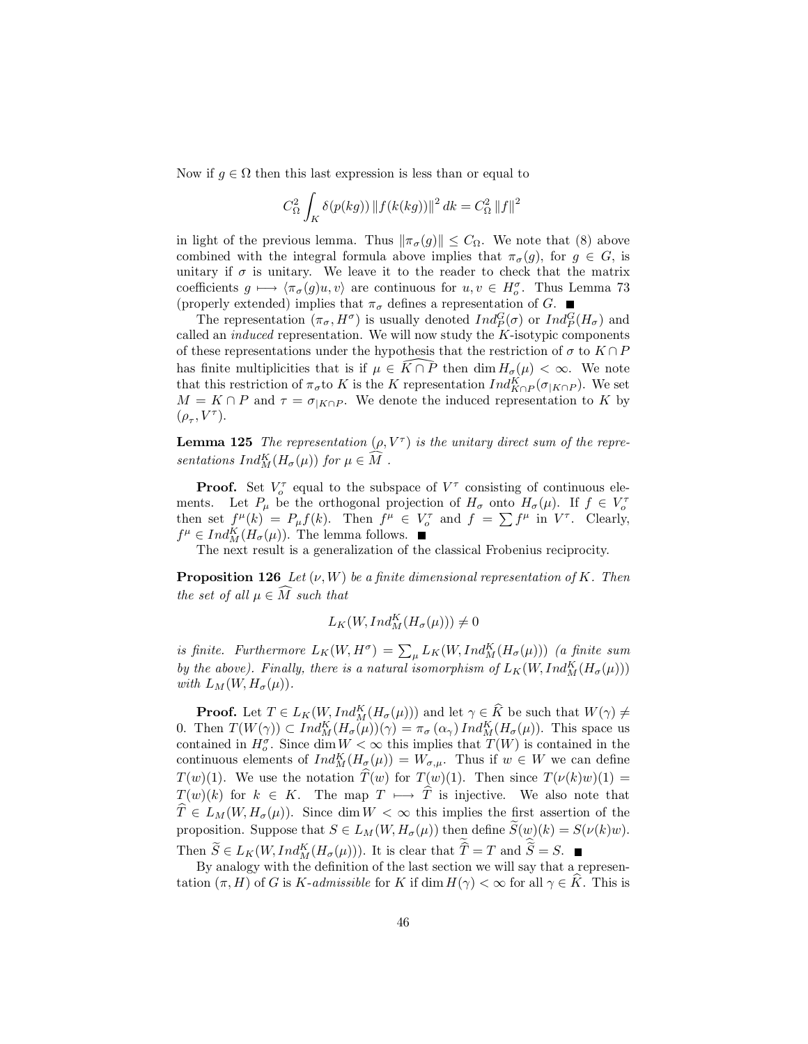Now if $g \in \Omega$ then this last expression is less than or equal to

$$C_{\Omega}^{2} \int_{K} \delta(p(kg)) \left\| f(k(kg)) \right\|^{2} dk = C_{\Omega}^{2} \left\| f \right\|^{2}$$

in light of the previous lemma. Thus $\|\pi_{\sigma}(g)\| \leq C_{\Omega}$. We note that (8) above combined with the integral formula above implies that $\pi_{\sigma}(g)$, for $g \in G$, is unitary if $\sigma$ is unitary. We leave it to the reader to check that the matrix coefficients $g \longmapsto \langle \pi_{\sigma}(g)u, v\rangle$ are continuous for $u, v \in H_{o}^{\sigma}$. Thus Lemma 73 (properly extended) implies that $\pi_{\sigma}$ defines a representation of $G$. ■

The representation $(\pi_{\sigma}, H^{\sigma})$ is usually denoted $Ind_{P}^{G}(\sigma)$ or $Ind_{P}^{G}(H_{\sigma})$ and called an *induced* representation. We will now study the $K$-isotypic components of these representations under the hypothesis that the restriction of $\sigma$ to $K \cap P$ has finite multiplicities that is if $\mu \in \widehat{K \cap P}$ then $\dim H_{\sigma}(\mu) < \infty$. We note that this restriction of $\pi_{\sigma}$to $K$ is the $K$ representation $Ind_{K\cap P}^{K}(\sigma_{|K\cap P})$. We set $M = K \cap P$ and $\tau = \sigma_{|K\cap P}$. We denote the induced representation to $K$ by $(\rho_{\tau}, V^{\tau})$.

**Lemma 125** *The representation $(\rho, V^{\tau})$ is the unitary direct sum of the representations $Ind_{M}^{K}(H_{\sigma}(\mu))$ for $\mu \in \widehat{M}$ .*

**Proof.** Set $V_{o}^{\tau}$ equal to the subspace of $V^{\tau}$ consisting of continuous elements. Let $P_{\mu}$ be the orthogonal projection of $H_{\sigma}$ onto $H_{\sigma}(\mu)$. If $f \in V_{o}^{\tau}$ then set $f^{\mu}(k) = P_{\mu}f(k)$. Then $f^{\mu} \in V_{o}^{\tau}$ and $f = \sum f^{\mu}$ in $V^{\tau}$. Clearly, $f^{\mu} \in Ind_{M}^{K}(H_{\sigma}(\mu))$. The lemma follows. ■

The next result is a generalization of the classical Frobenius reciprocity.

**Proposition 126** *Let $(\nu, W)$ be a finite dimensional representation of $K$. Then the set of all $\mu \in \widehat{M}$ such that*

$$L_{K}(W, Ind_{M}^{K}(H_{\sigma}(\mu))) \neq 0$$

*is finite. Furthermore $L_{K}(W, H^{\sigma}) = \sum_{\mu} L_{K}(W, Ind_{M}^{K}(H_{\sigma}(\mu)))$ (a finite sum by the above). Finally, there is a natural isomorphism of $L_{K}(W, Ind_{M}^{K}(H_{\sigma}(\mu)))$ with $L_{M}(W, H_{\sigma}(\mu))$.*

**Proof.** Let $T \in L_{K}(W, Ind_{M}^{K}(H_{\sigma}(\mu)))$ and let $\gamma \in \widehat{K}$ be such that $W(\gamma) \neq 0$. Then $T(W(\gamma)) \subset Ind_{M}^{K}(H_{\sigma}(\mu))(\gamma) = \pi_{\sigma}(\alpha_{\gamma}) Ind_{M}^{K}(H_{\sigma}(\mu))$. This space us contained in $H_{o}^{\sigma}$. Since $\dim W < \infty$ this implies that $T(W)$ is contained in the continuous elements of $Ind_{M}^{K}(H_{\sigma}(\mu)) = W_{\sigma,\mu}$. Thus if $w \in W$ we can define $T(w)(1)$. We use the notation $\widehat{T}(w)$ for $T(w)(1)$. Then since $T(\nu(k)w)(1) = T(w)(k)$ for $k \in K$. The map $T \longmapsto \widehat{T}$ is injective. We also note that $\widehat{T} \in L_{M}(W, H_{\sigma}(\mu))$. Since $\dim W < \infty$ this implies the first assertion of the proposition. Suppose that $S \in L_{M}(W, H_{\sigma}(\mu))$ then define $\widetilde{S}(w)(k) = S(\nu(k)w)$. Then $\widetilde{S} \in L_{K}(W, Ind_{M}^{K}(H_{\sigma}(\mu)))$. It is clear that $\widetilde{\widehat{T}} = T$ and $\widehat{\widetilde{S}} = S$. ■

By analogy with the definition of the last section we will say that a representation $(\pi, H)$ of $G$ is *$K$-admissible* for $K$ if $\dim H(\gamma) < \infty$ for all $\gamma \in \widehat{K}$. This is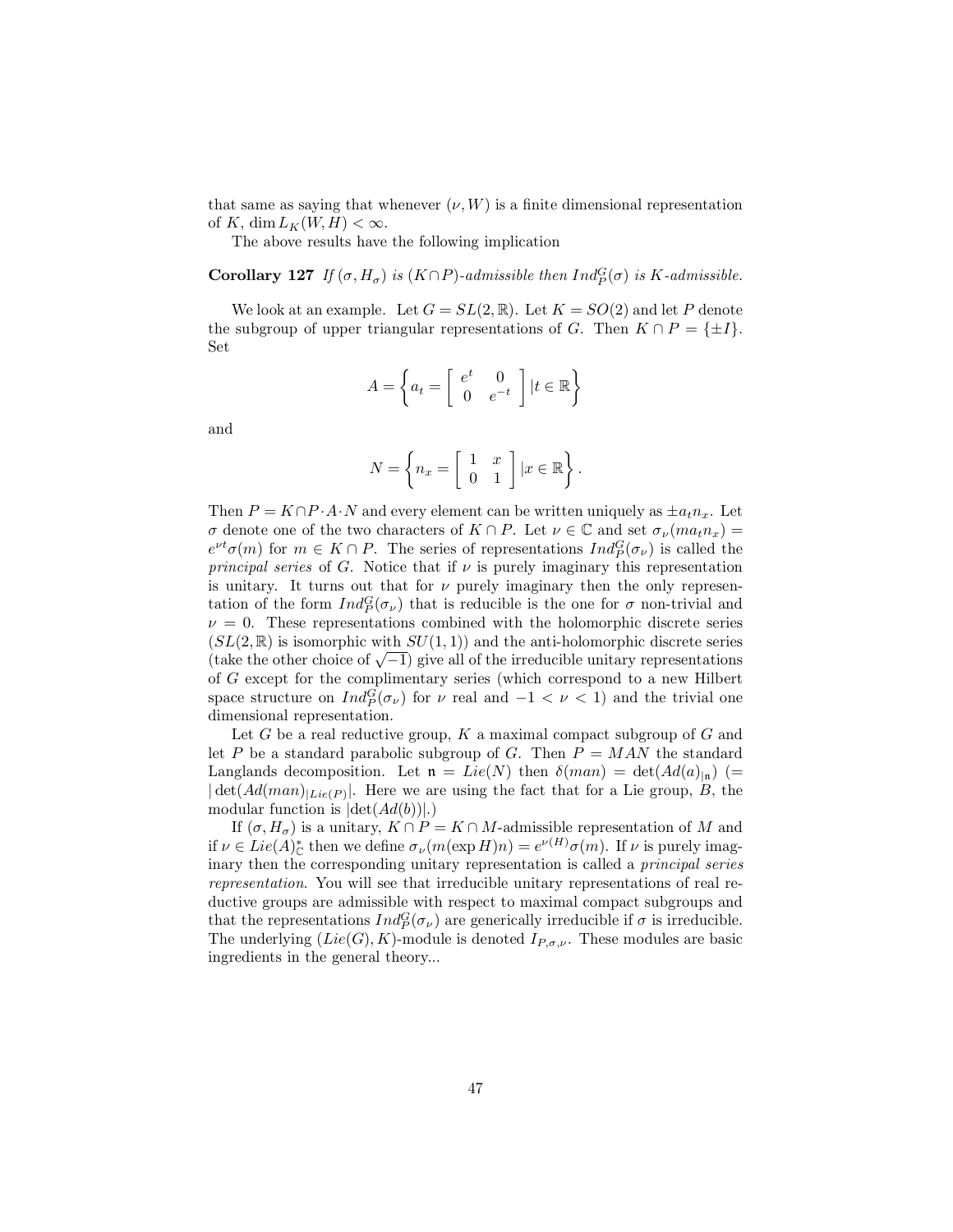that same as saying that whenever $(\nu, W)$ is a finite dimensional representation of $K$, $\dim L_K(W, H) < \infty$.

The above results have the following implication

**Corollary 127** *If $(\sigma, H_\sigma)$ is $(K \cap P)$-admissible then $Ind_P^G(\sigma)$ is $K$-admissible.*

We look at an example. Let $G = SL(2, \mathbb{R})$. Let $K = SO(2)$ and let $P$ denote the subgroup of upper triangular representations of $G$. Then $K \cap P = \{\pm I\}$. Set

$$A = \left\{ a_t = \begin{bmatrix} e^t & 0 \\ 0 & e^{-t} \end{bmatrix} | t \in \mathbb{R} \right\}$$

and

$$N = \left\{ n_x = \begin{bmatrix} 1 & x \\ 0 & 1 \end{bmatrix} | x \in \mathbb{R} \right\}.$$

Then $P = K \cap P \cdot A \cdot N$ and every element can be written uniquely as $\pm a_t n_x$. Let $\sigma$ denote one of the two characters of $K \cap P$. Let $\nu \in \mathbb{C}$ and set $\sigma_\nu(m a_t n_x) = e^{\nu t}\sigma(m)$ for $m \in K \cap P$. The series of representations $Ind_P^G(\sigma_\nu)$ is called the *principal series* of $G$. Notice that if $\nu$ is purely imaginary this representation is unitary. It turns out that for $\nu$ purely imaginary then the only representation of the form $Ind_P^G(\sigma_\nu)$ that is reducible is the one for $\sigma$ non-trivial and $\nu = 0$. These representations combined with the holomorphic discrete series ($SL(2, \mathbb{R})$ is isomorphic with $SU(1, 1)$) and the anti-holomorphic discrete series (take the other choice of $\sqrt{-1}$) give all of the irreducible unitary representations of $G$ except for the complimentary series (which correspond to a new Hilbert space structure on $Ind_P^G(\sigma_\nu)$ for $\nu$ real and $-1 < \nu < 1$) and the trivial one dimensional representation.

Let $G$ be a real reductive group, $K$ a maximal compact subgroup of $G$ and let $P$ be a standard parabolic subgroup of $G$. Then $P = MAN$ the standard Langlands decomposition. Let $\mathfrak{n} = Lie(N)$ then $\delta(man) = \det(Ad(a)_{|\mathfrak{n}})$ $(= |\det(Ad(man)_{|Lie(P)}|$. Here we are using the fact that for a Lie group, $B$, the modular function is $|\det(Ad(b))|$.)

If $(\sigma, H_\sigma)$ is a unitary, $K \cap P = K \cap M$-admissible representation of $M$ and if $\nu \in Lie(A)^*_\mathbb{C}$ then we define $\sigma_\nu(m(\exp H)n) = e^{\nu(H)}\sigma(m)$. If $\nu$ is purely imaginary then the corresponding unitary representation is called a *principal series representation*. You will see that irreducible unitary representations of real reductive groups are admissible with respect to maximal compact subgroups and that the representations $Ind_P^G(\sigma_\nu)$ are generically irreducible if $\sigma$ is irreducible. The underlying $(Lie(G), K)$-module is denoted $I_{P,\sigma,\nu}$. These modules are basic ingredients in the general theory...